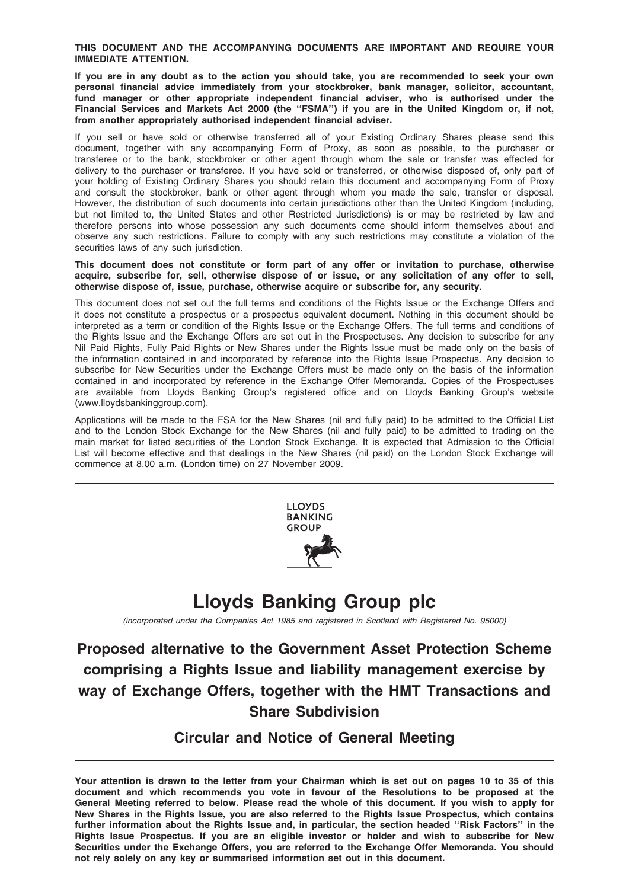**THIS DOCUMENT AND THE ACCOMPANYING DOCUMENTS ARE IMPORTANT AND REQUIRE YOUR IMMEDIATE ATTENTION.**

**If you are in any doubt as to the action you should take, you are recommended to seek your own personal financial advice immediately from your stockbroker, bank manager, solicitor, accountant, fund manager or other appropriate independent financial adviser, who is authorised under the Financial Services and Markets Act 2000 (the ''FSMA'') if you are in the United Kingdom or, if not, from another appropriately authorised independent financial adviser.**

If you sell or have sold or otherwise transferred all of your Existing Ordinary Shares please send this document, together with any accompanying Form of Proxy, as soon as possible, to the purchaser or transferee or to the bank, stockbroker or other agent through whom the sale or transfer was effected for delivery to the purchaser or transferee. If you have sold or transferred, or otherwise disposed of, only part of your holding of Existing Ordinary Shares you should retain this document and accompanying Form of Proxy and consult the stockbroker, bank or other agent through whom you made the sale, transfer or disposal. However, the distribution of such documents into certain jurisdictions other than the United Kingdom (including, but not limited to, the United States and other Restricted Jurisdictions) is or may be restricted by law and therefore persons into whose possession any such documents come should inform themselves about and observe any such restrictions. Failure to comply with any such restrictions may constitute a violation of the securities laws of any such jurisdiction.

**This document does not constitute or form part of any offer or invitation to purchase, otherwise acquire, subscribe for, sell, otherwise dispose of or issue, or any solicitation of any offer to sell, otherwise dispose of, issue, purchase, otherwise acquire or subscribe for, any security.**

This document does not set out the full terms and conditions of the Rights Issue or the Exchange Offers and it does not constitute a prospectus or a prospectus equivalent document. Nothing in this document should be interpreted as a term or condition of the Rights Issue or the Exchange Offers. The full terms and conditions of the Rights Issue and the Exchange Offers are set out in the Prospectuses. Any decision to subscribe for any Nil Paid Rights, Fully Paid Rights or New Shares under the Rights Issue must be made only on the basis of the information contained in and incorporated by reference into the Rights Issue Prospectus. Any decision to subscribe for New Securities under the Exchange Offers must be made only on the basis of the information contained in and incorporated by reference in the Exchange Offer Memoranda. Copies of the Prospectuses are available from Lloyds Banking Group's registered office and on Lloyds Banking Group's website (www.lloydsbankinggroup.com).

Applications will be made to the FSA for the New Shares (nil and fully paid) to be admitted to the Official List and to the London Stock Exchange for the New Shares (nil and fully paid) to be admitted to trading on the main market for listed securities of the London Stock Exchange. It is expected that Admission to the Official List will become effective and that dealings in the New Shares (nil paid) on the London Stock Exchange will commence at 8.00 a.m. (London time) on 27 November 2009.

---

LLOYDS BANKING GROUP

# Lloyds Banking Group plc

*(incorporated under the Companies Act 1985 and registered in Scotland with Registered No. 95000)*

## Proposed alternative to the Government Asset Protection Scheme comprising a Rights Issue and liability management exercise by way of Exchange Offers, together with the HMT Transactions and Share Subdivision

### Circular and Notice of General Meeting

---

**Your attention is drawn to the letter from your Chairman which is set out on pages 10 to 35 of this document and which recommends you vote in favour of the Resolutions to be proposed at the General Meeting referred to below. Please read the whole of this document. If you wish to apply for New Shares in the Rights Issue, you are also referred to the Rights Issue Prospectus, which contains further information about the Rights Issue and, in particular, the section headed ''Risk Factors'' in the Rights Issue Prospectus. If you are an eligible investor or holder and wish to subscribe for New Securities under the Exchange Offers, you are referred to the Exchange Offer Memoranda. You should not rely solely on any key or summarised information set out in this document.**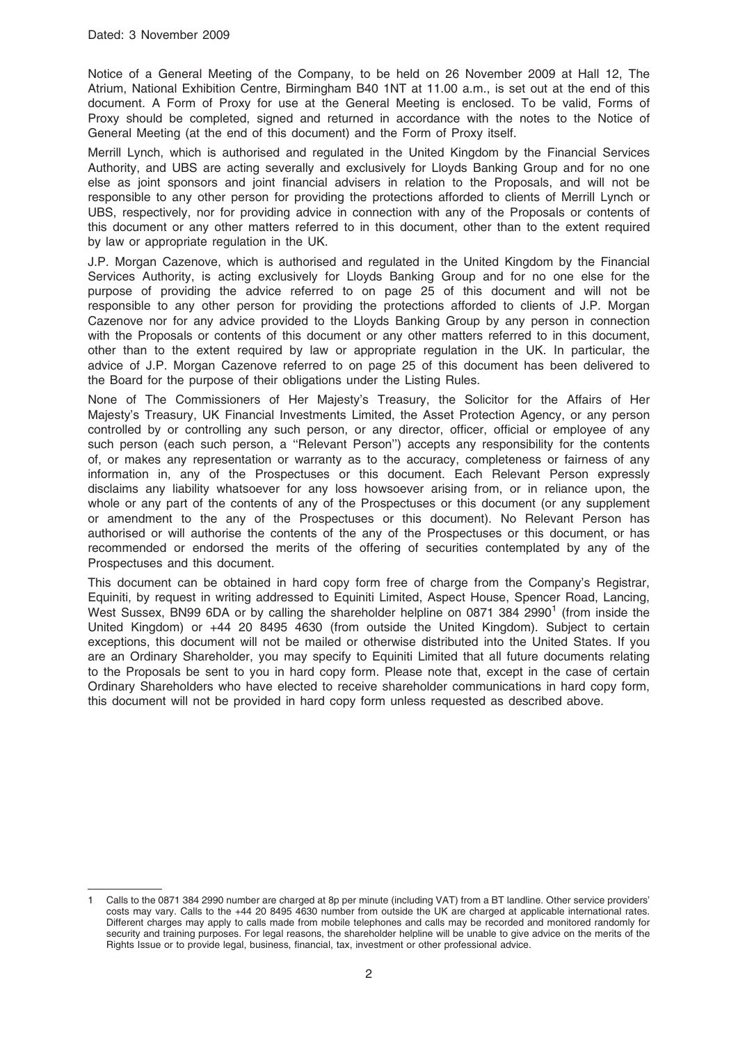Dated: 3 November 2009

Notice of a General Meeting of the Company, to be held on 26 November 2009 at Hall 12, The Atrium, National Exhibition Centre, Birmingham B40 1NT at 11.00 a.m., is set out at the end of this document. A Form of Proxy for use at the General Meeting is enclosed. To be valid, Forms of Proxy should be completed, signed and returned in accordance with the notes to the Notice of General Meeting (at the end of this document) and the Form of Proxy itself.

Merrill Lynch, which is authorised and regulated in the United Kingdom by the Financial Services Authority, and UBS are acting severally and exclusively for Lloyds Banking Group and for no one else as joint sponsors and joint financial advisers in relation to the Proposals, and will not be responsible to any other person for providing the protections afforded to clients of Merrill Lynch or UBS, respectively, nor for providing advice in connection with any of the Proposals or contents of this document or any other matters referred to in this document, other than to the extent required by law or appropriate regulation in the UK.

J.P. Morgan Cazenove, which is authorised and regulated in the United Kingdom by the Financial Services Authority, is acting exclusively for Lloyds Banking Group and for no one else for the purpose of providing the advice referred to on page 25 of this document and will not be responsible to any other person for providing the protections afforded to clients of J.P. Morgan Cazenove nor for any advice provided to the Lloyds Banking Group by any person in connection with the Proposals or contents of this document or any other matters referred to in this document, other than to the extent required by law or appropriate regulation in the UK. In particular, the advice of J.P. Morgan Cazenove referred to on page 25 of this document has been delivered to the Board for the purpose of their obligations under the Listing Rules.

None of The Commissioners of Her Majesty's Treasury, the Solicitor for the Affairs of Her Majesty's Treasury, UK Financial Investments Limited, the Asset Protection Agency, or any person controlled by or controlling any such person, or any director, officer, official or employee of any such person (each such person, a ''Relevant Person'') accepts any responsibility for the contents of, or makes any representation or warranty as to the accuracy, completeness or fairness of any information in, any of the Prospectuses or this document. Each Relevant Person expressly disclaims any liability whatsoever for any loss howsoever arising from, or in reliance upon, the whole or any part of the contents of any of the Prospectuses or this document (or any supplement or amendment to the any of the Prospectuses or this document). No Relevant Person has authorised or will authorise the contents of the any of the Prospectuses or this document, or has recommended or endorsed the merits of the offering of securities contemplated by any of the Prospectuses and this document.

This document can be obtained in hard copy form free of charge from the Company's Registrar, Equiniti, by request in writing addressed to Equiniti Limited, Aspect House, Spencer Road, Lancing, West Sussex, BN99 6DA or by calling the shareholder helpline on 0871 384 2990[1] (from inside the United Kingdom) or +44 20 8495 4630 (from outside the United Kingdom). Subject to certain exceptions, this document will not be mailed or otherwise distributed into the United States. If you are an Ordinary Shareholder, you may specify to Equiniti Limited that all future documents relating to the Proposals be sent to you in hard copy form. Please note that, except in the case of certain Ordinary Shareholders who have elected to receive shareholder communications in hard copy form, this document will not be provided in hard copy form unless requested as described above.

---

1 Calls to the 0871 384 2990 number are charged at 8p per minute (including VAT) from a BT landline. Other service providers' costs may vary. Calls to the +44 20 8495 4630 number from outside the UK are charged at applicable international rates. Different charges may apply to calls made from mobile telephones and calls may be recorded and monitored randomly for security and training purposes. For legal reasons, the shareholder helpline will be unable to give advice on the merits of the Rights Issue or to provide legal, business, financial, tax, investment or other professional advice.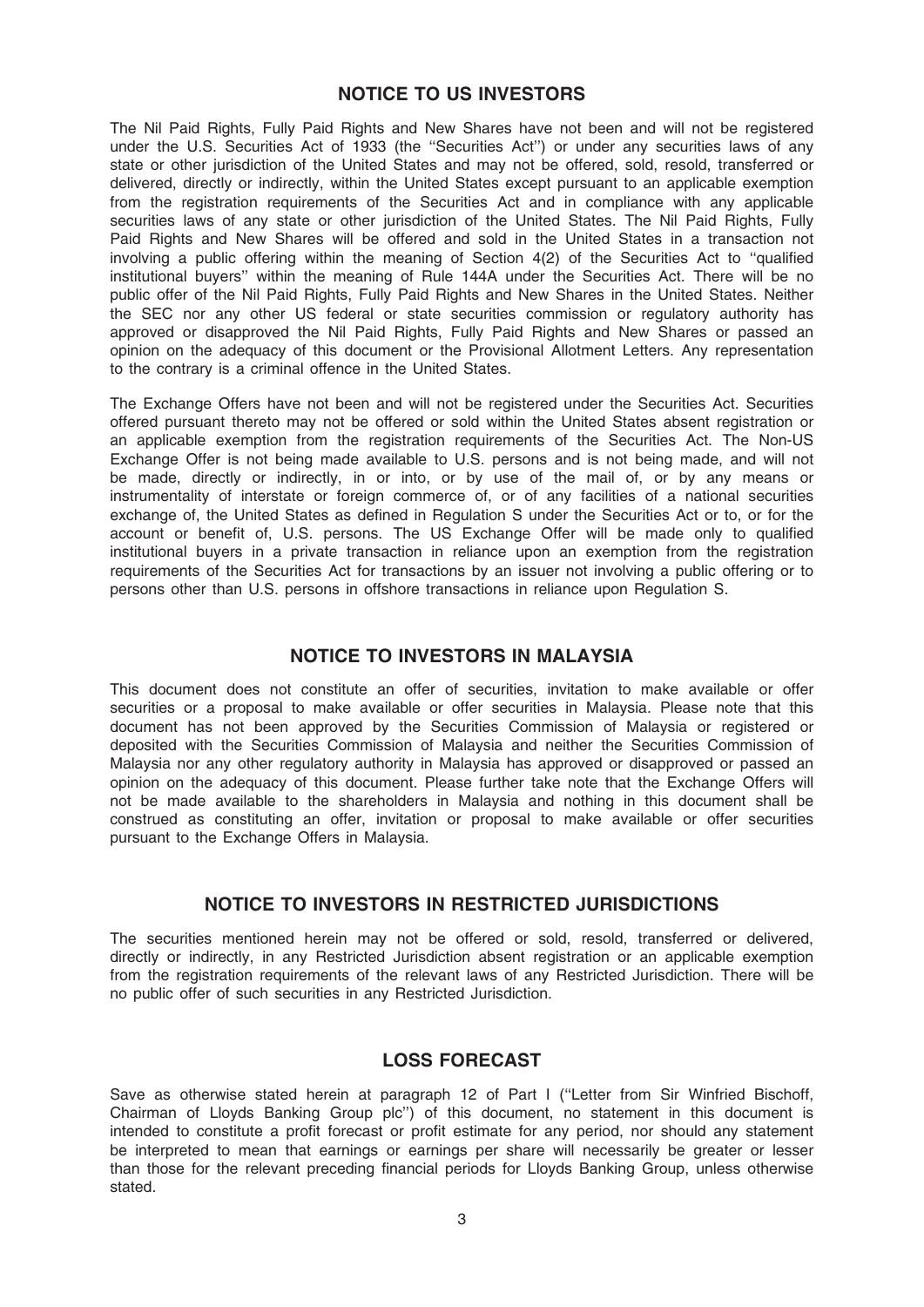## NOTICE TO US INVESTORS

The Nil Paid Rights, Fully Paid Rights and New Shares have not been and will not be registered under the U.S. Securities Act of 1933 (the ''Securities Act'') or under any securities laws of any state or other jurisdiction of the United States and may not be offered, sold, resold, transferred or delivered, directly or indirectly, within the United States except pursuant to an applicable exemption from the registration requirements of the Securities Act and in compliance with any applicable securities laws of any state or other jurisdiction of the United States. The Nil Paid Rights, Fully Paid Rights and New Shares will be offered and sold in the United States in a transaction not involving a public offering within the meaning of Section 4(2) of the Securities Act to ''qualified institutional buyers'' within the meaning of Rule 144A under the Securities Act. There will be no public offer of the Nil Paid Rights, Fully Paid Rights and New Shares in the United States. Neither the SEC nor any other US federal or state securities commission or regulatory authority has approved or disapproved the Nil Paid Rights, Fully Paid Rights and New Shares or passed an opinion on the adequacy of this document or the Provisional Allotment Letters. Any representation to the contrary is a criminal offence in the United States.

The Exchange Offers have not been and will not be registered under the Securities Act. Securities offered pursuant thereto may not be offered or sold within the United States absent registration or an applicable exemption from the registration requirements of the Securities Act. The Non-US Exchange Offer is not being made available to U.S. persons and is not being made, and will not be made, directly or indirectly, in or into, or by use of the mail of, or by any means or instrumentality of interstate or foreign commerce of, or of any facilities of a national securities exchange of, the United States as defined in Regulation S under the Securities Act or to, or for the account or benefit of, U.S. persons. The US Exchange Offer will be made only to qualified institutional buyers in a private transaction in reliance upon an exemption from the registration requirements of the Securities Act for transactions by an issuer not involving a public offering or to persons other than U.S. persons in offshore transactions in reliance upon Regulation S.

## NOTICE TO INVESTORS IN MALAYSIA

This document does not constitute an offer of securities, invitation to make available or offer securities or a proposal to make available or offer securities in Malaysia. Please note that this document has not been approved by the Securities Commission of Malaysia or registered or deposited with the Securities Commission of Malaysia and neither the Securities Commission of Malaysia nor any other regulatory authority in Malaysia has approved or disapproved or passed an opinion on the adequacy of this document. Please further take note that the Exchange Offers will not be made available to the shareholders in Malaysia and nothing in this document shall be construed as constituting an offer, invitation or proposal to make available or offer securities pursuant to the Exchange Offers in Malaysia.

## NOTICE TO INVESTORS IN RESTRICTED JURISDICTIONS

The securities mentioned herein may not be offered or sold, resold, transferred or delivered, directly or indirectly, in any Restricted Jurisdiction absent registration or an applicable exemption from the registration requirements of the relevant laws of any Restricted Jurisdiction. There will be no public offer of such securities in any Restricted Jurisdiction.

## LOSS FORECAST

Save as otherwise stated herein at paragraph 12 of Part I (''Letter from Sir Winfried Bischoff, Chairman of Lloyds Banking Group plc'') of this document, no statement in this document is intended to constitute a profit forecast or profit estimate for any period, nor should any statement be interpreted to mean that earnings or earnings per share will necessarily be greater or lesser than those for the relevant preceding financial periods for Lloyds Banking Group, unless otherwise stated.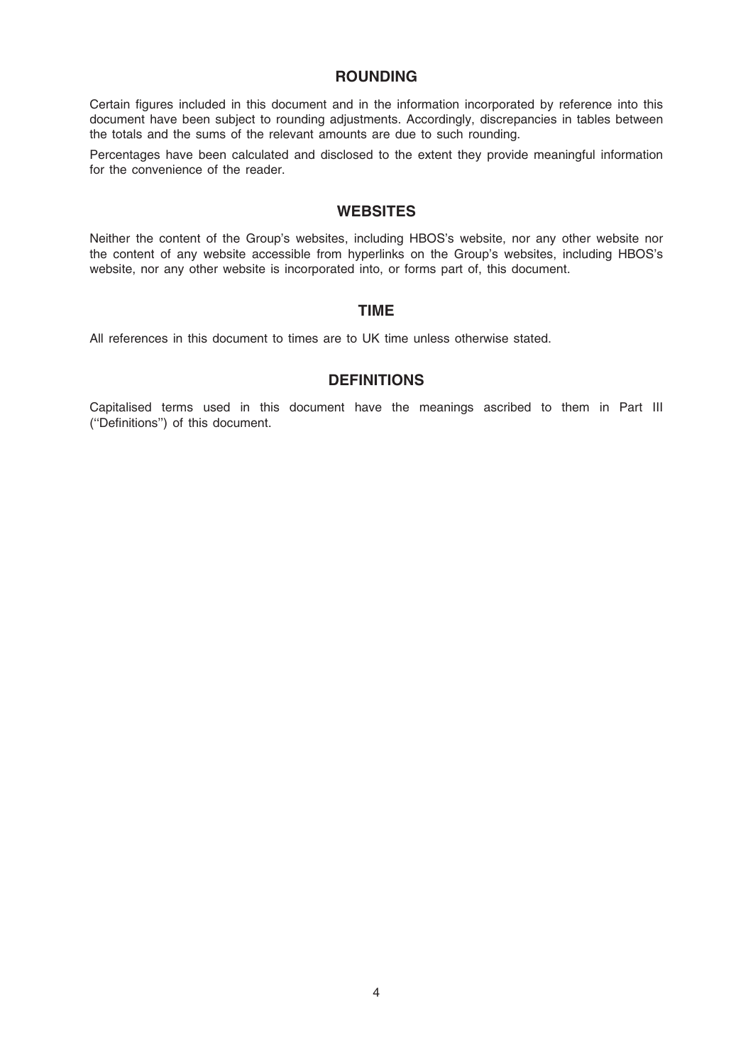## ROUNDING

Certain figures included in this document and in the information incorporated by reference into this document have been subject to rounding adjustments. Accordingly, discrepancies in tables between the totals and the sums of the relevant amounts are due to such rounding.

Percentages have been calculated and disclosed to the extent they provide meaningful information for the convenience of the reader.

## WEBSITES

Neither the content of the Group's websites, including HBOS's website, nor any other website nor the content of any website accessible from hyperlinks on the Group's websites, including HBOS's website, nor any other website is incorporated into, or forms part of, this document.

## TIME

All references in this document to times are to UK time unless otherwise stated.

## DEFINITIONS

Capitalised terms used in this document have the meanings ascribed to them in Part III (''Definitions'') of this document.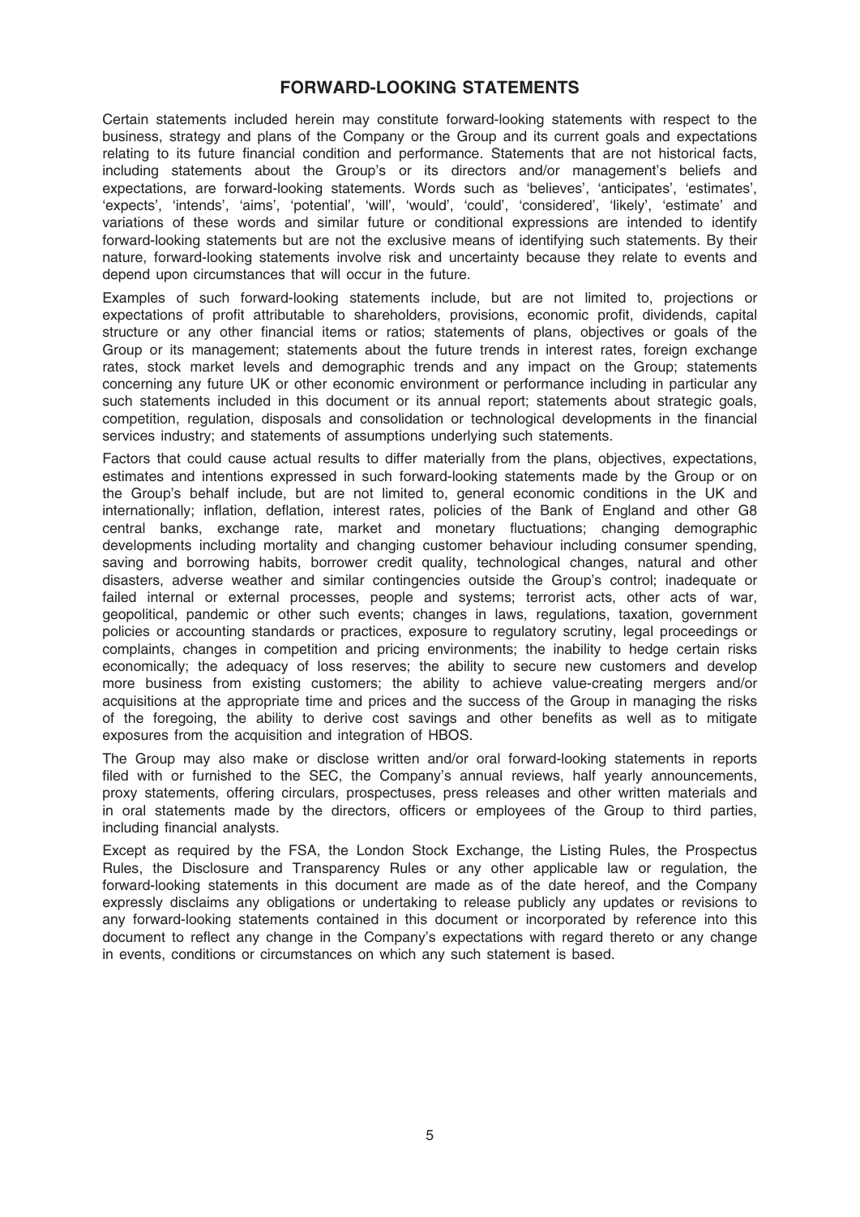# FORWARD-LOOKING STATEMENTS

Certain statements included herein may constitute forward-looking statements with respect to the business, strategy and plans of the Company or the Group and its current goals and expectations relating to its future financial condition and performance. Statements that are not historical facts, including statements about the Group's or its directors and/or management's beliefs and expectations, are forward-looking statements. Words such as 'believes', 'anticipates', 'estimates', 'expects', 'intends', 'aims', 'potential', 'will', 'would', 'could', 'considered', 'likely', 'estimate' and variations of these words and similar future or conditional expressions are intended to identify forward-looking statements but are not the exclusive means of identifying such statements. By their nature, forward-looking statements involve risk and uncertainty because they relate to events and depend upon circumstances that will occur in the future.

Examples of such forward-looking statements include, but are not limited to, projections or expectations of profit attributable to shareholders, provisions, economic profit, dividends, capital structure or any other financial items or ratios; statements of plans, objectives or goals of the Group or its management; statements about the future trends in interest rates, foreign exchange rates, stock market levels and demographic trends and any impact on the Group; statements concerning any future UK or other economic environment or performance including in particular any such statements included in this document or its annual report; statements about strategic goals, competition, regulation, disposals and consolidation or technological developments in the financial services industry; and statements of assumptions underlying such statements.

Factors that could cause actual results to differ materially from the plans, objectives, expectations, estimates and intentions expressed in such forward-looking statements made by the Group or on the Group's behalf include, but are not limited to, general economic conditions in the UK and internationally; inflation, deflation, interest rates, policies of the Bank of England and other G8 central banks, exchange rate, market and monetary fluctuations; changing demographic developments including mortality and changing customer behaviour including consumer spending, saving and borrowing habits, borrower credit quality, technological changes, natural and other disasters, adverse weather and similar contingencies outside the Group's control; inadequate or failed internal or external processes, people and systems; terrorist acts, other acts of war, geopolitical, pandemic or other such events; changes in laws, regulations, taxation, government policies or accounting standards or practices, exposure to regulatory scrutiny, legal proceedings or complaints, changes in competition and pricing environments; the inability to hedge certain risks economically; the adequacy of loss reserves; the ability to secure new customers and develop more business from existing customers; the ability to achieve value-creating mergers and/or acquisitions at the appropriate time and prices and the success of the Group in managing the risks of the foregoing, the ability to derive cost savings and other benefits as well as to mitigate exposures from the acquisition and integration of HBOS.

The Group may also make or disclose written and/or oral forward-looking statements in reports filed with or furnished to the SEC, the Company's annual reviews, half yearly announcements, proxy statements, offering circulars, prospectuses, press releases and other written materials and in oral statements made by the directors, officers or employees of the Group to third parties, including financial analysts.

Except as required by the FSA, the London Stock Exchange, the Listing Rules, the Prospectus Rules, the Disclosure and Transparency Rules or any other applicable law or regulation, the forward-looking statements in this document are made as of the date hereof, and the Company expressly disclaims any obligations or undertaking to release publicly any updates or revisions to any forward-looking statements contained in this document or incorporated by reference into this document to reflect any change in the Company's expectations with regard thereto or any change in events, conditions or circumstances on which any such statement is based.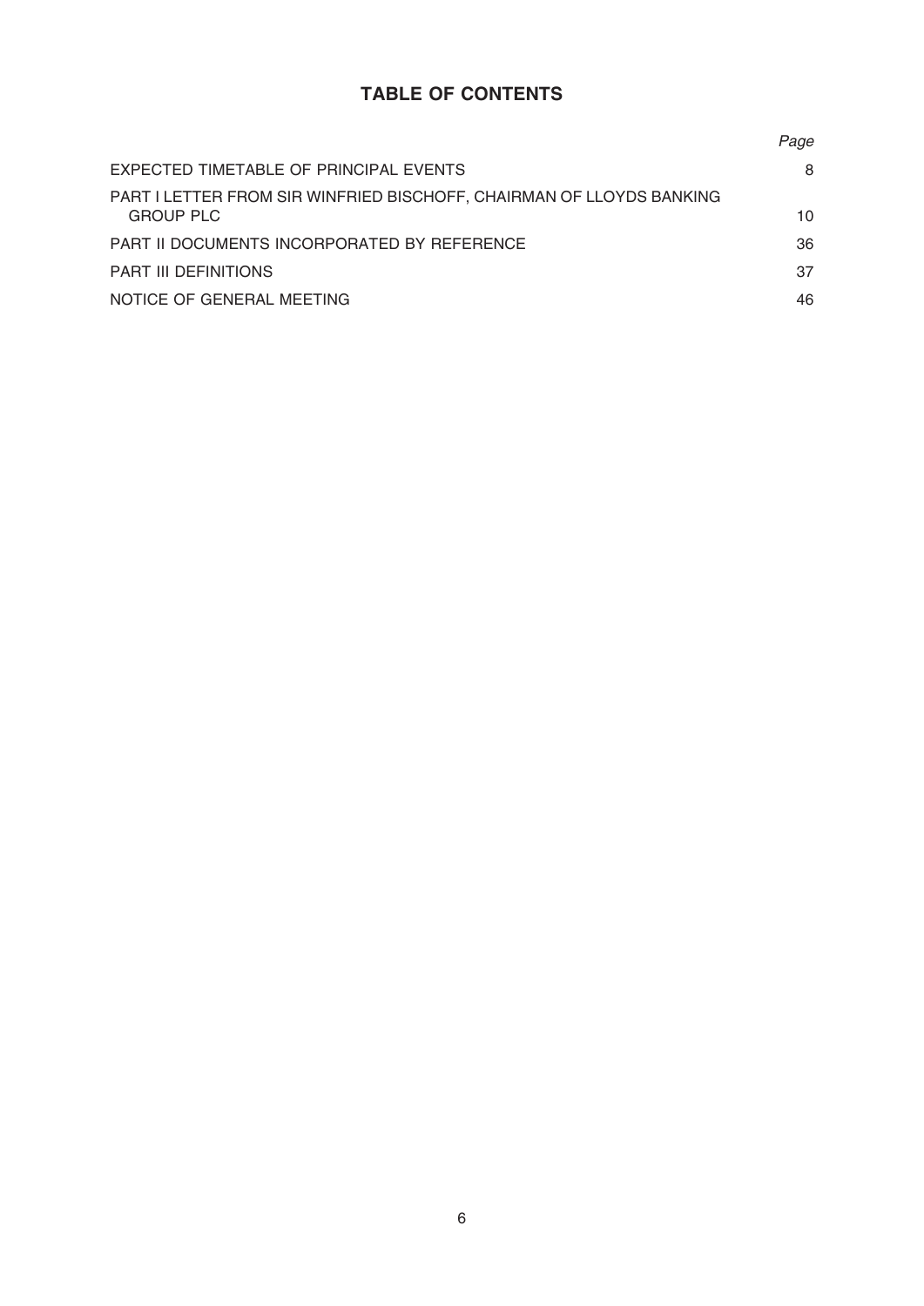# TABLE OF CONTENTS

| | *Page* |
|---|---|
| EXPECTED TIMETABLE OF PRINCIPAL EVENTS | 8 |
| PART I LETTER FROM SIR WINFRIED BISCHOFF, CHAIRMAN OF LLOYDS BANKING GROUP PLC | 10 |
| PART II DOCUMENTS INCORPORATED BY REFERENCE | 36 |
| PART III DEFINITIONS | 37 |
| NOTICE OF GENERAL MEETING | 46 |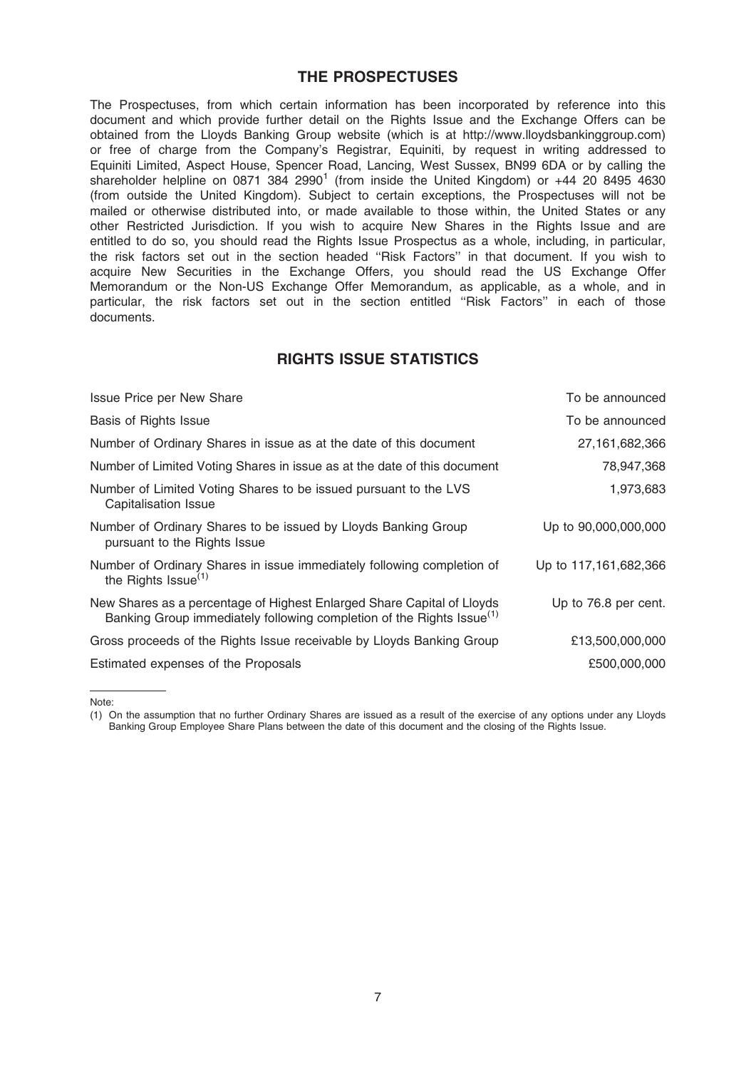## THE PROSPECTUSES

The Prospectuses, from which certain information has been incorporated by reference into this document and which provide further detail on the Rights Issue and the Exchange Offers can be obtained from the Lloyds Banking Group website (which is at http://www.lloydsbankinggroup.com) or free of charge from the Company's Registrar, Equiniti, by request in writing addressed to Equiniti Limited, Aspect House, Spencer Road, Lancing, West Sussex, BN99 6DA or by calling the shareholder helpline on 0871 384 2990[1] (from inside the United Kingdom) or +44 20 8495 4630 (from outside the United Kingdom). Subject to certain exceptions, the Prospectuses will not be mailed or otherwise distributed into, or made available to those within, the United States or any other Restricted Jurisdiction. If you wish to acquire New Shares in the Rights Issue and are entitled to do so, you should read the Rights Issue Prospectus as a whole, including, in particular, the risk factors set out in the section headed ''Risk Factors'' in that document. If you wish to acquire New Securities in the Exchange Offers, you should read the US Exchange Offer Memorandum or the Non-US Exchange Offer Memorandum, as applicable, as a whole, and in particular, the risk factors set out in the section entitled ''Risk Factors'' in each of those documents.

## RIGHTS ISSUE STATISTICS

| | |
|---|---|
| Issue Price per New Share | To be announced |
| Basis of Rights Issue | To be announced |
| Number of Ordinary Shares in issue as at the date of this document | 27,161,682,366 |
| Number of Limited Voting Shares in issue as at the date of this document | 78,947,368 |
| Number of Limited Voting Shares to be issued pursuant to the LVS Capitalisation Issue | 1,973,683 |
| Number of Ordinary Shares to be issued by Lloyds Banking Group pursuant to the Rights Issue | Up to 90,000,000,000 |
| Number of Ordinary Shares in issue immediately following completion of the Rights Issue[(1)] | Up to 117,161,682,366 |
| New Shares as a percentage of Highest Enlarged Share Capital of Lloyds Banking Group immediately following completion of the Rights Issue[(1)] | Up to 76.8 per cent. |
| Gross proceeds of the Rights Issue receivable by Lloyds Banking Group | £13,500,000,000 |
| Estimated expenses of the Proposals | £500,000,000 |

Note:

(1) On the assumption that no further Ordinary Shares are issued as a result of the exercise of any options under any Lloyds Banking Group Employee Share Plans between the date of this document and the closing of the Rights Issue.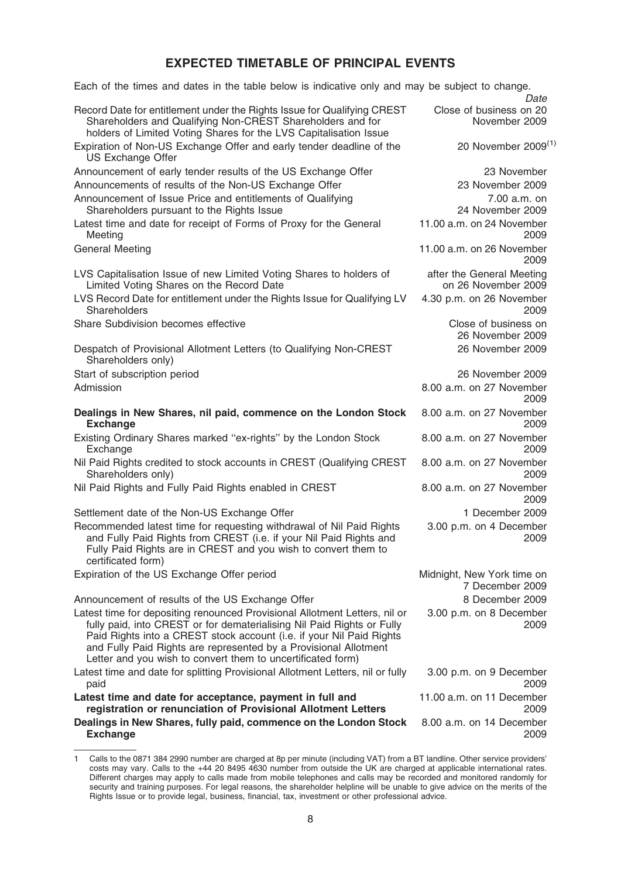# EXPECTED TIMETABLE OF PRINCIPAL EVENTS

Each of the times and dates in the table below is indicative only and may be subject to change.

| | *Date* |
|---|---|
| Record Date for entitlement under the Rights Issue for Qualifying CREST Shareholders and Qualifying Non-CREST Shareholders and for holders of Limited Voting Shares for the LVS Capitalisation Issue | Close of business on 20 November 2009 |
| Expiration of Non-US Exchange Offer and early tender deadline of the US Exchange Offer | 20 November 2009[(1)] |
| Announcement of early tender results of the US Exchange Offer | 23 November |
| Announcements of results of the Non-US Exchange Offer | 23 November 2009 |
| Announcement of Issue Price and entitlements of Qualifying Shareholders pursuant to the Rights Issue | 7.00 a.m. on 24 November 2009 |
| Latest time and date for receipt of Forms of Proxy for the General Meeting | 11.00 a.m. on 24 November 2009 |
| General Meeting | 11.00 a.m. on 26 November 2009 |
| LVS Capitalisation Issue of new Limited Voting Shares to holders of Limited Voting Shares on the Record Date | after the General Meeting on 26 November 2009 |
| LVS Record Date for entitlement under the Rights Issue for Qualifying LV Shareholders | 4.30 p.m. on 26 November 2009 |
| Share Subdivision becomes effective | Close of business on 26 November 2009 |
| Despatch of Provisional Allotment Letters (to Qualifying Non-CREST Shareholders only) | 26 November 2009 |
| Start of subscription period | 26 November 2009 |
| Admission | 8.00 a.m. on 27 November 2009 |
| **Dealings in New Shares, nil paid, commence on the London Stock Exchange** | 8.00 a.m. on 27 November 2009 |
| Existing Ordinary Shares marked "ex-rights" by the London Stock Exchange | 8.00 a.m. on 27 November 2009 |
| Nil Paid Rights credited to stock accounts in CREST (Qualifying CREST Shareholders only) | 8.00 a.m. on 27 November 2009 |
| Nil Paid Rights and Fully Paid Rights enabled in CREST | 8.00 a.m. on 27 November 2009 |
| Settlement date of the Non-US Exchange Offer | 1 December 2009 |
| Recommended latest time for requesting withdrawal of Nil Paid Rights and Fully Paid Rights from CREST (i.e. if your Nil Paid Rights and Fully Paid Rights are in CREST and you wish to convert them to certificated form) | 3.00 p.m. on 4 December 2009 |
| Expiration of the US Exchange Offer period | Midnight, New York time on 7 December 2009 |
| Announcement of results of the US Exchange Offer | 8 December 2009 |
| Latest time for depositing renounced Provisional Allotment Letters, nil or fully paid, into CREST or for dematerialising Nil Paid Rights or Fully Paid Rights into a CREST stock account (i.e. if your Nil Paid Rights and Fully Paid Rights are represented by a Provisional Allotment Letter and you wish to convert them to uncertificated form) | 3.00 p.m. on 8 December 2009 |
| Latest time and date for splitting Provisional Allotment Letters, nil or fully paid | 3.00 p.m. on 9 December 2009 |
| **Latest time and date for acceptance, payment in full and registration or renunciation of Provisional Allotment Letters** | 11.00 a.m. on 11 December 2009 |
| **Dealings in New Shares, fully paid, commence on the London Stock Exchange** | 8.00 a.m. on 14 December 2009 |

1 Calls to the 0871 384 2990 number are charged at 8p per minute (including VAT) from a BT landline. Other service providers' costs may vary. Calls to the +44 20 8495 4630 number from outside the UK are charged at applicable international rates. Different charges may apply to calls made from mobile telephones and calls may be recorded and monitored randomly for security and training purposes. For legal reasons, the shareholder helpline will be unable to give advice on the merits of the Rights Issue or to provide legal, business, financial, tax, investment or other professional advice.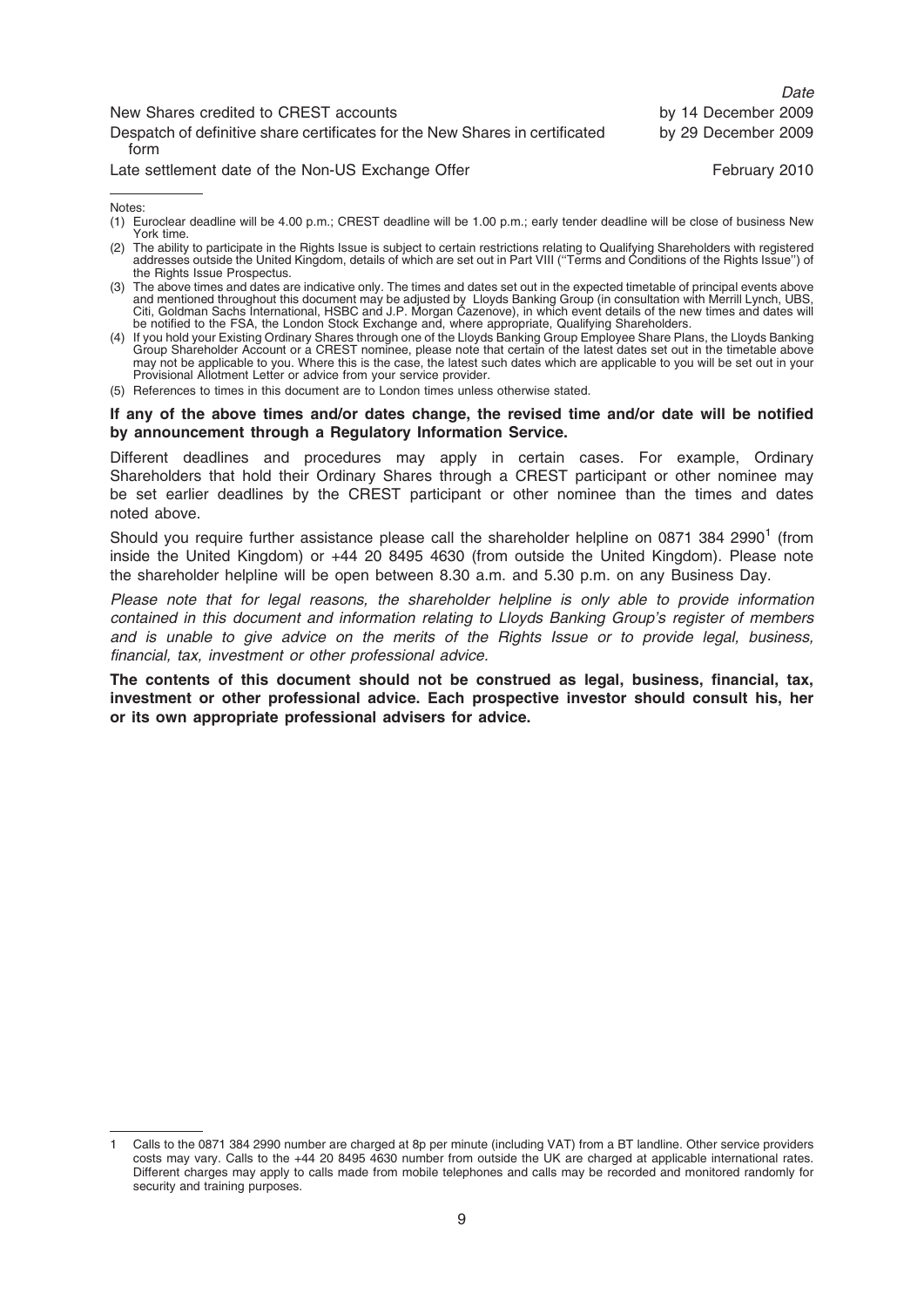| | *Date* |
|---|---|
| New Shares credited to CREST accounts | by 14 December 2009 |
| Despatch of definitive share certificates for the New Shares in certificated form | by 29 December 2009 |
| Late settlement date of the Non-US Exchange Offer | February 2010 |

Notes:

(1) Euroclear deadline will be 4.00 p.m.; CREST deadline will be 1.00 p.m.; early tender deadline will be close of business New York time.

(2) The ability to participate in the Rights Issue is subject to certain restrictions relating to Qualifying Shareholders with registered addresses outside the United Kingdom, details of which are set out in Part VIII (''Terms and Conditions of the Rights Issue'') of the Rights Issue Prospectus.

(3) The above times and dates are indicative only. The times and dates set out in the expected timetable of principal events above and mentioned throughout this document may be adjusted by Lloyds Banking Group (in consultation with Merrill Lynch, UBS, Citi, Goldman Sachs International, HSBC and J.P. Morgan Cazenove), in which event details of the new times and dates will be notified to the FSA, the London Stock Exchange and, where appropriate, Qualifying Shareholders.

(4) If you hold your Existing Ordinary Shares through one of the Lloyds Banking Group Employee Share Plans, the Lloyds Banking Group Shareholder Account or a CREST nominee, please note that certain of the latest dates set out in the timetable above may not be applicable to you. Where this is the case, the latest such dates which are applicable to you will be set out in your Provisional Allotment Letter or advice from your service provider.

(5) References to times in this document are to London times unless otherwise stated.

**If any of the above times and/or dates change, the revised time and/or date will be notified by announcement through a Regulatory Information Service.**

Different deadlines and procedures may apply in certain cases. For example, Ordinary Shareholders that hold their Ordinary Shares through a CREST participant or other nominee may be set earlier deadlines by the CREST participant or other nominee than the times and dates noted above.

Should you require further assistance please call the shareholder helpline on 0871 384 2990[1] (from inside the United Kingdom) or +44 20 8495 4630 (from outside the United Kingdom). Please note the shareholder helpline will be open between 8.30 a.m. and 5.30 p.m. on any Business Day.

*Please note that for legal reasons, the shareholder helpline is only able to provide information contained in this document and information relating to Lloyds Banking Group's register of members and is unable to give advice on the merits of the Rights Issue or to provide legal, business, financial, tax, investment or other professional advice.*

**The contents of this document should not be construed as legal, business, financial, tax, investment or other professional advice. Each prospective investor should consult his, her or its own appropriate professional advisers for advice.**

1 Calls to the 0871 384 2990 number are charged at 8p per minute (including VAT) from a BT landline. Other service providers costs may vary. Calls to the +44 20 8495 4630 number from outside the UK are charged at applicable international rates. Different charges may apply to calls made from mobile telephones and calls may be recorded and monitored randomly for security and training purposes.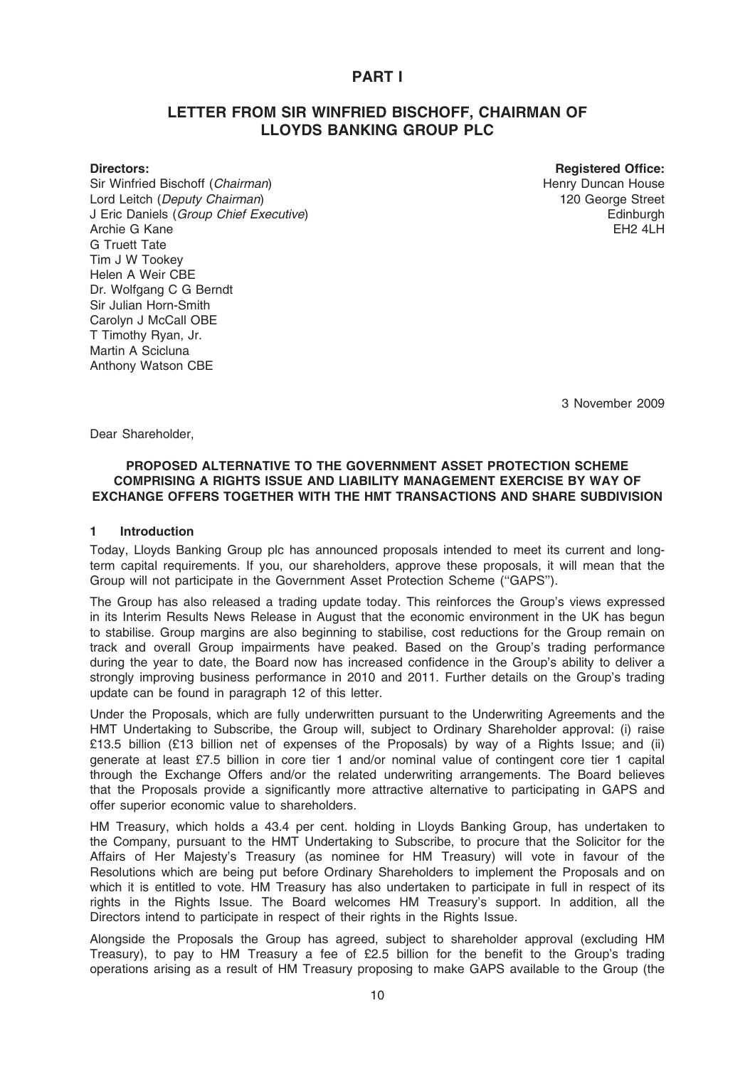# PART I

## LETTER FROM SIR WINFRIED BISCHOFF, CHAIRMAN OF LLOYDS BANKING GROUP PLC

**Directors:**
Sir Winfried Bischoff (*Chairman*)
Lord Leitch (*Deputy Chairman*)
J Eric Daniels (*Group Chief Executive*)
Archie G Kane
G Truett Tate
Tim J W Tookey
Helen A Weir CBE
Dr. Wolfgang C G Berndt
Sir Julian Horn-Smith
Carolyn J McCall OBE
T Timothy Ryan, Jr.
Martin A Scicluna
Anthony Watson CBE

**Registered Office:**
Henry Duncan House
120 George Street
Edinburgh
EH2 4LH

3 November 2009

Dear Shareholder,

**PROPOSED ALTERNATIVE TO THE GOVERNMENT ASSET PROTECTION SCHEME COMPRISING A RIGHTS ISSUE AND LIABILITY MANAGEMENT EXERCISE BY WAY OF EXCHANGE OFFERS TOGETHER WITH THE HMT TRANSACTIONS AND SHARE SUBDIVISION**

### 1 Introduction

Today, Lloyds Banking Group plc has announced proposals intended to meet its current and long-term capital requirements. If you, our shareholders, approve these proposals, it will mean that the Group will not participate in the Government Asset Protection Scheme ("GAPS").

The Group has also released a trading update today. This reinforces the Group's views expressed in its Interim Results News Release in August that the economic environment in the UK has begun to stabilise. Group margins are also beginning to stabilise, cost reductions for the Group remain on track and overall Group impairments have peaked. Based on the Group's trading performance during the year to date, the Board now has increased confidence in the Group's ability to deliver a strongly improving business performance in 2010 and 2011. Further details on the Group's trading update can be found in paragraph 12 of this letter.

Under the Proposals, which are fully underwritten pursuant to the Underwriting Agreements and the HMT Undertaking to Subscribe, the Group will, subject to Ordinary Shareholder approval: (i) raise £13.5 billion (£13 billion net of expenses of the Proposals) by way of a Rights Issue; and (ii) generate at least £7.5 billion in core tier 1 and/or nominal value of contingent core tier 1 capital through the Exchange Offers and/or the related underwriting arrangements. The Board believes that the Proposals provide a significantly more attractive alternative to participating in GAPS and offer superior economic value to shareholders.

HM Treasury, which holds a 43.4 per cent. holding in Lloyds Banking Group, has undertaken to the Company, pursuant to the HMT Undertaking to Subscribe, to procure that the Solicitor for the Affairs of Her Majesty's Treasury (as nominee for HM Treasury) will vote in favour of the Resolutions which are being put before Ordinary Shareholders to implement the Proposals and on which it is entitled to vote. HM Treasury has also undertaken to participate in full in respect of its rights in the Rights Issue. The Board welcomes HM Treasury's support. In addition, all the Directors intend to participate in respect of their rights in the Rights Issue.

Alongside the Proposals the Group has agreed, subject to shareholder approval (excluding HM Treasury), to pay to HM Treasury a fee of £2.5 billion for the benefit to the Group's trading operations arising as a result of HM Treasury proposing to make GAPS available to the Group (the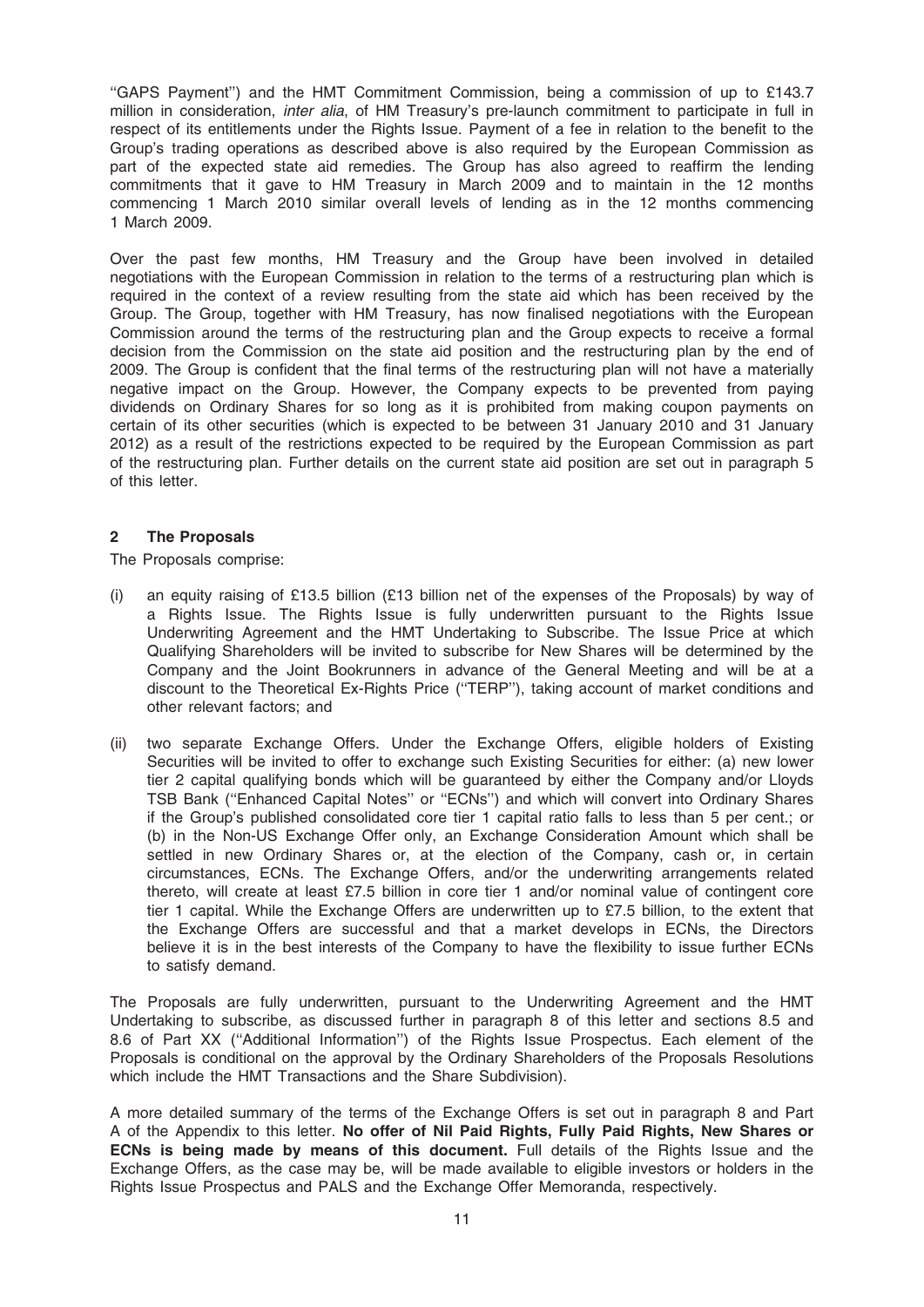''GAPS Payment'') and the HMT Commitment Commission, being a commission of up to £143.7 million in consideration, *inter alia*, of HM Treasury's pre-launch commitment to participate in full in respect of its entitlements under the Rights Issue. Payment of a fee in relation to the benefit to the Group's trading operations as described above is also required by the European Commission as part of the expected state aid remedies. The Group has also agreed to reaffirm the lending commitments that it gave to HM Treasury in March 2009 and to maintain in the 12 months commencing 1 March 2010 similar overall levels of lending as in the 12 months commencing 1 March 2009.

Over the past few months, HM Treasury and the Group have been involved in detailed negotiations with the European Commission in relation to the terms of a restructuring plan which is required in the context of a review resulting from the state aid which has been received by the Group. The Group, together with HM Treasury, has now finalised negotiations with the European Commission around the terms of the restructuring plan and the Group expects to receive a formal decision from the Commission on the state aid position and the restructuring plan by the end of 2009. The Group is confident that the final terms of the restructuring plan will not have a materially negative impact on the Group. However, the Company expects to be prevented from paying dividends on Ordinary Shares for so long as it is prohibited from making coupon payments on certain of its other securities (which is expected to be between 31 January 2010 and 31 January 2012) as a result of the restrictions expected to be required by the European Commission as part of the restructuring plan. Further details on the current state aid position are set out in paragraph 5 of this letter.

## 2 The Proposals

The Proposals comprise:

(i) an equity raising of £13.5 billion (£13 billion net of the expenses of the Proposals) by way of a Rights Issue. The Rights Issue is fully underwritten pursuant to the Rights Issue Underwriting Agreement and the HMT Undertaking to Subscribe. The Issue Price at which Qualifying Shareholders will be invited to subscribe for New Shares will be determined by the Company and the Joint Bookrunners in advance of the General Meeting and will be at a discount to the Theoretical Ex-Rights Price (''TERP''), taking account of market conditions and other relevant factors; and

(ii) two separate Exchange Offers. Under the Exchange Offers, eligible holders of Existing Securities will be invited to offer to exchange such Existing Securities for either: (a) new lower tier 2 capital qualifying bonds which will be guaranteed by either the Company and/or Lloyds TSB Bank (''Enhanced Capital Notes'' or ''ECNs'') and which will convert into Ordinary Shares if the Group's published consolidated core tier 1 capital ratio falls to less than 5 per cent.; or (b) in the Non-US Exchange Offer only, an Exchange Consideration Amount which shall be settled in new Ordinary Shares or, at the election of the Company, cash or, in certain circumstances, ECNs. The Exchange Offers, and/or the underwriting arrangements related thereto, will create at least £7.5 billion in core tier 1 and/or nominal value of contingent core tier 1 capital. While the Exchange Offers are underwritten up to £7.5 billion, to the extent that the Exchange Offers are successful and that a market develops in ECNs, the Directors believe it is in the best interests of the Company to have the flexibility to issue further ECNs to satisfy demand.

The Proposals are fully underwritten, pursuant to the Underwriting Agreement and the HMT Undertaking to subscribe, as discussed further in paragraph 8 of this letter and sections 8.5 and 8.6 of Part XX (''Additional Information'') of the Rights Issue Prospectus. Each element of the Proposals is conditional on the approval by the Ordinary Shareholders of the Proposals Resolutions which include the HMT Transactions and the Share Subdivision).

A more detailed summary of the terms of the Exchange Offers is set out in paragraph 8 and Part A of the Appendix to this letter. **No offer of Nil Paid Rights, Fully Paid Rights, New Shares or ECNs is being made by means of this document.** Full details of the Rights Issue and the Exchange Offers, as the case may be, will be made available to eligible investors or holders in the Rights Issue Prospectus and PALS and the Exchange Offer Memoranda, respectively.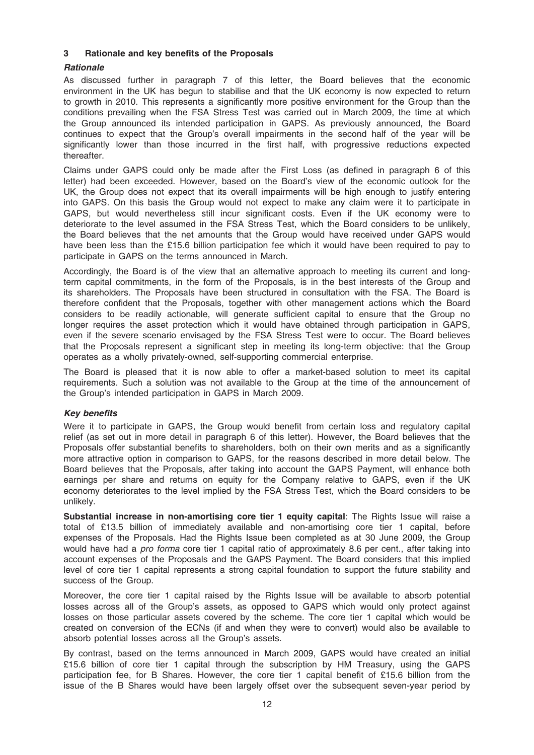## 3 Rationale and key benefits of the Proposals

### *Rationale*

As discussed further in paragraph 7 of this letter, the Board believes that the economic environment in the UK has begun to stabilise and that the UK economy is now expected to return to growth in 2010. This represents a significantly more positive environment for the Group than the conditions prevailing when the FSA Stress Test was carried out in March 2009, the time at which the Group announced its intended participation in GAPS. As previously announced, the Board continues to expect that the Group's overall impairments in the second half of the year will be significantly lower than those incurred in the first half, with progressive reductions expected thereafter.

Claims under GAPS could only be made after the First Loss (as defined in paragraph 6 of this letter) had been exceeded. However, based on the Board's view of the economic outlook for the UK, the Group does not expect that its overall impairments will be high enough to justify entering into GAPS. On this basis the Group would not expect to make any claim were it to participate in GAPS, but would nevertheless still incur significant costs. Even if the UK economy were to deteriorate to the level assumed in the FSA Stress Test, which the Board considers to be unlikely, the Board believes that the net amounts that the Group would have received under GAPS would have been less than the £15.6 billion participation fee which it would have been required to pay to participate in GAPS on the terms announced in March.

Accordingly, the Board is of the view that an alternative approach to meeting its current and long-term capital commitments, in the form of the Proposals, is in the best interests of the Group and its shareholders. The Proposals have been structured in consultation with the FSA. The Board is therefore confident that the Proposals, together with other management actions which the Board considers to be readily actionable, will generate sufficient capital to ensure that the Group no longer requires the asset protection which it would have obtained through participation in GAPS, even if the severe scenario envisaged by the FSA Stress Test were to occur. The Board believes that the Proposals represent a significant step in meeting its long-term objective: that the Group operates as a wholly privately-owned, self-supporting commercial enterprise.

The Board is pleased that it is now able to offer a market-based solution to meet its capital requirements. Such a solution was not available to the Group at the time of the announcement of the Group's intended participation in GAPS in March 2009.

### *Key benefits*

Were it to participate in GAPS, the Group would benefit from certain loss and regulatory capital relief (as set out in more detail in paragraph 6 of this letter). However, the Board believes that the Proposals offer substantial benefits to shareholders, both on their own merits and as a significantly more attractive option in comparison to GAPS, for the reasons described in more detail below. The Board believes that the Proposals, after taking into account the GAPS Payment, will enhance both earnings per share and returns on equity for the Company relative to GAPS, even if the UK economy deteriorates to the level implied by the FSA Stress Test, which the Board considers to be unlikely.

**Substantial increase in non-amortising core tier 1 equity capital**: The Rights Issue will raise a total of £13.5 billion of immediately available and non-amortising core tier 1 capital, before expenses of the Proposals. Had the Rights Issue been completed as at 30 June 2009, the Group would have had a *pro forma* core tier 1 capital ratio of approximately 8.6 per cent., after taking into account expenses of the Proposals and the GAPS Payment. The Board considers that this implied level of core tier 1 capital represents a strong capital foundation to support the future stability and success of the Group.

Moreover, the core tier 1 capital raised by the Rights Issue will be available to absorb potential losses across all of the Group's assets, as opposed to GAPS which would only protect against losses on those particular assets covered by the scheme. The core tier 1 capital which would be created on conversion of the ECNs (if and when they were to convert) would also be available to absorb potential losses across all the Group's assets.

By contrast, based on the terms announced in March 2009, GAPS would have created an initial £15.6 billion of core tier 1 capital through the subscription by HM Treasury, using the GAPS participation fee, for B Shares. However, the core tier 1 capital benefit of £15.6 billion from the issue of the B Shares would have been largely offset over the subsequent seven-year period by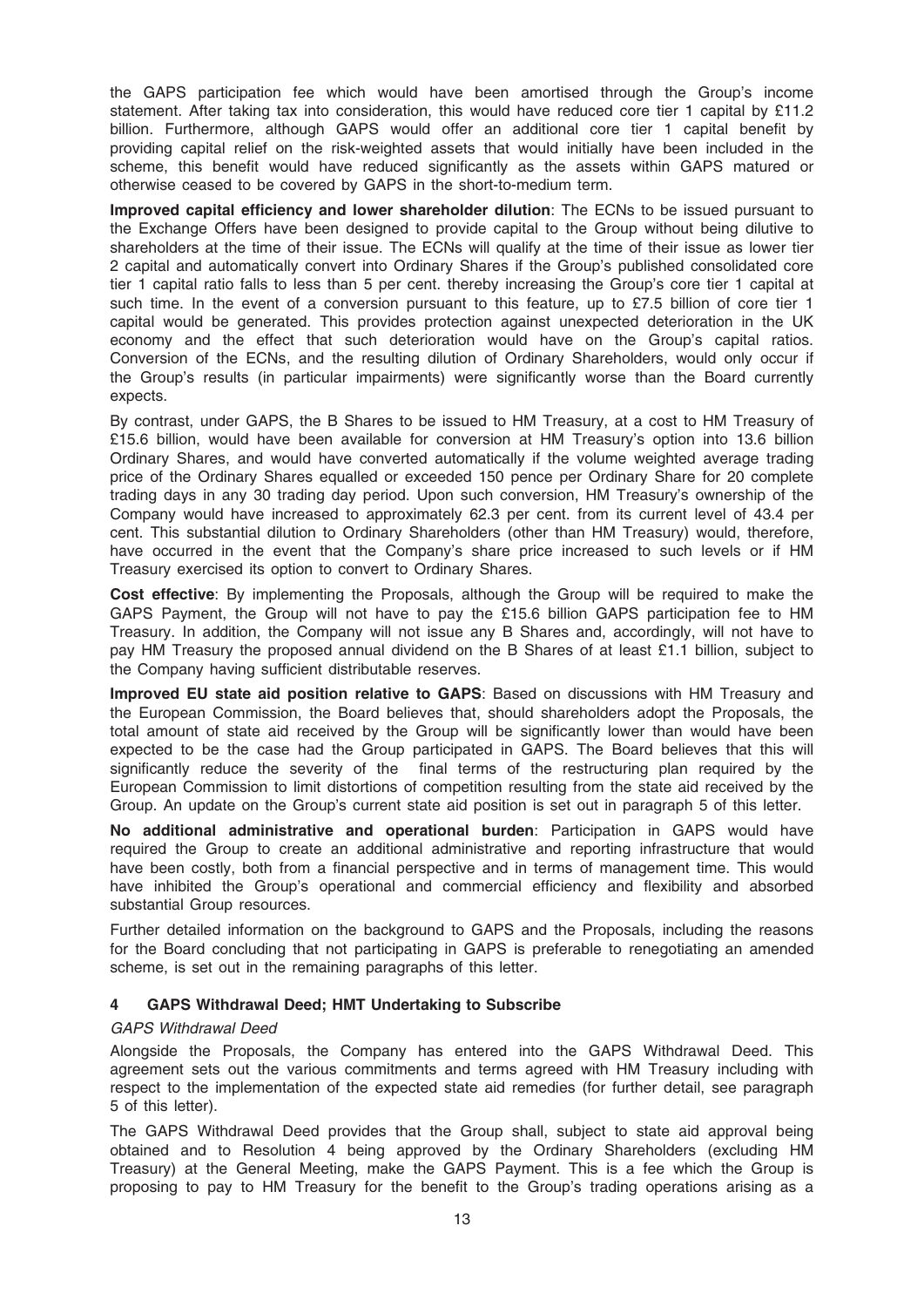the GAPS participation fee which would have been amortised through the Group's income statement. After taking tax into consideration, this would have reduced core tier 1 capital by £11.2 billion. Furthermore, although GAPS would offer an additional core tier 1 capital benefit by providing capital relief on the risk-weighted assets that would initially have been included in the scheme, this benefit would have reduced significantly as the assets within GAPS matured or otherwise ceased to be covered by GAPS in the short-to-medium term.

**Improved capital efficiency and lower shareholder dilution**: The ECNs to be issued pursuant to the Exchange Offers have been designed to provide capital to the Group without being dilutive to shareholders at the time of their issue. The ECNs will qualify at the time of their issue as lower tier 2 capital and automatically convert into Ordinary Shares if the Group's published consolidated core tier 1 capital ratio falls to less than 5 per cent. thereby increasing the Group's core tier 1 capital at such time. In the event of a conversion pursuant to this feature, up to £7.5 billion of core tier 1 capital would be generated. This provides protection against unexpected deterioration in the UK economy and the effect that such deterioration would have on the Group's capital ratios. Conversion of the ECNs, and the resulting dilution of Ordinary Shareholders, would only occur if the Group's results (in particular impairments) were significantly worse than the Board currently expects.

By contrast, under GAPS, the B Shares to be issued to HM Treasury, at a cost to HM Treasury of £15.6 billion, would have been available for conversion at HM Treasury's option into 13.6 billion Ordinary Shares, and would have converted automatically if the volume weighted average trading price of the Ordinary Shares equalled or exceeded 150 pence per Ordinary Share for 20 complete trading days in any 30 trading day period. Upon such conversion, HM Treasury's ownership of the Company would have increased to approximately 62.3 per cent. from its current level of 43.4 per cent. This substantial dilution to Ordinary Shareholders (other than HM Treasury) would, therefore, have occurred in the event that the Company's share price increased to such levels or if HM Treasury exercised its option to convert to Ordinary Shares.

**Cost effective**: By implementing the Proposals, although the Group will be required to make the GAPS Payment, the Group will not have to pay the £15.6 billion GAPS participation fee to HM Treasury. In addition, the Company will not issue any B Shares and, accordingly, will not have to pay HM Treasury the proposed annual dividend on the B Shares of at least £1.1 billion, subject to the Company having sufficient distributable reserves.

**Improved EU state aid position relative to GAPS**: Based on discussions with HM Treasury and the European Commission, the Board believes that, should shareholders adopt the Proposals, the total amount of state aid received by the Group will be significantly lower than would have been expected to be the case had the Group participated in GAPS. The Board believes that this will significantly reduce the severity of the final terms of the restructuring plan required by the European Commission to limit distortions of competition resulting from the state aid received by the Group. An update on the Group's current state aid position is set out in paragraph 5 of this letter.

**No additional administrative and operational burden**: Participation in GAPS would have required the Group to create an additional administrative and reporting infrastructure that would have been costly, both from a financial perspective and in terms of management time. This would have inhibited the Group's operational and commercial efficiency and flexibility and absorbed substantial Group resources.

Further detailed information on the background to GAPS and the Proposals, including the reasons for the Board concluding that not participating in GAPS is preferable to renegotiating an amended scheme, is set out in the remaining paragraphs of this letter.

## 4 GAPS Withdrawal Deed; HMT Undertaking to Subscribe

*GAPS Withdrawal Deed*

Alongside the Proposals, the Company has entered into the GAPS Withdrawal Deed. This agreement sets out the various commitments and terms agreed with HM Treasury including with respect to the implementation of the expected state aid remedies (for further detail, see paragraph 5 of this letter).

The GAPS Withdrawal Deed provides that the Group shall, subject to state aid approval being obtained and to Resolution 4 being approved by the Ordinary Shareholders (excluding HM Treasury) at the General Meeting, make the GAPS Payment. This is a fee which the Group is proposing to pay to HM Treasury for the benefit to the Group's trading operations arising as a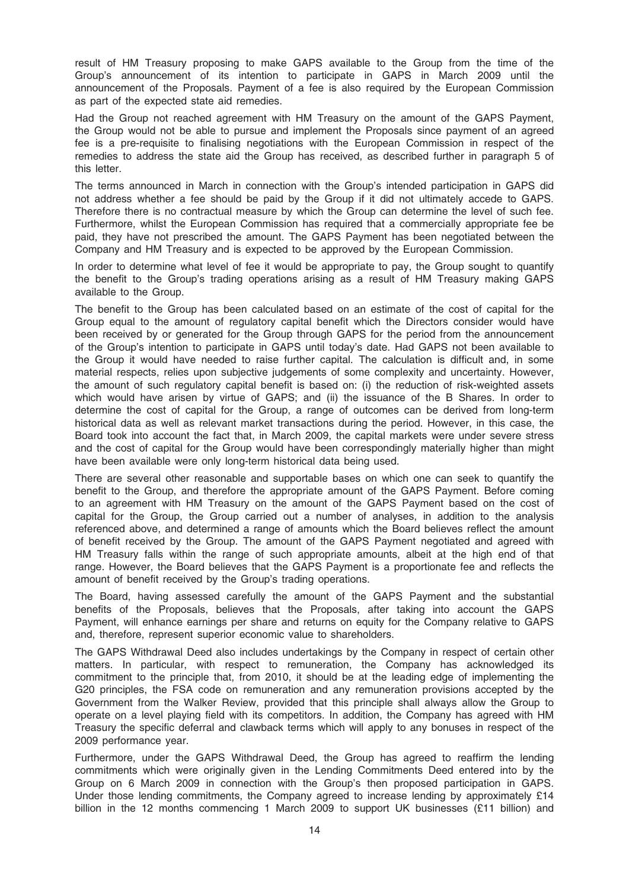result of HM Treasury proposing to make GAPS available to the Group from the time of the Group's announcement of its intention to participate in GAPS in March 2009 until the announcement of the Proposals. Payment of a fee is also required by the European Commission as part of the expected state aid remedies.

Had the Group not reached agreement with HM Treasury on the amount of the GAPS Payment, the Group would not be able to pursue and implement the Proposals since payment of an agreed fee is a pre-requisite to finalising negotiations with the European Commission in respect of the remedies to address the state aid the Group has received, as described further in paragraph 5 of this letter.

The terms announced in March in connection with the Group's intended participation in GAPS did not address whether a fee should be paid by the Group if it did not ultimately accede to GAPS. Therefore there is no contractual measure by which the Group can determine the level of such fee. Furthermore, whilst the European Commission has required that a commercially appropriate fee be paid, they have not prescribed the amount. The GAPS Payment has been negotiated between the Company and HM Treasury and is expected to be approved by the European Commission.

In order to determine what level of fee it would be appropriate to pay, the Group sought to quantify the benefit to the Group's trading operations arising as a result of HM Treasury making GAPS available to the Group.

The benefit to the Group has been calculated based on an estimate of the cost of capital for the Group equal to the amount of regulatory capital benefit which the Directors consider would have been received by or generated for the Group through GAPS for the period from the announcement of the Group's intention to participate in GAPS until today's date. Had GAPS not been available to the Group it would have needed to raise further capital. The calculation is difficult and, in some material respects, relies upon subjective judgements of some complexity and uncertainty. However, the amount of such regulatory capital benefit is based on: (i) the reduction of risk-weighted assets which would have arisen by virtue of GAPS; and (ii) the issuance of the B Shares. In order to determine the cost of capital for the Group, a range of outcomes can be derived from long-term historical data as well as relevant market transactions during the period. However, in this case, the Board took into account the fact that, in March 2009, the capital markets were under severe stress and the cost of capital for the Group would have been correspondingly materially higher than might have been available were only long-term historical data being used.

There are several other reasonable and supportable bases on which one can seek to quantify the benefit to the Group, and therefore the appropriate amount of the GAPS Payment. Before coming to an agreement with HM Treasury on the amount of the GAPS Payment based on the cost of capital for the Group, the Group carried out a number of analyses, in addition to the analysis referenced above, and determined a range of amounts which the Board believes reflect the amount of benefit received by the Group. The amount of the GAPS Payment negotiated and agreed with HM Treasury falls within the range of such appropriate amounts, albeit at the high end of that range. However, the Board believes that the GAPS Payment is a proportionate fee and reflects the amount of benefit received by the Group's trading operations.

The Board, having assessed carefully the amount of the GAPS Payment and the substantial benefits of the Proposals, believes that the Proposals, after taking into account the GAPS Payment, will enhance earnings per share and returns on equity for the Company relative to GAPS and, therefore, represent superior economic value to shareholders.

The GAPS Withdrawal Deed also includes undertakings by the Company in respect of certain other matters. In particular, with respect to remuneration, the Company has acknowledged its commitment to the principle that, from 2010, it should be at the leading edge of implementing the G20 principles, the FSA code on remuneration and any remuneration provisions accepted by the Government from the Walker Review, provided that this principle shall always allow the Group to operate on a level playing field with its competitors. In addition, the Company has agreed with HM Treasury the specific deferral and clawback terms which will apply to any bonuses in respect of the 2009 performance year.

Furthermore, under the GAPS Withdrawal Deed, the Group has agreed to reaffirm the lending commitments which were originally given in the Lending Commitments Deed entered into by the Group on 6 March 2009 in connection with the Group's then proposed participation in GAPS. Under those lending commitments, the Company agreed to increase lending by approximately £14 billion in the 12 months commencing 1 March 2009 to support UK businesses (£11 billion) and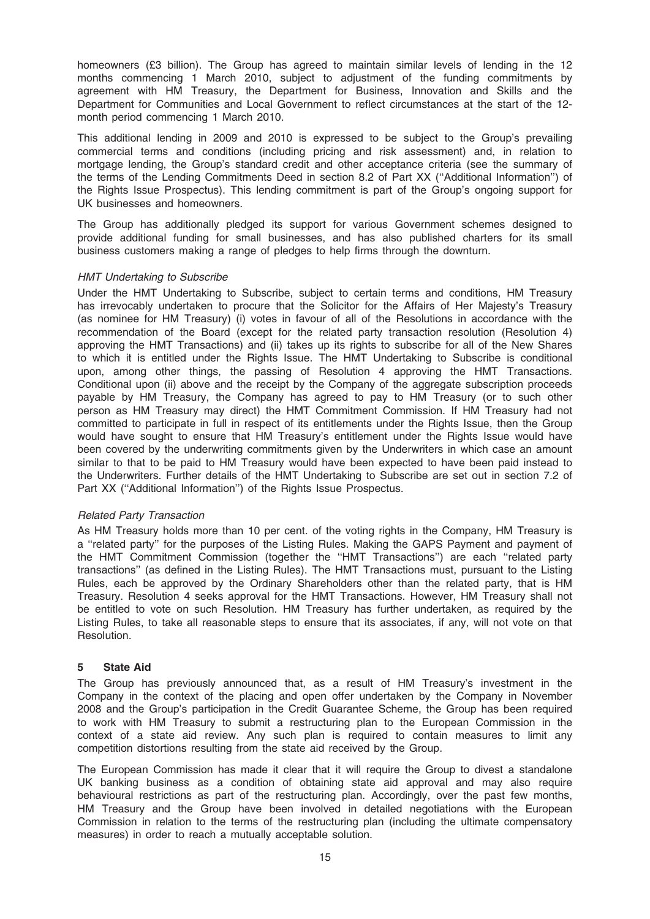homeowners (£3 billion). The Group has agreed to maintain similar levels of lending in the 12 months commencing 1 March 2010, subject to adjustment of the funding commitments by agreement with HM Treasury, the Department for Business, Innovation and Skills and the Department for Communities and Local Government to reflect circumstances at the start of the 12-month period commencing 1 March 2010.

This additional lending in 2009 and 2010 is expressed to be subject to the Group's prevailing commercial terms and conditions (including pricing and risk assessment) and, in relation to mortgage lending, the Group's standard credit and other acceptance criteria (see the summary of the terms of the Lending Commitments Deed in section 8.2 of Part XX (''Additional Information'') of the Rights Issue Prospectus). This lending commitment is part of the Group's ongoing support for UK businesses and homeowners.

The Group has additionally pledged its support for various Government schemes designed to provide additional funding for small businesses, and has also published charters for its small business customers making a range of pledges to help firms through the downturn.

*HMT Undertaking to Subscribe*

Under the HMT Undertaking to Subscribe, subject to certain terms and conditions, HM Treasury has irrevocably undertaken to procure that the Solicitor for the Affairs of Her Majesty's Treasury (as nominee for HM Treasury) (i) votes in favour of all of the Resolutions in accordance with the recommendation of the Board (except for the related party transaction resolution (Resolution 4) approving the HMT Transactions) and (ii) takes up its rights to subscribe for all of the New Shares to which it is entitled under the Rights Issue. The HMT Undertaking to Subscribe is conditional upon, among other things, the passing of Resolution 4 approving the HMT Transactions. Conditional upon (ii) above and the receipt by the Company of the aggregate subscription proceeds payable by HM Treasury, the Company has agreed to pay to HM Treasury (or to such other person as HM Treasury may direct) the HMT Commitment Commission. If HM Treasury had not committed to participate in full in respect of its entitlements under the Rights Issue, then the Group would have sought to ensure that HM Treasury's entitlement under the Rights Issue would have been covered by the underwriting commitments given by the Underwriters in which case an amount similar to that to be paid to HM Treasury would have been expected to have been paid instead to the Underwriters. Further details of the HMT Undertaking to Subscribe are set out in section 7.2 of Part XX (''Additional Information'') of the Rights Issue Prospectus.

*Related Party Transaction*

As HM Treasury holds more than 10 per cent. of the voting rights in the Company, HM Treasury is a ''related party'' for the purposes of the Listing Rules. Making the GAPS Payment and payment of the HMT Commitment Commission (together the ''HMT Transactions'') are each ''related party transactions'' (as defined in the Listing Rules). The HMT Transactions must, pursuant to the Listing Rules, each be approved by the Ordinary Shareholders other than the related party, that is HM Treasury. Resolution 4 seeks approval for the HMT Transactions. However, HM Treasury shall not be entitled to vote on such Resolution. HM Treasury has further undertaken, as required by the Listing Rules, to take all reasonable steps to ensure that its associates, if any, will not vote on that Resolution.

## 5 State Aid

The Group has previously announced that, as a result of HM Treasury's investment in the Company in the context of the placing and open offer undertaken by the Company in November 2008 and the Group's participation in the Credit Guarantee Scheme, the Group has been required to work with HM Treasury to submit a restructuring plan to the European Commission in the context of a state aid review. Any such plan is required to contain measures to limit any competition distortions resulting from the state aid received by the Group.

The European Commission has made it clear that it will require the Group to divest a standalone UK banking business as a condition of obtaining state aid approval and may also require behavioural restrictions as part of the restructuring plan. Accordingly, over the past few months, HM Treasury and the Group have been involved in detailed negotiations with the European Commission in relation to the terms of the restructuring plan (including the ultimate compensatory measures) in order to reach a mutually acceptable solution.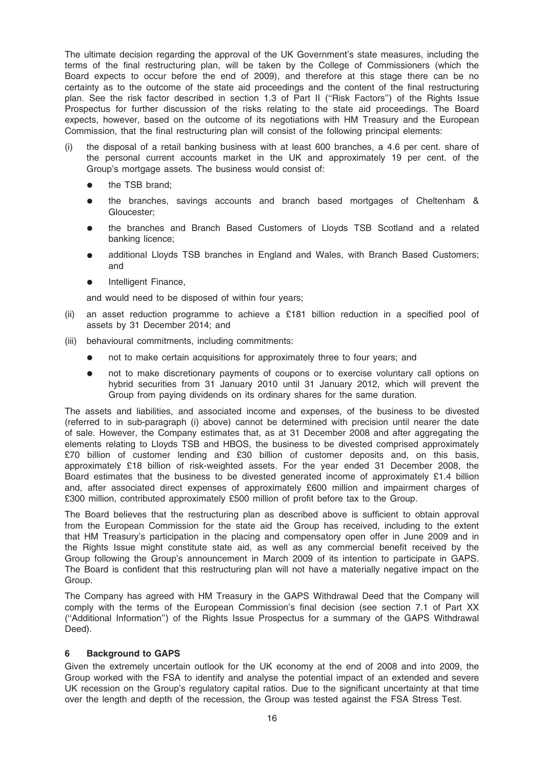The ultimate decision regarding the approval of the UK Government's state measures, including the terms of the final restructuring plan, will be taken by the College of Commissioners (which the Board expects to occur before the end of 2009), and therefore at this stage there can be no certainty as to the outcome of the state aid proceedings and the content of the final restructuring plan. See the risk factor described in section 1.3 of Part II (''Risk Factors'') of the Rights Issue Prospectus for further discussion of the risks relating to the state aid proceedings. The Board expects, however, based on the outcome of its negotiations with HM Treasury and the European Commission, that the final restructuring plan will consist of the following principal elements:

(i) the disposal of a retail banking business with at least 600 branches, a 4.6 per cent. share of the personal current accounts market in the UK and approximately 19 per cent. of the Group's mortgage assets. The business would consist of:

   - the TSB brand;
   - the branches, savings accounts and branch based mortgages of Cheltenham & Gloucester;
   - the branches and Branch Based Customers of Lloyds TSB Scotland and a related banking licence;
   - additional Lloyds TSB branches in England and Wales, with Branch Based Customers; and
   - Intelligent Finance,

   and would need to be disposed of within four years;

(ii) an asset reduction programme to achieve a £181 billion reduction in a specified pool of assets by 31 December 2014; and

(iii) behavioural commitments, including commitments:

   - not to make certain acquisitions for approximately three to four years; and
   - not to make discretionary payments of coupons or to exercise voluntary call options on hybrid securities from 31 January 2010 until 31 January 2012, which will prevent the Group from paying dividends on its ordinary shares for the same duration.

The assets and liabilities, and associated income and expenses, of the business to be divested (referred to in sub-paragraph (i) above) cannot be determined with precision until nearer the date of sale. However, the Company estimates that, as at 31 December 2008 and after aggregating the elements relating to Lloyds TSB and HBOS, the business to be divested comprised approximately £70 billion of customer lending and £30 billion of customer deposits and, on this basis, approximately £18 billion of risk-weighted assets. For the year ended 31 December 2008, the Board estimates that the business to be divested generated income of approximately £1.4 billion and, after associated direct expenses of approximately £600 million and impairment charges of £300 million, contributed approximately £500 million of profit before tax to the Group.

The Board believes that the restructuring plan as described above is sufficient to obtain approval from the European Commission for the state aid the Group has received, including to the extent that HM Treasury's participation in the placing and compensatory open offer in June 2009 and in the Rights Issue might constitute state aid, as well as any commercial benefit received by the Group following the Group's announcement in March 2009 of its intention to participate in GAPS. The Board is confident that this restructuring plan will not have a materially negative impact on the Group.

The Company has agreed with HM Treasury in the GAPS Withdrawal Deed that the Company will comply with the terms of the European Commission's final decision (see section 7.1 of Part XX (''Additional Information'') of the Rights Issue Prospectus for a summary of the GAPS Withdrawal Deed).

## 6 Background to GAPS

Given the extremely uncertain outlook for the UK economy at the end of 2008 and into 2009, the Group worked with the FSA to identify and analyse the potential impact of an extended and severe UK recession on the Group's regulatory capital ratios. Due to the significant uncertainty at that time over the length and depth of the recession, the Group was tested against the FSA Stress Test.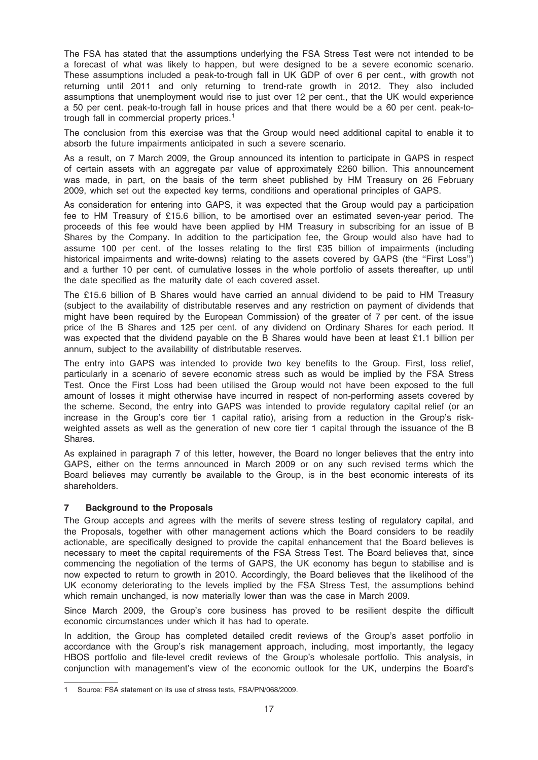The FSA has stated that the assumptions underlying the FSA Stress Test were not intended to be a forecast of what was likely to happen, but were designed to be a severe economic scenario. These assumptions included a peak-to-trough fall in UK GDP of over 6 per cent., with growth not returning until 2011 and only returning to trend-rate growth in 2012. They also included assumptions that unemployment would rise to just over 12 per cent., that the UK would experience a 50 per cent. peak-to-trough fall in house prices and that there would be a 60 per cent. peak-to-trough fall in commercial property prices.[1]

The conclusion from this exercise was that the Group would need additional capital to enable it to absorb the future impairments anticipated in such a severe scenario.

As a result, on 7 March 2009, the Group announced its intention to participate in GAPS in respect of certain assets with an aggregate par value of approximately £260 billion. This announcement was made, in part, on the basis of the term sheet published by HM Treasury on 26 February 2009, which set out the expected key terms, conditions and operational principles of GAPS.

As consideration for entering into GAPS, it was expected that the Group would pay a participation fee to HM Treasury of £15.6 billion, to be amortised over an estimated seven-year period. The proceeds of this fee would have been applied by HM Treasury in subscribing for an issue of B Shares by the Company. In addition to the participation fee, the Group would also have had to assume 100 per cent. of the losses relating to the first £35 billion of impairments (including historical impairments and write-downs) relating to the assets covered by GAPS (the ''First Loss'') and a further 10 per cent. of cumulative losses in the whole portfolio of assets thereafter, up until the date specified as the maturity date of each covered asset.

The £15.6 billion of B Shares would have carried an annual dividend to be paid to HM Treasury (subject to the availability of distributable reserves and any restriction on payment of dividends that might have been required by the European Commission) of the greater of 7 per cent. of the issue price of the B Shares and 125 per cent. of any dividend on Ordinary Shares for each period. It was expected that the dividend payable on the B Shares would have been at least £1.1 billion per annum, subject to the availability of distributable reserves.

The entry into GAPS was intended to provide two key benefits to the Group. First, loss relief, particularly in a scenario of severe economic stress such as would be implied by the FSA Stress Test. Once the First Loss had been utilised the Group would not have been exposed to the full amount of losses it might otherwise have incurred in respect of non-performing assets covered by the scheme. Second, the entry into GAPS was intended to provide regulatory capital relief (or an increase in the Group's core tier 1 capital ratio), arising from a reduction in the Group's risk-weighted assets as well as the generation of new core tier 1 capital through the issuance of the B Shares.

As explained in paragraph 7 of this letter, however, the Board no longer believes that the entry into GAPS, either on the terms announced in March 2009 or on any such revised terms which the Board believes may currently be available to the Group, is in the best economic interests of its shareholders.

## 7 Background to the Proposals

The Group accepts and agrees with the merits of severe stress testing of regulatory capital, and the Proposals, together with other management actions which the Board considers to be readily actionable, are specifically designed to provide the capital enhancement that the Board believes is necessary to meet the capital requirements of the FSA Stress Test. The Board believes that, since commencing the negotiation of the terms of GAPS, the UK economy has begun to stabilise and is now expected to return to growth in 2010. Accordingly, the Board believes that the likelihood of the UK economy deteriorating to the levels implied by the FSA Stress Test, the assumptions behind which remain unchanged, is now materially lower than was the case in March 2009.

Since March 2009, the Group's core business has proved to be resilient despite the difficult economic circumstances under which it has had to operate.

In addition, the Group has completed detailed credit reviews of the Group's asset portfolio in accordance with the Group's risk management approach, including, most importantly, the legacy HBOS portfolio and file-level credit reviews of the Group's wholesale portfolio. This analysis, in conjunction with management's view of the economic outlook for the UK, underpins the Board's

[1] Source: FSA statement on its use of stress tests, FSA/PN/068/2009.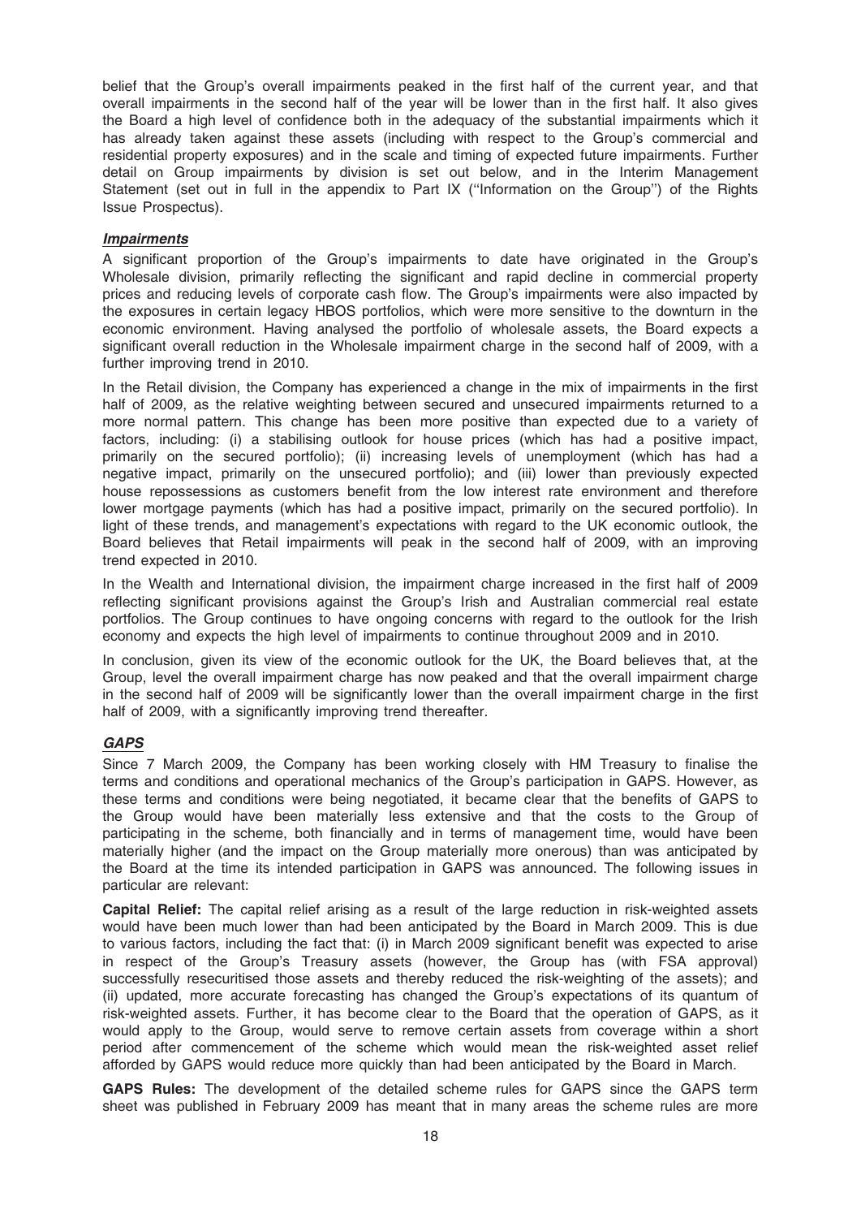belief that the Group's overall impairments peaked in the first half of the current year, and that overall impairments in the second half of the year will be lower than in the first half. It also gives the Board a high level of confidence both in the adequacy of the substantial impairments which it has already taken against these assets (including with respect to the Group's commercial and residential property exposures) and in the scale and timing of expected future impairments. Further detail on Group impairments by division is set out below, and in the Interim Management Statement (set out in full in the appendix to Part IX (''Information on the Group'') of the Rights Issue Prospectus).

### ***Impairments***

A significant proportion of the Group's impairments to date have originated in the Group's Wholesale division, primarily reflecting the significant and rapid decline in commercial property prices and reducing levels of corporate cash flow. The Group's impairments were also impacted by the exposures in certain legacy HBOS portfolios, which were more sensitive to the downturn in the economic environment. Having analysed the portfolio of wholesale assets, the Board expects a significant overall reduction in the Wholesale impairment charge in the second half of 2009, with a further improving trend in 2010.

In the Retail division, the Company has experienced a change in the mix of impairments in the first half of 2009, as the relative weighting between secured and unsecured impairments returned to a more normal pattern. This change has been more positive than expected due to a variety of factors, including: (i) a stabilising outlook for house prices (which has had a positive impact, primarily on the secured portfolio); (ii) increasing levels of unemployment (which has had a negative impact, primarily on the unsecured portfolio); and (iii) lower than previously expected house repossessions as customers benefit from the low interest rate environment and therefore lower mortgage payments (which has had a positive impact, primarily on the secured portfolio). In light of these trends, and management's expectations with regard to the UK economic outlook, the Board believes that Retail impairments will peak in the second half of 2009, with an improving trend expected in 2010.

In the Wealth and International division, the impairment charge increased in the first half of 2009 reflecting significant provisions against the Group's Irish and Australian commercial real estate portfolios. The Group continues to have ongoing concerns with regard to the outlook for the Irish economy and expects the high level of impairments to continue throughout 2009 and in 2010.

In conclusion, given its view of the economic outlook for the UK, the Board believes that, at the Group, level the overall impairment charge has now peaked and that the overall impairment charge in the second half of 2009 will be significantly lower than the overall impairment charge in the first half of 2009, with a significantly improving trend thereafter.

### ***GAPS***

Since 7 March 2009, the Company has been working closely with HM Treasury to finalise the terms and conditions and operational mechanics of the Group's participation in GAPS. However, as these terms and conditions were being negotiated, it became clear that the benefits of GAPS to the Group would have been materially less extensive and that the costs to the Group of participating in the scheme, both financially and in terms of management time, would have been materially higher (and the impact on the Group materially more onerous) than was anticipated by the Board at the time its intended participation in GAPS was announced. The following issues in particular are relevant:

**Capital Relief:** The capital relief arising as a result of the large reduction in risk-weighted assets would have been much lower than had been anticipated by the Board in March 2009. This is due to various factors, including the fact that: (i) in March 2009 significant benefit was expected to arise in respect of the Group's Treasury assets (however, the Group has (with FSA approval) successfully resecuritised those assets and thereby reduced the risk-weighting of the assets); and (ii) updated, more accurate forecasting has changed the Group's expectations of its quantum of risk-weighted assets. Further, it has become clear to the Board that the operation of GAPS, as it would apply to the Group, would serve to remove certain assets from coverage within a short period after commencement of the scheme which would mean the risk-weighted asset relief afforded by GAPS would reduce more quickly than had been anticipated by the Board in March.

**GAPS Rules:** The development of the detailed scheme rules for GAPS since the GAPS term sheet was published in February 2009 has meant that in many areas the scheme rules are more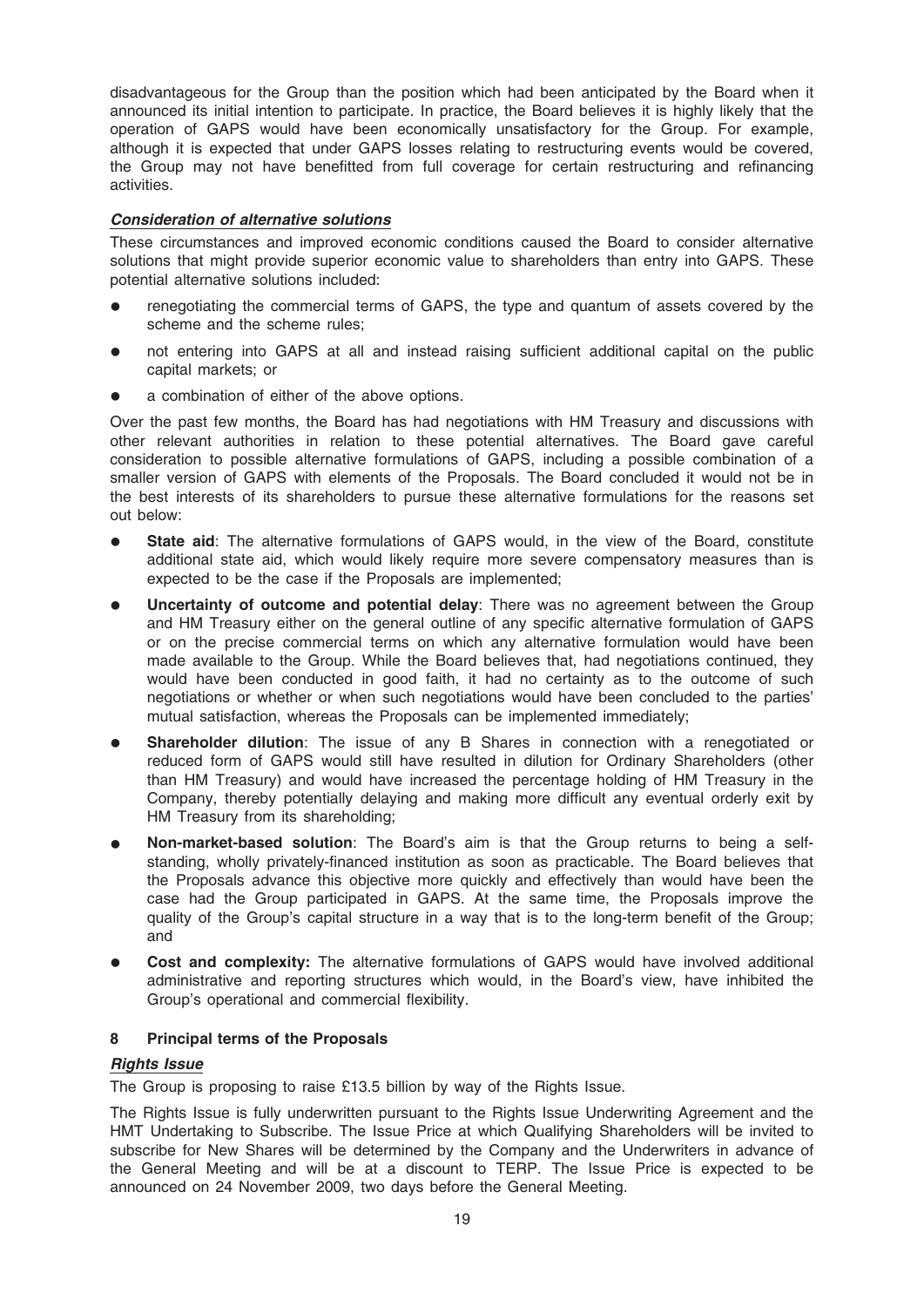disadvantageous for the Group than the position which had been anticipated by the Board when it announced its initial intention to participate. In practice, the Board believes it is highly likely that the operation of GAPS would have been economically unsatisfactory for the Group. For example, although it is expected that under GAPS losses relating to restructuring events would be covered, the Group may not have benefitted from full coverage for certain restructuring and refinancing activities.

***Consideration of alternative solutions***

These circumstances and improved economic conditions caused the Board to consider alternative solutions that might provide superior economic value to shareholders than entry into GAPS. These potential alternative solutions included:

- renegotiating the commercial terms of GAPS, the type and quantum of assets covered by the scheme and the scheme rules;
- not entering into GAPS at all and instead raising sufficient additional capital on the public capital markets; or
- a combination of either of the above options.

Over the past few months, the Board has had negotiations with HM Treasury and discussions with other relevant authorities in relation to these potential alternatives. The Board gave careful consideration to possible alternative formulations of GAPS, including a possible combination of a smaller version of GAPS with elements of the Proposals. The Board concluded it would not be in the best interests of its shareholders to pursue these alternative formulations for the reasons set out below:

- **State aid**: The alternative formulations of GAPS would, in the view of the Board, constitute additional state aid, which would likely require more severe compensatory measures than is expected to be the case if the Proposals are implemented;
- **Uncertainty of outcome and potential delay**: There was no agreement between the Group and HM Treasury either on the general outline of any specific alternative formulation of GAPS or on the precise commercial terms on which any alternative formulation would have been made available to the Group. While the Board believes that, had negotiations continued, they would have been conducted in good faith, it had no certainty as to the outcome of such negotiations or whether or when such negotiations would have been concluded to the parties' mutual satisfaction, whereas the Proposals can be implemented immediately;
- **Shareholder dilution**: The issue of any B Shares in connection with a renegotiated or reduced form of GAPS would still have resulted in dilution for Ordinary Shareholders (other than HM Treasury) and would have increased the percentage holding of HM Treasury in the Company, thereby potentially delaying and making more difficult any eventual orderly exit by HM Treasury from its shareholding;
- **Non-market-based solution**: The Board's aim is that the Group returns to being a self-standing, wholly privately-financed institution as soon as practicable. The Board believes that the Proposals advance this objective more quickly and effectively than would have been the case had the Group participated in GAPS. At the same time, the Proposals improve the quality of the Group's capital structure in a way that is to the long-term benefit of the Group; and
- **Cost and complexity:** The alternative formulations of GAPS would have involved additional administrative and reporting structures which would, in the Board's view, have inhibited the Group's operational and commercial flexibility.

## 8 Principal terms of the Proposals

***Rights Issue***

The Group is proposing to raise £13.5 billion by way of the Rights Issue.

The Rights Issue is fully underwritten pursuant to the Rights Issue Underwriting Agreement and the HMT Undertaking to Subscribe. The Issue Price at which Qualifying Shareholders will be invited to subscribe for New Shares will be determined by the Company and the Underwriters in advance of the General Meeting and will be at a discount to TERP. The Issue Price is expected to be announced on 24 November 2009, two days before the General Meeting.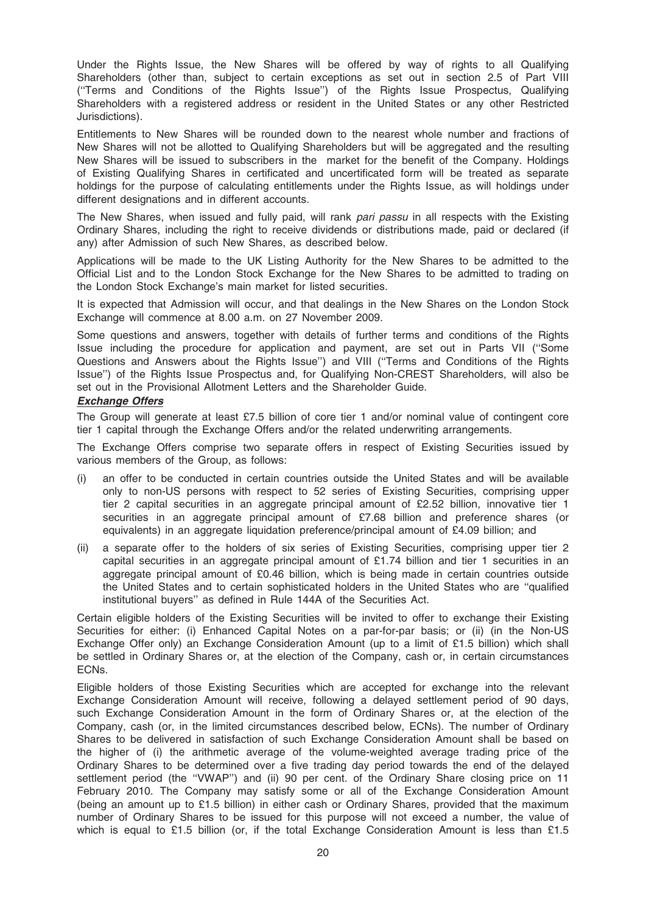Under the Rights Issue, the New Shares will be offered by way of rights to all Qualifying Shareholders (other than, subject to certain exceptions as set out in section 2.5 of Part VIII (''Terms and Conditions of the Rights Issue'') of the Rights Issue Prospectus, Qualifying Shareholders with a registered address or resident in the United States or any other Restricted Jurisdictions).

Entitlements to New Shares will be rounded down to the nearest whole number and fractions of New Shares will not be allotted to Qualifying Shareholders but will be aggregated and the resulting New Shares will be issued to subscribers in the market for the benefit of the Company. Holdings of Existing Qualifying Shares in certificated and uncertificated form will be treated as separate holdings for the purpose of calculating entitlements under the Rights Issue, as will holdings under different designations and in different accounts.

The New Shares, when issued and fully paid, will rank *pari passu* in all respects with the Existing Ordinary Shares, including the right to receive dividends or distributions made, paid or declared (if any) after Admission of such New Shares, as described below.

Applications will be made to the UK Listing Authority for the New Shares to be admitted to the Official List and to the London Stock Exchange for the New Shares to be admitted to trading on the London Stock Exchange's main market for listed securities.

It is expected that Admission will occur, and that dealings in the New Shares on the London Stock Exchange will commence at 8.00 a.m. on 27 November 2009.

Some questions and answers, together with details of further terms and conditions of the Rights Issue including the procedure for application and payment, are set out in Parts VII (''Some Questions and Answers about the Rights Issue'') and VIII (''Terms and Conditions of the Rights Issue'') of the Rights Issue Prospectus and, for Qualifying Non-CREST Shareholders, will also be set out in the Provisional Allotment Letters and the Shareholder Guide.

***Exchange Offers***

The Group will generate at least £7.5 billion of core tier 1 and/or nominal value of contingent core tier 1 capital through the Exchange Offers and/or the related underwriting arrangements.

The Exchange Offers comprise two separate offers in respect of Existing Securities issued by various members of the Group, as follows:

(i) an offer to be conducted in certain countries outside the United States and will be available only to non-US persons with respect to 52 series of Existing Securities, comprising upper tier 2 capital securities in an aggregate principal amount of £2.52 billion, innovative tier 1 securities in an aggregate principal amount of £7.68 billion and preference shares (or equivalents) in an aggregate liquidation preference/principal amount of £4.09 billion; and

(ii) a separate offer to the holders of six series of Existing Securities, comprising upper tier 2 capital securities in an aggregate principal amount of £1.74 billion and tier 1 securities in an aggregate principal amount of £0.46 billion, which is being made in certain countries outside the United States and to certain sophisticated holders in the United States who are ''qualified institutional buyers'' as defined in Rule 144A of the Securities Act.

Certain eligible holders of the Existing Securities will be invited to offer to exchange their Existing Securities for either: (i) Enhanced Capital Notes on a par-for-par basis; or (ii) (in the Non-US Exchange Offer only) an Exchange Consideration Amount (up to a limit of £1.5 billion) which shall be settled in Ordinary Shares or, at the election of the Company, cash or, in certain circumstances ECNs.

Eligible holders of those Existing Securities which are accepted for exchange into the relevant Exchange Consideration Amount will receive, following a delayed settlement period of 90 days, such Exchange Consideration Amount in the form of Ordinary Shares or, at the election of the Company, cash (or, in the limited circumstances described below, ECNs). The number of Ordinary Shares to be delivered in satisfaction of such Exchange Consideration Amount shall be based on the higher of (i) the arithmetic average of the volume-weighted average trading price of the Ordinary Shares to be determined over a five trading day period towards the end of the delayed settlement period (the ''VWAP'') and (ii) 90 per cent. of the Ordinary Share closing price on 11 February 2010. The Company may satisfy some or all of the Exchange Consideration Amount (being an amount up to £1.5 billion) in either cash or Ordinary Shares, provided that the maximum number of Ordinary Shares to be issued for this purpose will not exceed a number, the value of which is equal to £1.5 billion (or, if the total Exchange Consideration Amount is less than £1.5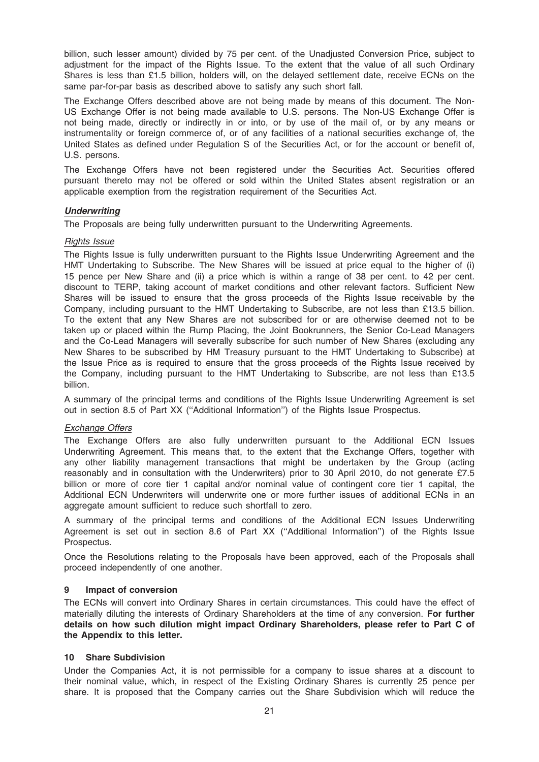billion, such lesser amount) divided by 75 per cent. of the Unadjusted Conversion Price, subject to adjustment for the impact of the Rights Issue. To the extent that the value of all such Ordinary Shares is less than £1.5 billion, holders will, on the delayed settlement date, receive ECNs on the same par-for-par basis as described above to satisfy any such short fall.

The Exchange Offers described above are not being made by means of this document. The Non-US Exchange Offer is not being made available to U.S. persons. The Non-US Exchange Offer is not being made, directly or indirectly in or into, or by use of the mail of, or by any means or instrumentality or foreign commerce of, or of any facilities of a national securities exchange of, the United States as defined under Regulation S of the Securities Act, or for the account or benefit of, U.S. persons.

The Exchange Offers have not been registered under the Securities Act. Securities offered pursuant thereto may not be offered or sold within the United States absent registration or an applicable exemption from the registration requirement of the Securities Act.

***Underwriting***

The Proposals are being fully underwritten pursuant to the Underwriting Agreements.

*Rights Issue*

The Rights Issue is fully underwritten pursuant to the Rights Issue Underwriting Agreement and the HMT Undertaking to Subscribe. The New Shares will be issued at price equal to the higher of (i) 15 pence per New Share and (ii) a price which is within a range of 38 per cent. to 42 per cent. discount to TERP, taking account of market conditions and other relevant factors. Sufficient New Shares will be issued to ensure that the gross proceeds of the Rights Issue receivable by the Company, including pursuant to the HMT Undertaking to Subscribe, are not less than £13.5 billion. To the extent that any New Shares are not subscribed for or are otherwise deemed not to be taken up or placed within the Rump Placing, the Joint Bookrunners, the Senior Co-Lead Managers and the Co-Lead Managers will severally subscribe for such number of New Shares (excluding any New Shares to be subscribed by HM Treasury pursuant to the HMT Undertaking to Subscribe) at the Issue Price as is required to ensure that the gross proceeds of the Rights Issue received by the Company, including pursuant to the HMT Undertaking to Subscribe, are not less than £13.5 billion.

A summary of the principal terms and conditions of the Rights Issue Underwriting Agreement is set out in section 8.5 of Part XX (''Additional Information'') of the Rights Issue Prospectus.

*Exchange Offers*

The Exchange Offers are also fully underwritten pursuant to the Additional ECN Issues Underwriting Agreement. This means that, to the extent that the Exchange Offers, together with any other liability management transactions that might be undertaken by the Group (acting reasonably and in consultation with the Underwriters) prior to 30 April 2010, do not generate £7.5 billion or more of core tier 1 capital and/or nominal value of contingent core tier 1 capital, the Additional ECN Underwriters will underwrite one or more further issues of additional ECNs in an aggregate amount sufficient to reduce such shortfall to zero.

A summary of the principal terms and conditions of the Additional ECN Issues Underwriting Agreement is set out in section 8.6 of Part XX (''Additional Information'') of the Rights Issue Prospectus.

Once the Resolutions relating to the Proposals have been approved, each of the Proposals shall proceed independently of one another.

## 9 Impact of conversion

The ECNs will convert into Ordinary Shares in certain circumstances. This could have the effect of materially diluting the interests of Ordinary Shareholders at the time of any conversion. **For further details on how such dilution might impact Ordinary Shareholders, please refer to Part C of the Appendix to this letter.**

## 10 Share Subdivision

Under the Companies Act, it is not permissible for a company to issue shares at a discount to their nominal value, which, in respect of the Existing Ordinary Shares is currently 25 pence per share. It is proposed that the Company carries out the Share Subdivision which will reduce the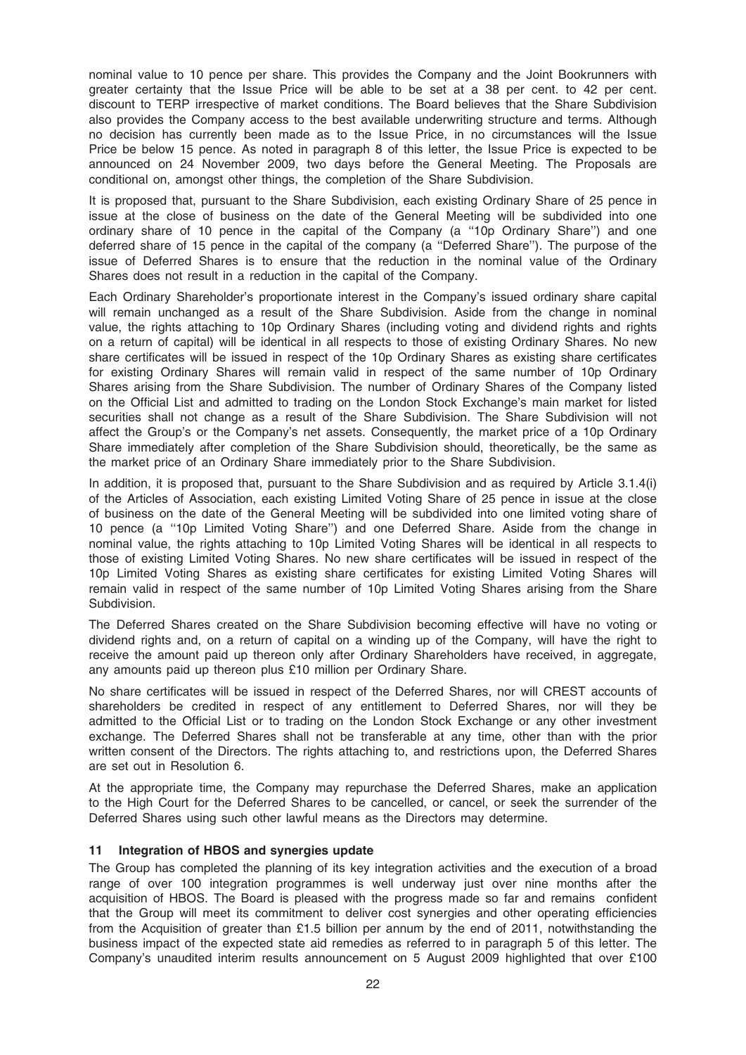nominal value to 10 pence per share. This provides the Company and the Joint Bookrunners with greater certainty that the Issue Price will be able to be set at a 38 per cent. to 42 per cent. discount to TERP irrespective of market conditions. The Board believes that the Share Subdivision also provides the Company access to the best available underwriting structure and terms. Although no decision has currently been made as to the Issue Price, in no circumstances will the Issue Price be below 15 pence. As noted in paragraph 8 of this letter, the Issue Price is expected to be announced on 24 November 2009, two days before the General Meeting. The Proposals are conditional on, amongst other things, the completion of the Share Subdivision.

It is proposed that, pursuant to the Share Subdivision, each existing Ordinary Share of 25 pence in issue at the close of business on the date of the General Meeting will be subdivided into one ordinary share of 10 pence in the capital of the Company (a ''10p Ordinary Share'') and one deferred share of 15 pence in the capital of the company (a ''Deferred Share''). The purpose of the issue of Deferred Shares is to ensure that the reduction in the nominal value of the Ordinary Shares does not result in a reduction in the capital of the Company.

Each Ordinary Shareholder's proportionate interest in the Company's issued ordinary share capital will remain unchanged as a result of the Share Subdivision. Aside from the change in nominal value, the rights attaching to 10p Ordinary Shares (including voting and dividend rights and rights on a return of capital) will be identical in all respects to those of existing Ordinary Shares. No new share certificates will be issued in respect of the 10p Ordinary Shares as existing share certificates for existing Ordinary Shares will remain valid in respect of the same number of 10p Ordinary Shares arising from the Share Subdivision. The number of Ordinary Shares of the Company listed on the Official List and admitted to trading on the London Stock Exchange's main market for listed securities shall not change as a result of the Share Subdivision. The Share Subdivision will not affect the Group's or the Company's net assets. Consequently, the market price of a 10p Ordinary Share immediately after completion of the Share Subdivision should, theoretically, be the same as the market price of an Ordinary Share immediately prior to the Share Subdivision.

In addition, it is proposed that, pursuant to the Share Subdivision and as required by Article 3.1.4(i) of the Articles of Association, each existing Limited Voting Share of 25 pence in issue at the close of business on the date of the General Meeting will be subdivided into one limited voting share of 10 pence (a ''10p Limited Voting Share'') and one Deferred Share. Aside from the change in nominal value, the rights attaching to 10p Limited Voting Shares will be identical in all respects to those of existing Limited Voting Shares. No new share certificates will be issued in respect of the 10p Limited Voting Shares as existing share certificates for existing Limited Voting Shares will remain valid in respect of the same number of 10p Limited Voting Shares arising from the Share Subdivision.

The Deferred Shares created on the Share Subdivision becoming effective will have no voting or dividend rights and, on a return of capital on a winding up of the Company, will have the right to receive the amount paid up thereon only after Ordinary Shareholders have received, in aggregate, any amounts paid up thereon plus £10 million per Ordinary Share.

No share certificates will be issued in respect of the Deferred Shares, nor will CREST accounts of shareholders be credited in respect of any entitlement to Deferred Shares, nor will they be admitted to the Official List or to trading on the London Stock Exchange or any other investment exchange. The Deferred Shares shall not be transferable at any time, other than with the prior written consent of the Directors. The rights attaching to, and restrictions upon, the Deferred Shares are set out in Resolution 6.

At the appropriate time, the Company may repurchase the Deferred Shares, make an application to the High Court for the Deferred Shares to be cancelled, or cancel, or seek the surrender of the Deferred Shares using such other lawful means as the Directors may determine.

## 11 Integration of HBOS and synergies update

The Group has completed the planning of its key integration activities and the execution of a broad range of over 100 integration programmes is well underway just over nine months after the acquisition of HBOS. The Board is pleased with the progress made so far and remains confident that the Group will meet its commitment to deliver cost synergies and other operating efficiencies from the Acquisition of greater than £1.5 billion per annum by the end of 2011, notwithstanding the business impact of the expected state aid remedies as referred to in paragraph 5 of this letter. The Company's unaudited interim results announcement on 5 August 2009 highlighted that over £100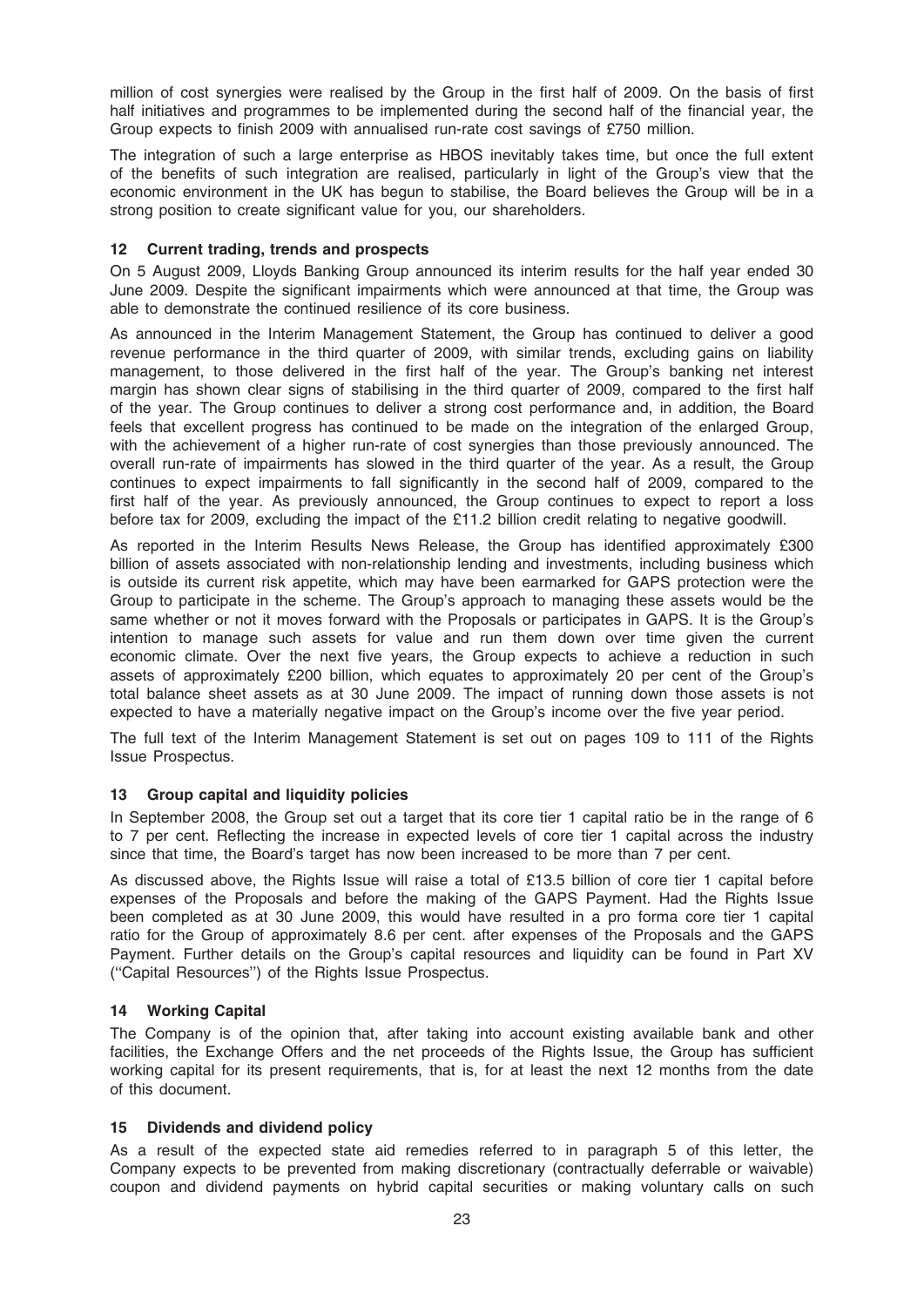million of cost synergies were realised by the Group in the first half of 2009. On the basis of first half initiatives and programmes to be implemented during the second half of the financial year, the Group expects to finish 2009 with annualised run-rate cost savings of £750 million.

The integration of such a large enterprise as HBOS inevitably takes time, but once the full extent of the benefits of such integration are realised, particularly in light of the Group's view that the economic environment in the UK has begun to stabilise, the Board believes the Group will be in a strong position to create significant value for you, our shareholders.

## 12 Current trading, trends and prospects

On 5 August 2009, Lloyds Banking Group announced its interim results for the half year ended 30 June 2009. Despite the significant impairments which were announced at that time, the Group was able to demonstrate the continued resilience of its core business.

As announced in the Interim Management Statement, the Group has continued to deliver a good revenue performance in the third quarter of 2009, with similar trends, excluding gains on liability management, to those delivered in the first half of the year. The Group's banking net interest margin has shown clear signs of stabilising in the third quarter of 2009, compared to the first half of the year. The Group continues to deliver a strong cost performance and, in addition, the Board feels that excellent progress has continued to be made on the integration of the enlarged Group, with the achievement of a higher run-rate of cost synergies than those previously announced. The overall run-rate of impairments has slowed in the third quarter of the year. As a result, the Group continues to expect impairments to fall significantly in the second half of 2009, compared to the first half of the year. As previously announced, the Group continues to expect to report a loss before tax for 2009, excluding the impact of the £11.2 billion credit relating to negative goodwill.

As reported in the Interim Results News Release, the Group has identified approximately £300 billion of assets associated with non-relationship lending and investments, including business which is outside its current risk appetite, which may have been earmarked for GAPS protection were the Group to participate in the scheme. The Group's approach to managing these assets would be the same whether or not it moves forward with the Proposals or participates in GAPS. It is the Group's intention to manage such assets for value and run them down over time given the current economic climate. Over the next five years, the Group expects to achieve a reduction in such assets of approximately £200 billion, which equates to approximately 20 per cent of the Group's total balance sheet assets as at 30 June 2009. The impact of running down those assets is not expected to have a materially negative impact on the Group's income over the five year period.

The full text of the Interim Management Statement is set out on pages 109 to 111 of the Rights Issue Prospectus.

## 13 Group capital and liquidity policies

In September 2008, the Group set out a target that its core tier 1 capital ratio be in the range of 6 to 7 per cent. Reflecting the increase in expected levels of core tier 1 capital across the industry since that time, the Board's target has now been increased to be more than 7 per cent.

As discussed above, the Rights Issue will raise a total of £13.5 billion of core tier 1 capital before expenses of the Proposals and before the making of the GAPS Payment. Had the Rights Issue been completed as at 30 June 2009, this would have resulted in a pro forma core tier 1 capital ratio for the Group of approximately 8.6 per cent. after expenses of the Proposals and the GAPS Payment. Further details on the Group's capital resources and liquidity can be found in Part XV (''Capital Resources'') of the Rights Issue Prospectus.

## 14 Working Capital

The Company is of the opinion that, after taking into account existing available bank and other facilities, the Exchange Offers and the net proceeds of the Rights Issue, the Group has sufficient working capital for its present requirements, that is, for at least the next 12 months from the date of this document.

## 15 Dividends and dividend policy

As a result of the expected state aid remedies referred to in paragraph 5 of this letter, the Company expects to be prevented from making discretionary (contractually deferrable or waivable) coupon and dividend payments on hybrid capital securities or making voluntary calls on such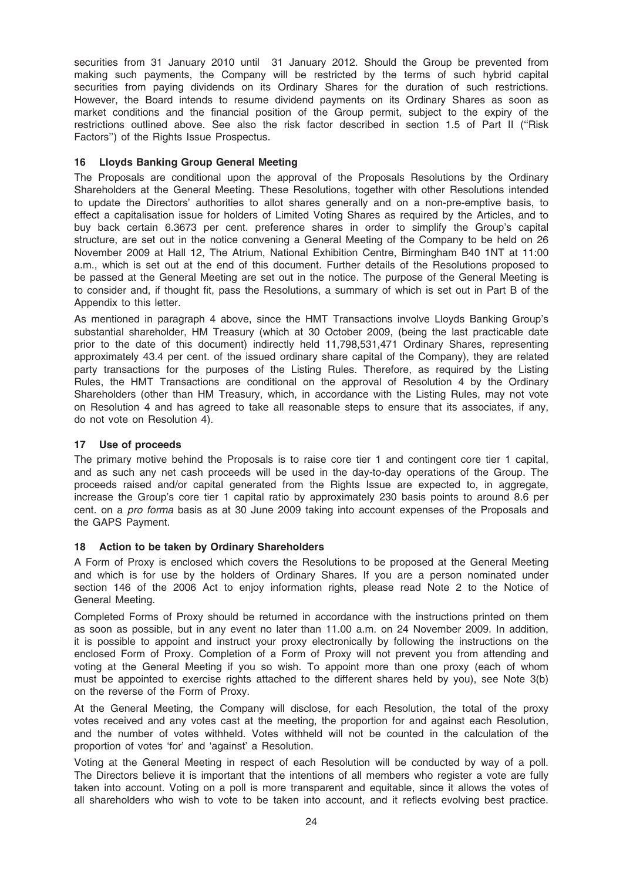securities from 31 January 2010 until 31 January 2012. Should the Group be prevented from making such payments, the Company will be restricted by the terms of such hybrid capital securities from paying dividends on its Ordinary Shares for the duration of such restrictions. However, the Board intends to resume dividend payments on its Ordinary Shares as soon as market conditions and the financial position of the Group permit, subject to the expiry of the restrictions outlined above. See also the risk factor described in section 1.5 of Part II (''Risk Factors'') of the Rights Issue Prospectus.

### 16 Lloyds Banking Group General Meeting

The Proposals are conditional upon the approval of the Proposals Resolutions by the Ordinary Shareholders at the General Meeting. These Resolutions, together with other Resolutions intended to update the Directors' authorities to allot shares generally and on a non-pre-emptive basis, to effect a capitalisation issue for holders of Limited Voting Shares as required by the Articles, and to buy back certain 6.3673 per cent. preference shares in order to simplify the Group's capital structure, are set out in the notice convening a General Meeting of the Company to be held on 26 November 2009 at Hall 12, The Atrium, National Exhibition Centre, Birmingham B40 1NT at 11:00 a.m., which is set out at the end of this document. Further details of the Resolutions proposed to be passed at the General Meeting are set out in the notice. The purpose of the General Meeting is to consider and, if thought fit, pass the Resolutions, a summary of which is set out in Part B of the Appendix to this letter.

As mentioned in paragraph 4 above, since the HMT Transactions involve Lloyds Banking Group's substantial shareholder, HM Treasury (which at 30 October 2009, (being the last practicable date prior to the date of this document) indirectly held 11,798,531,471 Ordinary Shares, representing approximately 43.4 per cent. of the issued ordinary share capital of the Company), they are related party transactions for the purposes of the Listing Rules. Therefore, as required by the Listing Rules, the HMT Transactions are conditional on the approval of Resolution 4 by the Ordinary Shareholders (other than HM Treasury, which, in accordance with the Listing Rules, may not vote on Resolution 4 and has agreed to take all reasonable steps to ensure that its associates, if any, do not vote on Resolution 4).

### 17 Use of proceeds

The primary motive behind the Proposals is to raise core tier 1 and contingent core tier 1 capital, and as such any net cash proceeds will be used in the day-to-day operations of the Group. The proceeds raised and/or capital generated from the Rights Issue are expected to, in aggregate, increase the Group's core tier 1 capital ratio by approximately 230 basis points to around 8.6 per cent. on a *pro forma* basis as at 30 June 2009 taking into account expenses of the Proposals and the GAPS Payment.

### 18 Action to be taken by Ordinary Shareholders

A Form of Proxy is enclosed which covers the Resolutions to be proposed at the General Meeting and which is for use by the holders of Ordinary Shares. If you are a person nominated under section 146 of the 2006 Act to enjoy information rights, please read Note 2 to the Notice of General Meeting.

Completed Forms of Proxy should be returned in accordance with the instructions printed on them as soon as possible, but in any event no later than 11.00 a.m. on 24 November 2009. In addition, it is possible to appoint and instruct your proxy electronically by following the instructions on the enclosed Form of Proxy. Completion of a Form of Proxy will not prevent you from attending and voting at the General Meeting if you so wish. To appoint more than one proxy (each of whom must be appointed to exercise rights attached to the different shares held by you), see Note 3(b) on the reverse of the Form of Proxy.

At the General Meeting, the Company will disclose, for each Resolution, the total of the proxy votes received and any votes cast at the meeting, the proportion for and against each Resolution, and the number of votes withheld. Votes withheld will not be counted in the calculation of the proportion of votes 'for' and 'against' a Resolution.

Voting at the General Meeting in respect of each Resolution will be conducted by way of a poll. The Directors believe it is important that the intentions of all members who register a vote are fully taken into account. Voting on a poll is more transparent and equitable, since it allows the votes of all shareholders who wish to vote to be taken into account, and it reflects evolving best practice.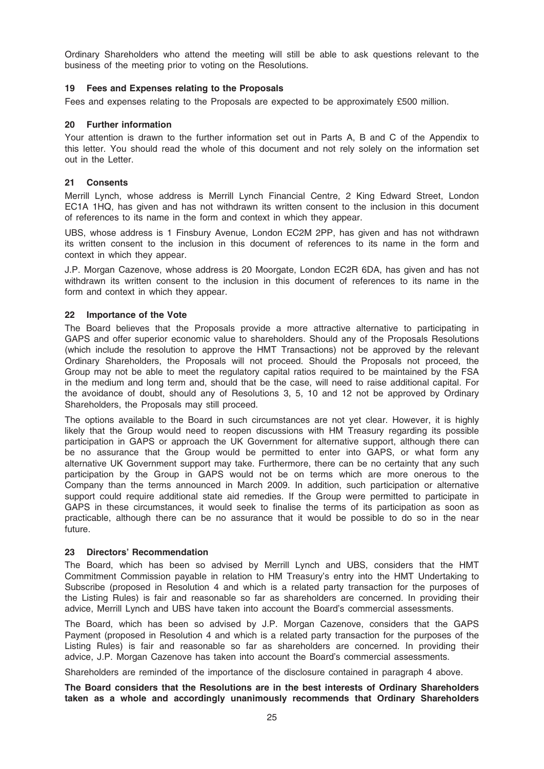Ordinary Shareholders who attend the meeting will still be able to ask questions relevant to the business of the meeting prior to voting on the Resolutions.

## 19 Fees and Expenses relating to the Proposals

Fees and expenses relating to the Proposals are expected to be approximately £500 million.

## 20 Further information

Your attention is drawn to the further information set out in Parts A, B and C of the Appendix to this letter. You should read the whole of this document and not rely solely on the information set out in the Letter.

## 21 Consents

Merrill Lynch, whose address is Merrill Lynch Financial Centre, 2 King Edward Street, London EC1A 1HQ, has given and has not withdrawn its written consent to the inclusion in this document of references to its name in the form and context in which they appear.

UBS, whose address is 1 Finsbury Avenue, London EC2M 2PP, has given and has not withdrawn its written consent to the inclusion in this document of references to its name in the form and context in which they appear.

J.P. Morgan Cazenove, whose address is 20 Moorgate, London EC2R 6DA, has given and has not withdrawn its written consent to the inclusion in this document of references to its name in the form and context in which they appear.

## 22 Importance of the Vote

The Board believes that the Proposals provide a more attractive alternative to participating in GAPS and offer superior economic value to shareholders. Should any of the Proposals Resolutions (which include the resolution to approve the HMT Transactions) not be approved by the relevant Ordinary Shareholders, the Proposals will not proceed. Should the Proposals not proceed, the Group may not be able to meet the regulatory capital ratios required to be maintained by the FSA in the medium and long term and, should that be the case, will need to raise additional capital. For the avoidance of doubt, should any of Resolutions 3, 5, 10 and 12 not be approved by Ordinary Shareholders, the Proposals may still proceed.

The options available to the Board in such circumstances are not yet clear. However, it is highly likely that the Group would need to reopen discussions with HM Treasury regarding its possible participation in GAPS or approach the UK Government for alternative support, although there can be no assurance that the Group would be permitted to enter into GAPS, or what form any alternative UK Government support may take. Furthermore, there can be no certainty that any such participation by the Group in GAPS would not be on terms which are more onerous to the Company than the terms announced in March 2009. In addition, such participation or alternative support could require additional state aid remedies. If the Group were permitted to participate in GAPS in these circumstances, it would seek to finalise the terms of its participation as soon as practicable, although there can be no assurance that it would be possible to do so in the near future.

## 23 Directors' Recommendation

The Board, which has been so advised by Merrill Lynch and UBS, considers that the HMT Commitment Commission payable in relation to HM Treasury's entry into the HMT Undertaking to Subscribe (proposed in Resolution 4 and which is a related party transaction for the purposes of the Listing Rules) is fair and reasonable so far as shareholders are concerned. In providing their advice, Merrill Lynch and UBS have taken into account the Board's commercial assessments.

The Board, which has been so advised by J.P. Morgan Cazenove, considers that the GAPS Payment (proposed in Resolution 4 and which is a related party transaction for the purposes of the Listing Rules) is fair and reasonable so far as shareholders are concerned. In providing their advice, J.P. Morgan Cazenove has taken into account the Board's commercial assessments.

Shareholders are reminded of the importance of the disclosure contained in paragraph 4 above.

**The Board considers that the Resolutions are in the best interests of Ordinary Shareholders taken as a whole and accordingly unanimously recommends that Ordinary Shareholders**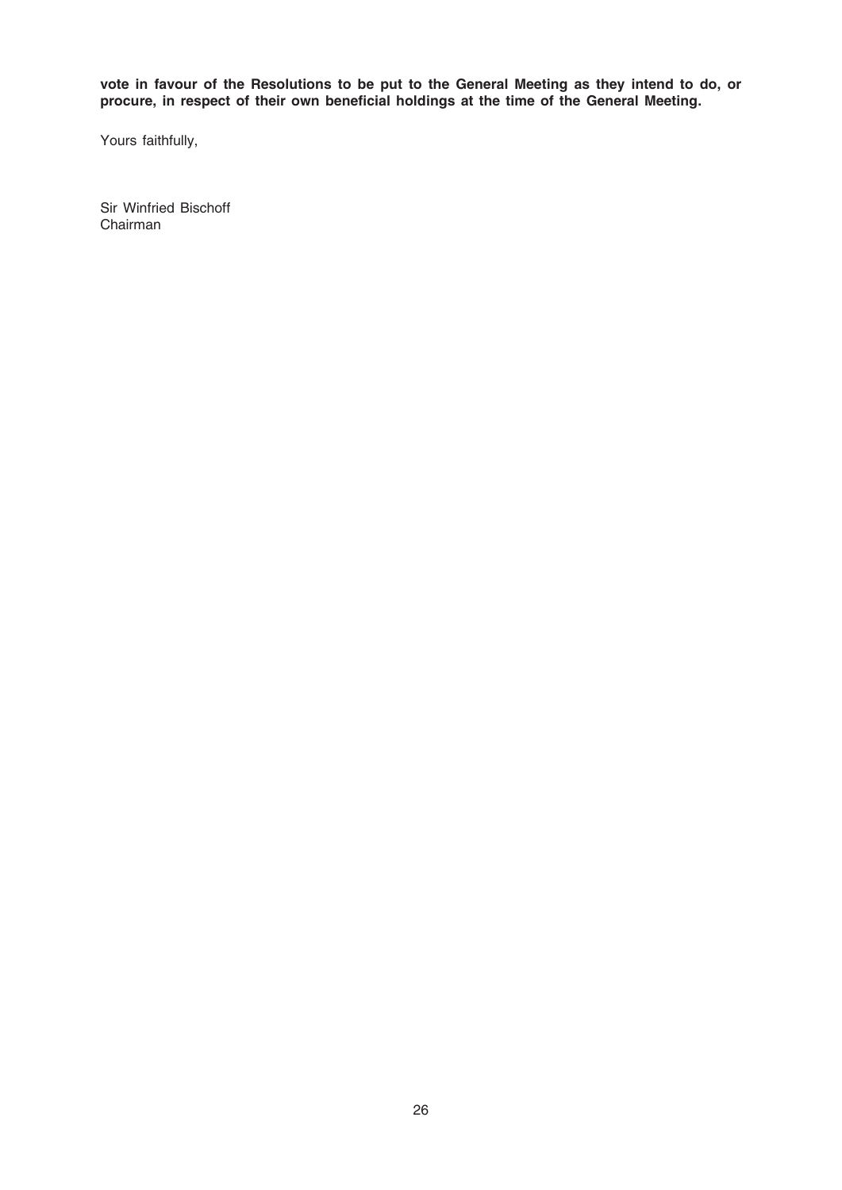**vote in favour of the Resolutions to be put to the General Meeting as they intend to do, or procure, in respect of their own beneficial holdings at the time of the General Meeting.**

Yours faithfully,

Sir Winfried Bischoff
Chairman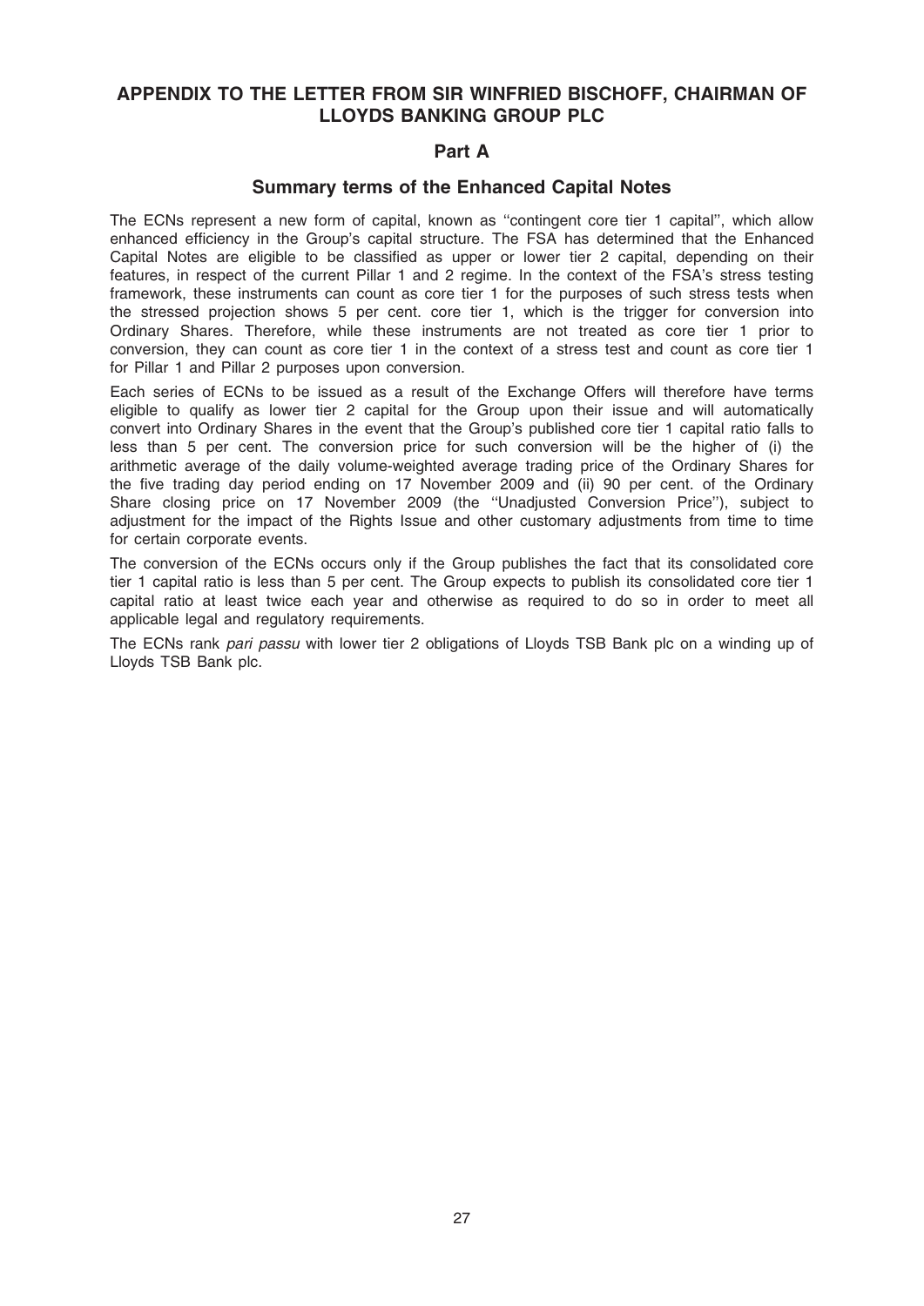## APPENDIX TO THE LETTER FROM SIR WINFRIED BISCHOFF, CHAIRMAN OF LLOYDS BANKING GROUP PLC

### Part A

### Summary terms of the Enhanced Capital Notes

The ECNs represent a new form of capital, known as ''contingent core tier 1 capital'', which allow enhanced efficiency in the Group's capital structure. The FSA has determined that the Enhanced Capital Notes are eligible to be classified as upper or lower tier 2 capital, depending on their features, in respect of the current Pillar 1 and 2 regime. In the context of the FSA's stress testing framework, these instruments can count as core tier 1 for the purposes of such stress tests when the stressed projection shows 5 per cent. core tier 1, which is the trigger for conversion into Ordinary Shares. Therefore, while these instruments are not treated as core tier 1 prior to conversion, they can count as core tier 1 in the context of a stress test and count as core tier 1 for Pillar 1 and Pillar 2 purposes upon conversion.

Each series of ECNs to be issued as a result of the Exchange Offers will therefore have terms eligible to qualify as lower tier 2 capital for the Group upon their issue and will automatically convert into Ordinary Shares in the event that the Group's published core tier 1 capital ratio falls to less than 5 per cent. The conversion price for such conversion will be the higher of (i) the arithmetic average of the daily volume-weighted average trading price of the Ordinary Shares for the five trading day period ending on 17 November 2009 and (ii) 90 per cent. of the Ordinary Share closing price on 17 November 2009 (the ''Unadjusted Conversion Price''), subject to adjustment for the impact of the Rights Issue and other customary adjustments from time to time for certain corporate events.

The conversion of the ECNs occurs only if the Group publishes the fact that its consolidated core tier 1 capital ratio is less than 5 per cent. The Group expects to publish its consolidated core tier 1 capital ratio at least twice each year and otherwise as required to do so in order to meet all applicable legal and regulatory requirements.

The ECNs rank *pari passu* with lower tier 2 obligations of Lloyds TSB Bank plc on a winding up of Lloyds TSB Bank plc.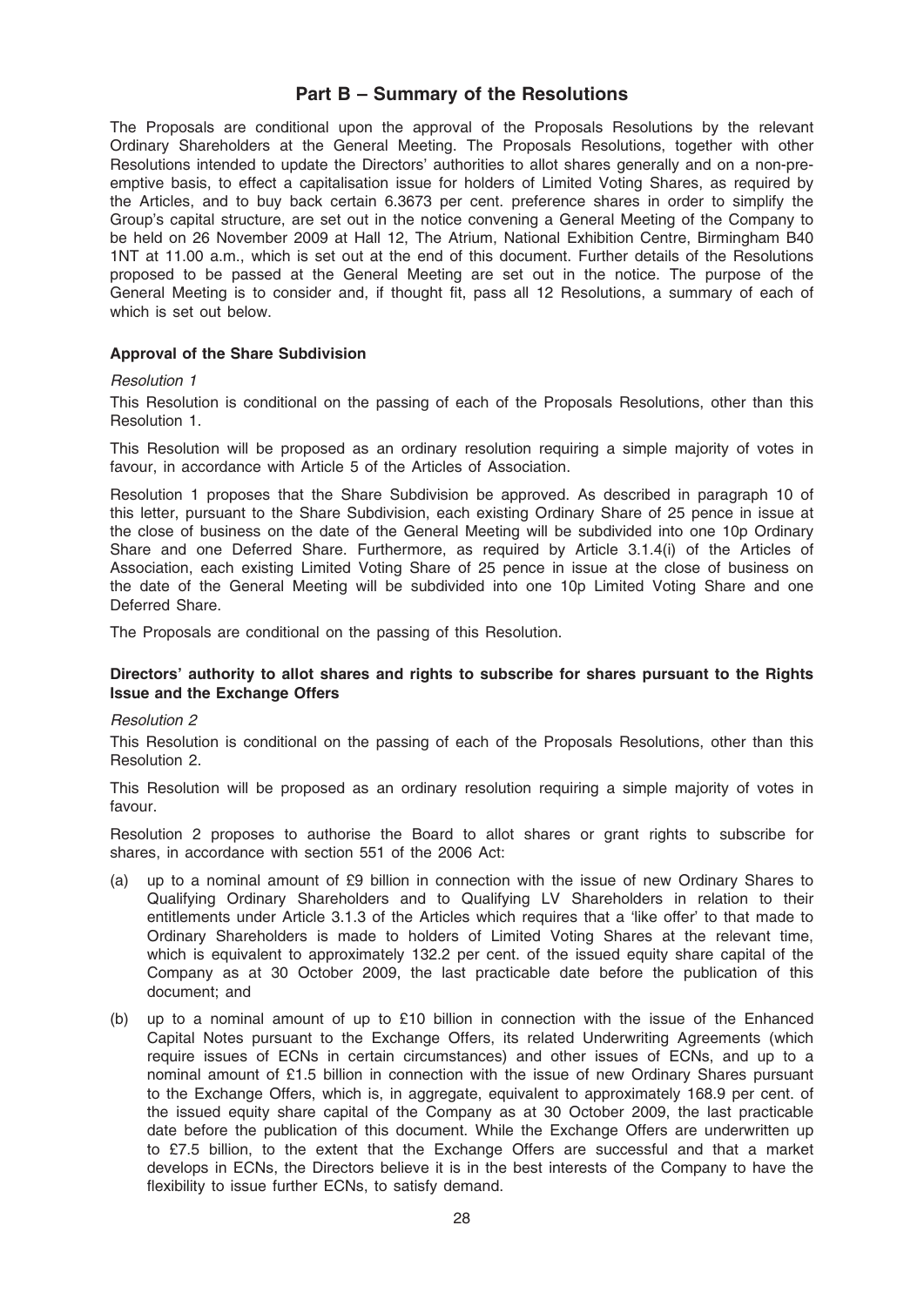## Part B – Summary of the Resolutions

The Proposals are conditional upon the approval of the Proposals Resolutions by the relevant Ordinary Shareholders at the General Meeting. The Proposals Resolutions, together with other Resolutions intended to update the Directors' authorities to allot shares generally and on a non-pre-emptive basis, to effect a capitalisation issue for holders of Limited Voting Shares, as required by the Articles, and to buy back certain 6.3673 per cent. preference shares in order to simplify the Group's capital structure, are set out in the notice convening a General Meeting of the Company to be held on 26 November 2009 at Hall 12, The Atrium, National Exhibition Centre, Birmingham B40 1NT at 11.00 a.m., which is set out at the end of this document. Further details of the Resolutions proposed to be passed at the General Meeting are set out in the notice. The purpose of the General Meeting is to consider and, if thought fit, pass all 12 Resolutions, a summary of each of which is set out below.

**Approval of the Share Subdivision**

*Resolution 1*

This Resolution is conditional on the passing of each of the Proposals Resolutions, other than this Resolution 1.

This Resolution will be proposed as an ordinary resolution requiring a simple majority of votes in favour, in accordance with Article 5 of the Articles of Association.

Resolution 1 proposes that the Share Subdivision be approved. As described in paragraph 10 of this letter, pursuant to the Share Subdivision, each existing Ordinary Share of 25 pence in issue at the close of business on the date of the General Meeting will be subdivided into one 10p Ordinary Share and one Deferred Share. Furthermore, as required by Article 3.1.4(i) of the Articles of Association, each existing Limited Voting Share of 25 pence in issue at the close of business on the date of the General Meeting will be subdivided into one 10p Limited Voting Share and one Deferred Share.

The Proposals are conditional on the passing of this Resolution.

**Directors' authority to allot shares and rights to subscribe for shares pursuant to the Rights Issue and the Exchange Offers**

*Resolution 2*

This Resolution is conditional on the passing of each of the Proposals Resolutions, other than this Resolution 2.

This Resolution will be proposed as an ordinary resolution requiring a simple majority of votes in favour.

Resolution 2 proposes to authorise the Board to allot shares or grant rights to subscribe for shares, in accordance with section 551 of the 2006 Act:

(a) up to a nominal amount of £9 billion in connection with the issue of new Ordinary Shares to Qualifying Ordinary Shareholders and to Qualifying LV Shareholders in relation to their entitlements under Article 3.1.3 of the Articles which requires that a 'like offer' to that made to Ordinary Shareholders is made to holders of Limited Voting Shares at the relevant time, which is equivalent to approximately 132.2 per cent. of the issued equity share capital of the Company as at 30 October 2009, the last practicable date before the publication of this document; and

(b) up to a nominal amount of up to £10 billion in connection with the issue of the Enhanced Capital Notes pursuant to the Exchange Offers, its related Underwriting Agreements (which require issues of ECNs in certain circumstances) and other issues of ECNs, and up to a nominal amount of £1.5 billion in connection with the issue of new Ordinary Shares pursuant to the Exchange Offers, which is, in aggregate, equivalent to approximately 168.9 per cent. of the issued equity share capital of the Company as at 30 October 2009, the last practicable date before the publication of this document. While the Exchange Offers are underwritten up to £7.5 billion, to the extent that the Exchange Offers are successful and that a market develops in ECNs, the Directors believe it is in the best interests of the Company to have the flexibility to issue further ECNs, to satisfy demand.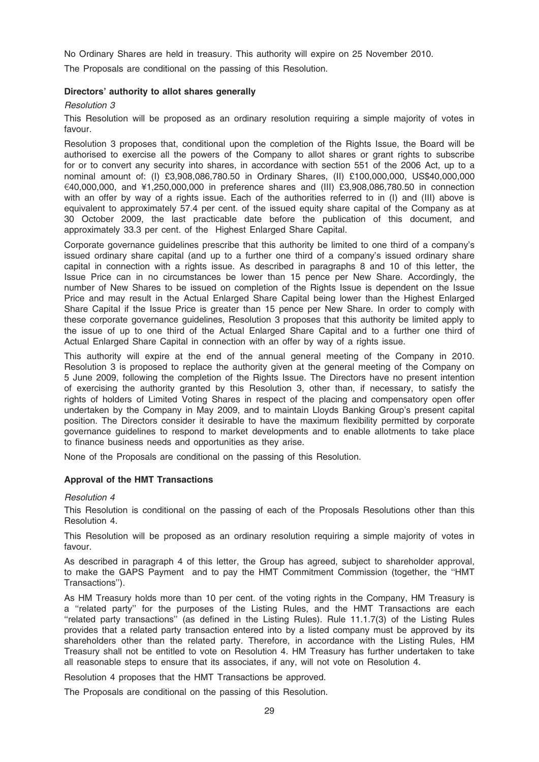No Ordinary Shares are held in treasury. This authority will expire on 25 November 2010.

The Proposals are conditional on the passing of this Resolution.

**Directors' authority to allot shares generally**

*Resolution 3*

This Resolution will be proposed as an ordinary resolution requiring a simple majority of votes in favour.

Resolution 3 proposes that, conditional upon the completion of the Rights Issue, the Board will be authorised to exercise all the powers of the Company to allot shares or grant rights to subscribe for or to convert any security into shares, in accordance with section 551 of the 2006 Act, up to a nominal amount of: (I) £3,908,086,780.50 in Ordinary Shares, (II) £100,000,000, US$40,000,000 €40,000,000, and ¥1,250,000,000 in preference shares and (III) £3,908,086,780.50 in connection with an offer by way of a rights issue. Each of the authorities referred to in (I) and (III) above is equivalent to approximately 57.4 per cent. of the issued equity share capital of the Company as at 30 October 2009, the last practicable date before the publication of this document, and approximately 33.3 per cent. of the Highest Enlarged Share Capital.

Corporate governance guidelines prescribe that this authority be limited to one third of a company's issued ordinary share capital (and up to a further one third of a company's issued ordinary share capital in connection with a rights issue. As described in paragraphs 8 and 10 of this letter, the Issue Price can in no circumstances be lower than 15 pence per New Share. Accordingly, the number of New Shares to be issued on completion of the Rights Issue is dependent on the Issue Price and may result in the Actual Enlarged Share Capital being lower than the Highest Enlarged Share Capital if the Issue Price is greater than 15 pence per New Share. In order to comply with these corporate governance guidelines, Resolution 3 proposes that this authority be limited apply to the issue of up to one third of the Actual Enlarged Share Capital and to a further one third of Actual Enlarged Share Capital in connection with an offer by way of a rights issue.

This authority will expire at the end of the annual general meeting of the Company in 2010. Resolution 3 is proposed to replace the authority given at the general meeting of the Company on 5 June 2009, following the completion of the Rights Issue. The Directors have no present intention of exercising the authority granted by this Resolution 3, other than, if necessary, to satisfy the rights of holders of Limited Voting Shares in respect of the placing and compensatory open offer undertaken by the Company in May 2009, and to maintain Lloyds Banking Group's present capital position. The Directors consider it desirable to have the maximum flexibility permitted by corporate governance guidelines to respond to market developments and to enable allotments to take place to finance business needs and opportunities as they arise.

None of the Proposals are conditional on the passing of this Resolution.

**Approval of the HMT Transactions**

*Resolution 4*

This Resolution is conditional on the passing of each of the Proposals Resolutions other than this Resolution 4.

This Resolution will be proposed as an ordinary resolution requiring a simple majority of votes in favour.

As described in paragraph 4 of this letter, the Group has agreed, subject to shareholder approval, to make the GAPS Payment and to pay the HMT Commitment Commission (together, the "HMT Transactions").

As HM Treasury holds more than 10 per cent. of the voting rights in the Company, HM Treasury is a "related party" for the purposes of the Listing Rules, and the HMT Transactions are each "related party transactions" (as defined in the Listing Rules). Rule 11.1.7(3) of the Listing Rules provides that a related party transaction entered into by a listed company must be approved by its shareholders other than the related party. Therefore, in accordance with the Listing Rules, HM Treasury shall not be entitled to vote on Resolution 4. HM Treasury has further undertaken to take all reasonable steps to ensure that its associates, if any, will not vote on Resolution 4.

Resolution 4 proposes that the HMT Transactions be approved.

The Proposals are conditional on the passing of this Resolution.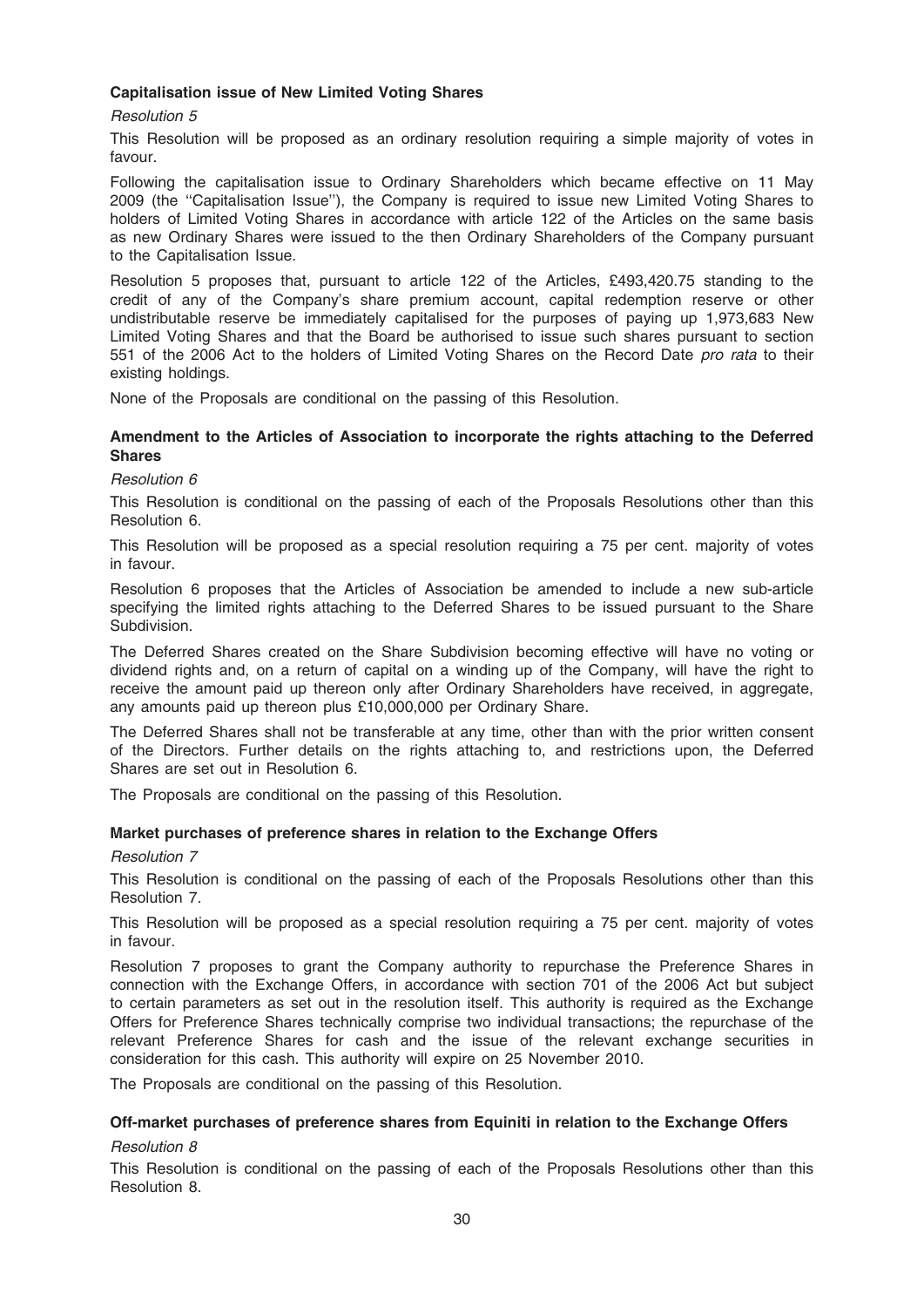**Capitalisation issue of New Limited Voting Shares**

*Resolution 5*

This Resolution will be proposed as an ordinary resolution requiring a simple majority of votes in favour.

Following the capitalisation issue to Ordinary Shareholders which became effective on 11 May 2009 (the ''Capitalisation Issue''), the Company is required to issue new Limited Voting Shares to holders of Limited Voting Shares in accordance with article 122 of the Articles on the same basis as new Ordinary Shares were issued to the then Ordinary Shareholders of the Company pursuant to the Capitalisation Issue.

Resolution 5 proposes that, pursuant to article 122 of the Articles, £493,420.75 standing to the credit of any of the Company's share premium account, capital redemption reserve or other undistributable reserve be immediately capitalised for the purposes of paying up 1,973,683 New Limited Voting Shares and that the Board be authorised to issue such shares pursuant to section 551 of the 2006 Act to the holders of Limited Voting Shares on the Record Date *pro rata* to their existing holdings.

None of the Proposals are conditional on the passing of this Resolution.

**Amendment to the Articles of Association to incorporate the rights attaching to the Deferred Shares**

*Resolution 6*

This Resolution is conditional on the passing of each of the Proposals Resolutions other than this Resolution 6.

This Resolution will be proposed as a special resolution requiring a 75 per cent. majority of votes in favour.

Resolution 6 proposes that the Articles of Association be amended to include a new sub-article specifying the limited rights attaching to the Deferred Shares to be issued pursuant to the Share Subdivision.

The Deferred Shares created on the Share Subdivision becoming effective will have no voting or dividend rights and, on a return of capital on a winding up of the Company, will have the right to receive the amount paid up thereon only after Ordinary Shareholders have received, in aggregate, any amounts paid up thereon plus £10,000,000 per Ordinary Share.

The Deferred Shares shall not be transferable at any time, other than with the prior written consent of the Directors. Further details on the rights attaching to, and restrictions upon, the Deferred Shares are set out in Resolution 6.

The Proposals are conditional on the passing of this Resolution.

**Market purchases of preference shares in relation to the Exchange Offers**

*Resolution 7*

This Resolution is conditional on the passing of each of the Proposals Resolutions other than this Resolution 7.

This Resolution will be proposed as a special resolution requiring a 75 per cent. majority of votes in favour.

Resolution 7 proposes to grant the Company authority to repurchase the Preference Shares in connection with the Exchange Offers, in accordance with section 701 of the 2006 Act but subject to certain parameters as set out in the resolution itself. This authority is required as the Exchange Offers for Preference Shares technically comprise two individual transactions; the repurchase of the relevant Preference Shares for cash and the issue of the relevant exchange securities in consideration for this cash. This authority will expire on 25 November 2010.

The Proposals are conditional on the passing of this Resolution.

**Off-market purchases of preference shares from Equiniti in relation to the Exchange Offers**

*Resolution 8*

This Resolution is conditional on the passing of each of the Proposals Resolutions other than this Resolution 8.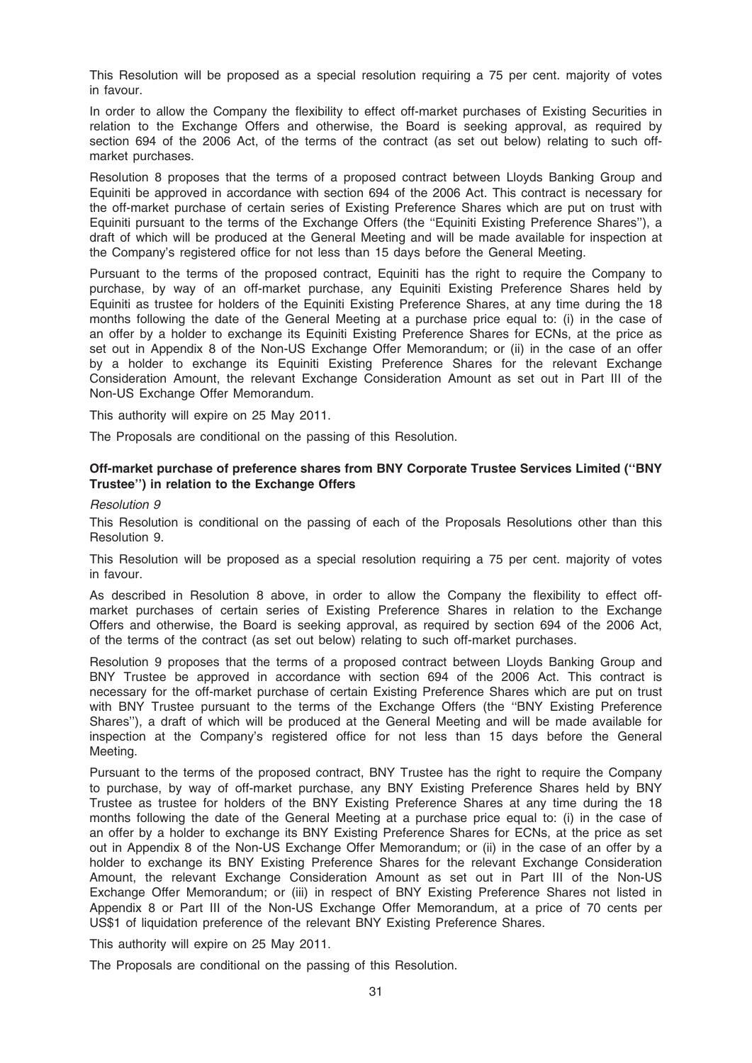This Resolution will be proposed as a special resolution requiring a 75 per cent. majority of votes in favour.

In order to allow the Company the flexibility to effect off-market purchases of Existing Securities in relation to the Exchange Offers and otherwise, the Board is seeking approval, as required by section 694 of the 2006 Act, of the terms of the contract (as set out below) relating to such off-market purchases.

Resolution 8 proposes that the terms of a proposed contract between Lloyds Banking Group and Equiniti be approved in accordance with section 694 of the 2006 Act. This contract is necessary for the off-market purchase of certain series of Existing Preference Shares which are put on trust with Equiniti pursuant to the terms of the Exchange Offers (the ''Equiniti Existing Preference Shares''), a draft of which will be produced at the General Meeting and will be made available for inspection at the Company's registered office for not less than 15 days before the General Meeting.

Pursuant to the terms of the proposed contract, Equiniti has the right to require the Company to purchase, by way of an off-market purchase, any Equiniti Existing Preference Shares held by Equiniti as trustee for holders of the Equiniti Existing Preference Shares, at any time during the 18 months following the date of the General Meeting at a purchase price equal to: (i) in the case of an offer by a holder to exchange its Equiniti Existing Preference Shares for ECNs, at the price as set out in Appendix 8 of the Non-US Exchange Offer Memorandum; or (ii) in the case of an offer by a holder to exchange its Equiniti Existing Preference Shares for the relevant Exchange Consideration Amount, the relevant Exchange Consideration Amount as set out in Part III of the Non-US Exchange Offer Memorandum.

This authority will expire on 25 May 2011.

The Proposals are conditional on the passing of this Resolution.

**Off-market purchase of preference shares from BNY Corporate Trustee Services Limited (''BNY Trustee'') in relation to the Exchange Offers**

*Resolution 9*

This Resolution is conditional on the passing of each of the Proposals Resolutions other than this Resolution 9.

This Resolution will be proposed as a special resolution requiring a 75 per cent. majority of votes in favour.

As described in Resolution 8 above, in order to allow the Company the flexibility to effect off-market purchases of certain series of Existing Preference Shares in relation to the Exchange Offers and otherwise, the Board is seeking approval, as required by section 694 of the 2006 Act, of the terms of the contract (as set out below) relating to such off-market purchases.

Resolution 9 proposes that the terms of a proposed contract between Lloyds Banking Group and BNY Trustee be approved in accordance with section 694 of the 2006 Act. This contract is necessary for the off-market purchase of certain Existing Preference Shares which are put on trust with BNY Trustee pursuant to the terms of the Exchange Offers (the ''BNY Existing Preference Shares''), a draft of which will be produced at the General Meeting and will be made available for inspection at the Company's registered office for not less than 15 days before the General Meeting.

Pursuant to the terms of the proposed contract, BNY Trustee has the right to require the Company to purchase, by way of off-market purchase, any BNY Existing Preference Shares held by BNY Trustee as trustee for holders of the BNY Existing Preference Shares at any time during the 18 months following the date of the General Meeting at a purchase price equal to: (i) in the case of an offer by a holder to exchange its BNY Existing Preference Shares for ECNs, at the price as set out in Appendix 8 of the Non-US Exchange Offer Memorandum; or (ii) in the case of an offer by a holder to exchange its BNY Existing Preference Shares for the relevant Exchange Consideration Amount, the relevant Exchange Consideration Amount as set out in Part III of the Non-US Exchange Offer Memorandum; or (iii) in respect of BNY Existing Preference Shares not listed in Appendix 8 or Part III of the Non-US Exchange Offer Memorandum, at a price of 70 cents per US$1 of liquidation preference of the relevant BNY Existing Preference Shares.

This authority will expire on 25 May 2011.

The Proposals are conditional on the passing of this Resolution.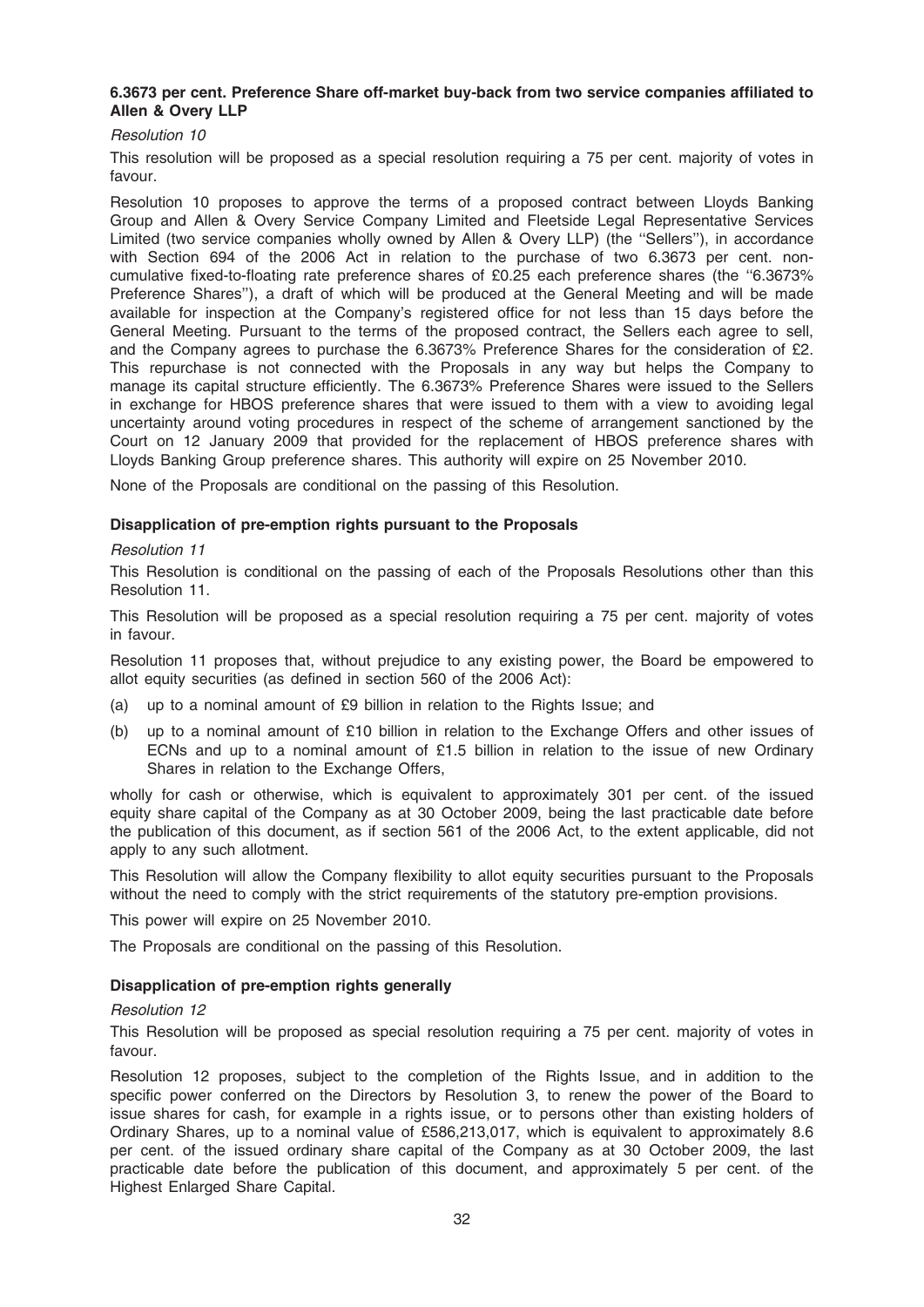### 6.3673 per cent. Preference Share off-market buy-back from two service companies affiliated to Allen & Overy LLP

*Resolution 10*

This resolution will be proposed as a special resolution requiring a 75 per cent. majority of votes in favour.

Resolution 10 proposes to approve the terms of a proposed contract between Lloyds Banking Group and Allen & Overy Service Company Limited and Fleetside Legal Representative Services Limited (two service companies wholly owned by Allen & Overy LLP) (the ''Sellers''), in accordance with Section 694 of the 2006 Act in relation to the purchase of two 6.3673 per cent. non-cumulative fixed-to-floating rate preference shares of £0.25 each preference shares (the ''6.3673% Preference Shares''), a draft of which will be produced at the General Meeting and will be made available for inspection at the Company's registered office for not less than 15 days before the General Meeting. Pursuant to the terms of the proposed contract, the Sellers each agree to sell, and the Company agrees to purchase the 6.3673% Preference Shares for the consideration of £2. This repurchase is not connected with the Proposals in any way but helps the Company to manage its capital structure efficiently. The 6.3673% Preference Shares were issued to the Sellers in exchange for HBOS preference shares that were issued to them with a view to avoiding legal uncertainty around voting procedures in respect of the scheme of arrangement sanctioned by the Court on 12 January 2009 that provided for the replacement of HBOS preference shares with Lloyds Banking Group preference shares. This authority will expire on 25 November 2010.

None of the Proposals are conditional on the passing of this Resolution.

### Disapplication of pre-emption rights pursuant to the Proposals

*Resolution 11*

This Resolution is conditional on the passing of each of the Proposals Resolutions other than this Resolution 11.

This Resolution will be proposed as a special resolution requiring a 75 per cent. majority of votes in favour.

Resolution 11 proposes that, without prejudice to any existing power, the Board be empowered to allot equity securities (as defined in section 560 of the 2006 Act):

(a) up to a nominal amount of £9 billion in relation to the Rights Issue; and

(b) up to a nominal amount of £10 billion in relation to the Exchange Offers and other issues of ECNs and up to a nominal amount of £1.5 billion in relation to the issue of new Ordinary Shares in relation to the Exchange Offers,

wholly for cash or otherwise, which is equivalent to approximately 301 per cent. of the issued equity share capital of the Company as at 30 October 2009, being the last practicable date before the publication of this document, as if section 561 of the 2006 Act, to the extent applicable, did not apply to any such allotment.

This Resolution will allow the Company flexibility to allot equity securities pursuant to the Proposals without the need to comply with the strict requirements of the statutory pre-emption provisions.

This power will expire on 25 November 2010.

The Proposals are conditional on the passing of this Resolution.

### Disapplication of pre-emption rights generally

*Resolution 12*

This Resolution will be proposed as special resolution requiring a 75 per cent. majority of votes in favour.

Resolution 12 proposes, subject to the completion of the Rights Issue, and in addition to the specific power conferred on the Directors by Resolution 3, to renew the power of the Board to issue shares for cash, for example in a rights issue, or to persons other than existing holders of Ordinary Shares, up to a nominal value of £586,213,017, which is equivalent to approximately 8.6 per cent. of the issued ordinary share capital of the Company as at 30 October 2009, the last practicable date before the publication of this document, and approximately 5 per cent. of the Highest Enlarged Share Capital.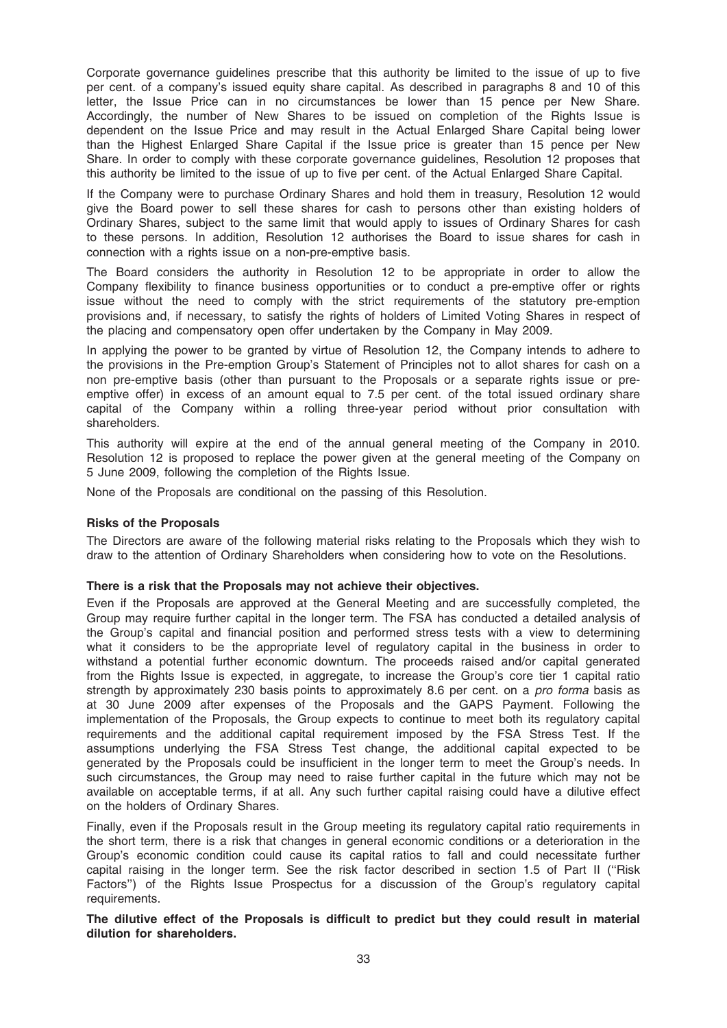Corporate governance guidelines prescribe that this authority be limited to the issue of up to five per cent. of a company's issued equity share capital. As described in paragraphs 8 and 10 of this letter, the Issue Price can in no circumstances be lower than 15 pence per New Share. Accordingly, the number of New Shares to be issued on completion of the Rights Issue is dependent on the Issue Price and may result in the Actual Enlarged Share Capital being lower than the Highest Enlarged Share Capital if the Issue price is greater than 15 pence per New Share. In order to comply with these corporate governance guidelines, Resolution 12 proposes that this authority be limited to the issue of up to five per cent. of the Actual Enlarged Share Capital.

If the Company were to purchase Ordinary Shares and hold them in treasury, Resolution 12 would give the Board power to sell these shares for cash to persons other than existing holders of Ordinary Shares, subject to the same limit that would apply to issues of Ordinary Shares for cash to these persons. In addition, Resolution 12 authorises the Board to issue shares for cash in connection with a rights issue on a non-pre-emptive basis.

The Board considers the authority in Resolution 12 to be appropriate in order to allow the Company flexibility to finance business opportunities or to conduct a pre-emptive offer or rights issue without the need to comply with the strict requirements of the statutory pre-emption provisions and, if necessary, to satisfy the rights of holders of Limited Voting Shares in respect of the placing and compensatory open offer undertaken by the Company in May 2009.

In applying the power to be granted by virtue of Resolution 12, the Company intends to adhere to the provisions in the Pre-emption Group's Statement of Principles not to allot shares for cash on a non pre-emptive basis (other than pursuant to the Proposals or a separate rights issue or pre-emptive offer) in excess of an amount equal to 7.5 per cent. of the total issued ordinary share capital of the Company within a rolling three-year period without prior consultation with shareholders.

This authority will expire at the end of the annual general meeting of the Company in 2010. Resolution 12 is proposed to replace the power given at the general meeting of the Company on 5 June 2009, following the completion of the Rights Issue.

None of the Proposals are conditional on the passing of this Resolution.

**Risks of the Proposals**

The Directors are aware of the following material risks relating to the Proposals which they wish to draw to the attention of Ordinary Shareholders when considering how to vote on the Resolutions.

**There is a risk that the Proposals may not achieve their objectives.**

Even if the Proposals are approved at the General Meeting and are successfully completed, the Group may require further capital in the longer term. The FSA has conducted a detailed analysis of the Group's capital and financial position and performed stress tests with a view to determining what it considers to be the appropriate level of regulatory capital in the business in order to withstand a potential further economic downturn. The proceeds raised and/or capital generated from the Rights Issue is expected, in aggregate, to increase the Group's core tier 1 capital ratio strength by approximately 230 basis points to approximately 8.6 per cent. on a *pro forma* basis as at 30 June 2009 after expenses of the Proposals and the GAPS Payment. Following the implementation of the Proposals, the Group expects to continue to meet both its regulatory capital requirements and the additional capital requirement imposed by the FSA Stress Test. If the assumptions underlying the FSA Stress Test change, the additional capital expected to be generated by the Proposals could be insufficient in the longer term to meet the Group's needs. In such circumstances, the Group may need to raise further capital in the future which may not be available on acceptable terms, if at all. Any such further capital raising could have a dilutive effect on the holders of Ordinary Shares.

Finally, even if the Proposals result in the Group meeting its regulatory capital ratio requirements in the short term, there is a risk that changes in general economic conditions or a deterioration in the Group's economic condition could cause its capital ratios to fall and could necessitate further capital raising in the longer term. See the risk factor described in section 1.5 of Part II ("Risk Factors") of the Rights Issue Prospectus for a discussion of the Group's regulatory capital requirements.

**The dilutive effect of the Proposals is difficult to predict but they could result in material dilution for shareholders.**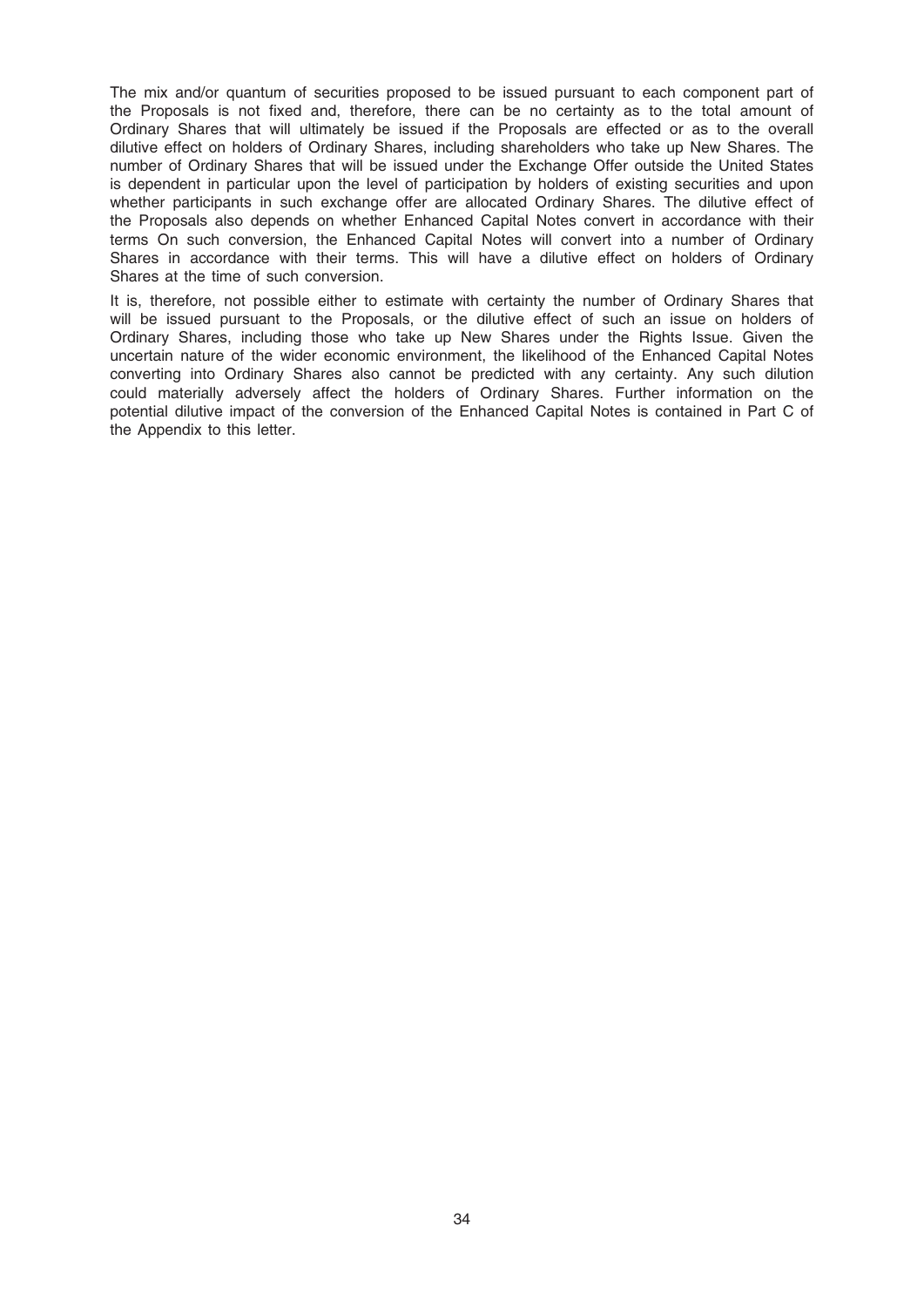The mix and/or quantum of securities proposed to be issued pursuant to each component part of the Proposals is not fixed and, therefore, there can be no certainty as to the total amount of Ordinary Shares that will ultimately be issued if the Proposals are effected or as to the overall dilutive effect on holders of Ordinary Shares, including shareholders who take up New Shares. The number of Ordinary Shares that will be issued under the Exchange Offer outside the United States is dependent in particular upon the level of participation by holders of existing securities and upon whether participants in such exchange offer are allocated Ordinary Shares. The dilutive effect of the Proposals also depends on whether Enhanced Capital Notes convert in accordance with their terms On such conversion, the Enhanced Capital Notes will convert into a number of Ordinary Shares in accordance with their terms. This will have a dilutive effect on holders of Ordinary Shares at the time of such conversion.

It is, therefore, not possible either to estimate with certainty the number of Ordinary Shares that will be issued pursuant to the Proposals, or the dilutive effect of such an issue on holders of Ordinary Shares, including those who take up New Shares under the Rights Issue. Given the uncertain nature of the wider economic environment, the likelihood of the Enhanced Capital Notes converting into Ordinary Shares also cannot be predicted with any certainty. Any such dilution could materially adversely affect the holders of Ordinary Shares. Further information on the potential dilutive impact of the conversion of the Enhanced Capital Notes is contained in Part C of the Appendix to this letter.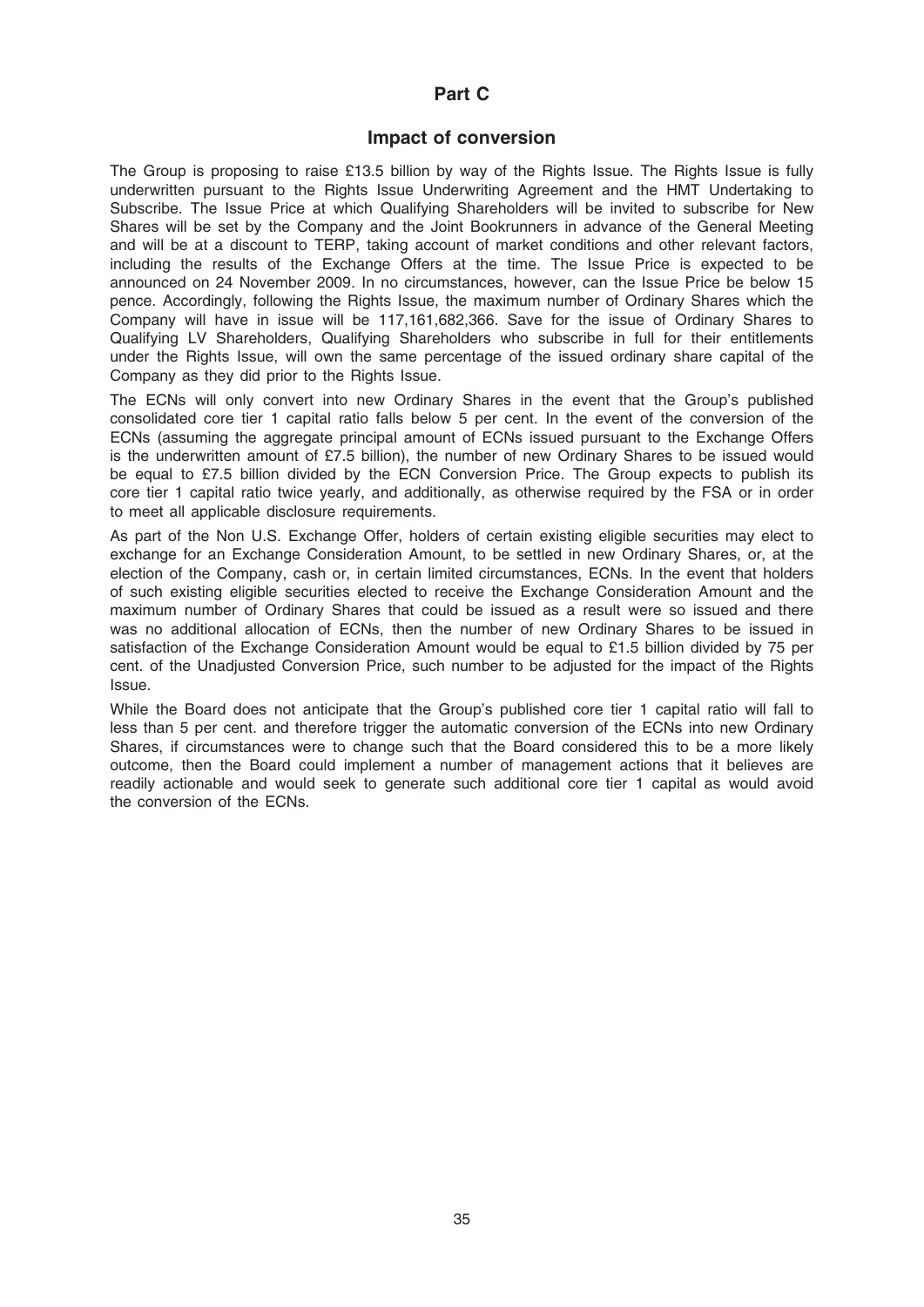## Part C

## Impact of conversion

The Group is proposing to raise £13.5 billion by way of the Rights Issue. The Rights Issue is fully underwritten pursuant to the Rights Issue Underwriting Agreement and the HMT Undertaking to Subscribe. The Issue Price at which Qualifying Shareholders will be invited to subscribe for New Shares will be set by the Company and the Joint Bookrunners in advance of the General Meeting and will be at a discount to TERP, taking account of market conditions and other relevant factors, including the results of the Exchange Offers at the time. The Issue Price is expected to be announced on 24 November 2009. In no circumstances, however, can the Issue Price be below 15 pence. Accordingly, following the Rights Issue, the maximum number of Ordinary Shares which the Company will have in issue will be 117,161,682,366. Save for the issue of Ordinary Shares to Qualifying LV Shareholders, Qualifying Shareholders who subscribe in full for their entitlements under the Rights Issue, will own the same percentage of the issued ordinary share capital of the Company as they did prior to the Rights Issue.

The ECNs will only convert into new Ordinary Shares in the event that the Group's published consolidated core tier 1 capital ratio falls below 5 per cent. In the event of the conversion of the ECNs (assuming the aggregate principal amount of ECNs issued pursuant to the Exchange Offers is the underwritten amount of £7.5 billion), the number of new Ordinary Shares to be issued would be equal to £7.5 billion divided by the ECN Conversion Price. The Group expects to publish its core tier 1 capital ratio twice yearly, and additionally, as otherwise required by the FSA or in order to meet all applicable disclosure requirements.

As part of the Non U.S. Exchange Offer, holders of certain existing eligible securities may elect to exchange for an Exchange Consideration Amount, to be settled in new Ordinary Shares, or, at the election of the Company, cash or, in certain limited circumstances, ECNs. In the event that holders of such existing eligible securities elected to receive the Exchange Consideration Amount and the maximum number of Ordinary Shares that could be issued as a result were so issued and there was no additional allocation of ECNs, then the number of new Ordinary Shares to be issued in satisfaction of the Exchange Consideration Amount would be equal to £1.5 billion divided by 75 per cent. of the Unadjusted Conversion Price, such number to be adjusted for the impact of the Rights Issue.

While the Board does not anticipate that the Group's published core tier 1 capital ratio will fall to less than 5 per cent. and therefore trigger the automatic conversion of the ECNs into new Ordinary Shares, if circumstances were to change such that the Board considered this to be a more likely outcome, then the Board could implement a number of management actions that it believes are readily actionable and would seek to generate such additional core tier 1 capital as would avoid the conversion of the ECNs.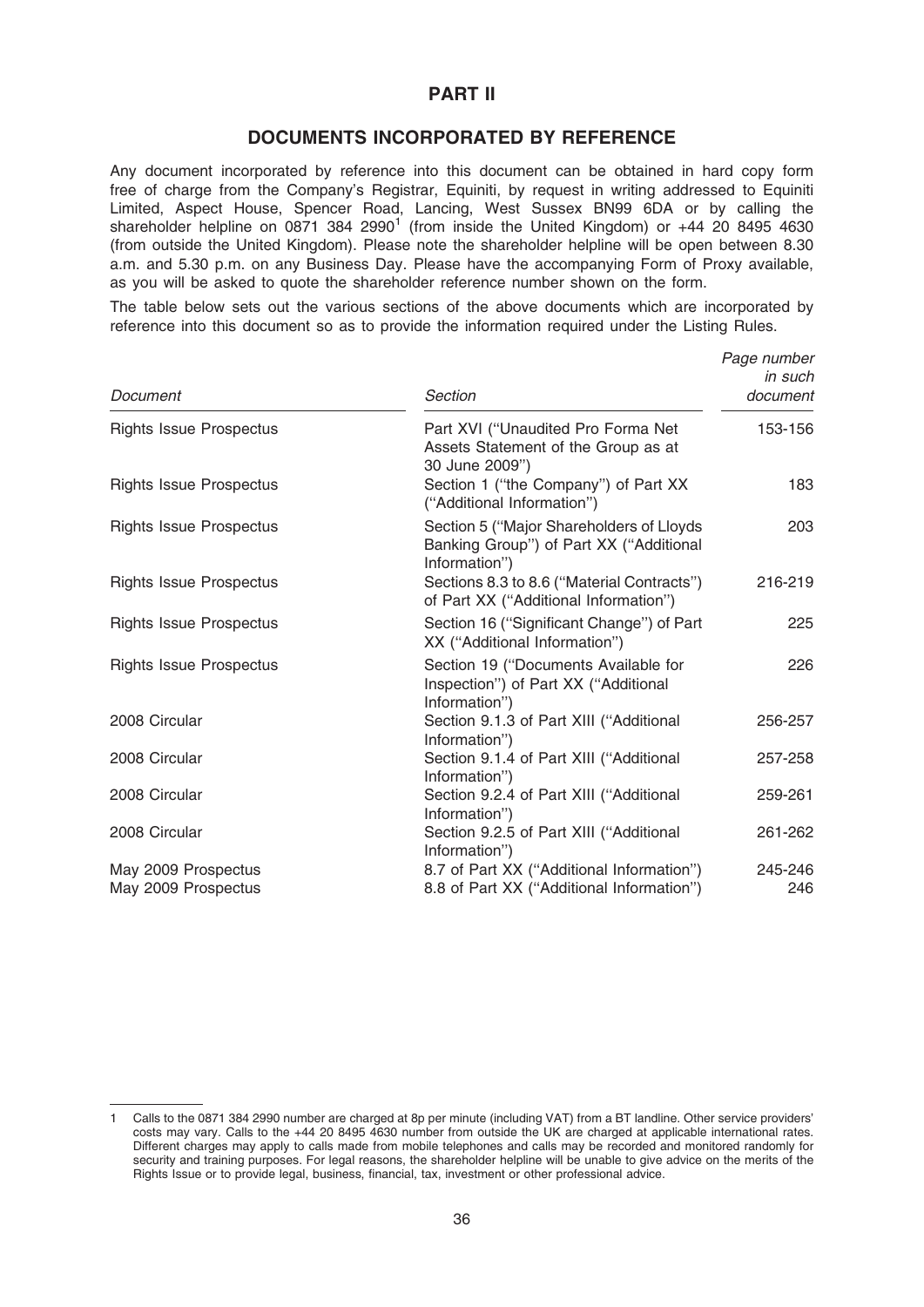# PART II

## DOCUMENTS INCORPORATED BY REFERENCE

Any document incorporated by reference into this document can be obtained in hard copy form free of charge from the Company's Registrar, Equiniti, by request in writing addressed to Equiniti Limited, Aspect House, Spencer Road, Lancing, West Sussex BN99 6DA or by calling the shareholder helpline on 0871 384 2990[1] (from inside the United Kingdom) or +44 20 8495 4630 (from outside the United Kingdom). Please note the shareholder helpline will be open between 8.30 a.m. and 5.30 p.m. on any Business Day. Please have the accompanying Form of Proxy available, as you will be asked to quote the shareholder reference number shown on the form.

The table below sets out the various sections of the above documents which are incorporated by reference into this document so as to provide the information required under the Listing Rules.

| *Document* | *Section* | *Page number in such document* |
|---|---|---|
| Rights Issue Prospectus | Part XVI (''Unaudited Pro Forma Net Assets Statement of the Group as at 30 June 2009'') | 153-156 |
| Rights Issue Prospectus | Section 1 (''the Company'') of Part XX (''Additional Information'') | 183 |
| Rights Issue Prospectus | Section 5 (''Major Shareholders of Lloyds Banking Group'') of Part XX (''Additional Information'') | 203 |
| Rights Issue Prospectus | Sections 8.3 to 8.6 (''Material Contracts'') of Part XX (''Additional Information'') | 216-219 |
| Rights Issue Prospectus | Section 16 (''Significant Change'') of Part XX (''Additional Information'') | 225 |
| Rights Issue Prospectus | Section 19 (''Documents Available for Inspection'') of Part XX (''Additional Information'') | 226 |
| 2008 Circular | Section 9.1.3 of Part XIII (''Additional Information'') | 256-257 |
| 2008 Circular | Section 9.1.4 of Part XIII (''Additional Information'') | 257-258 |
| 2008 Circular | Section 9.2.4 of Part XIII (''Additional Information'') | 259-261 |
| 2008 Circular | Section 9.2.5 of Part XIII (''Additional Information'') | 261-262 |
| May 2009 Prospectus | 8.7 of Part XX (''Additional Information'') | 245-246 |
| May 2009 Prospectus | 8.8 of Part XX (''Additional Information'') | 246 |

---

1 Calls to the 0871 384 2990 number are charged at 8p per minute (including VAT) from a BT landline. Other service providers' costs may vary. Calls to the +44 20 8495 4630 number from outside the UK are charged at applicable international rates. Different charges may apply to calls made from mobile telephones and calls may be recorded and monitored randomly for security and training purposes. For legal reasons, the shareholder helpline will be unable to give advice on the merits of the Rights Issue or to provide legal, business, financial, tax, investment or other professional advice.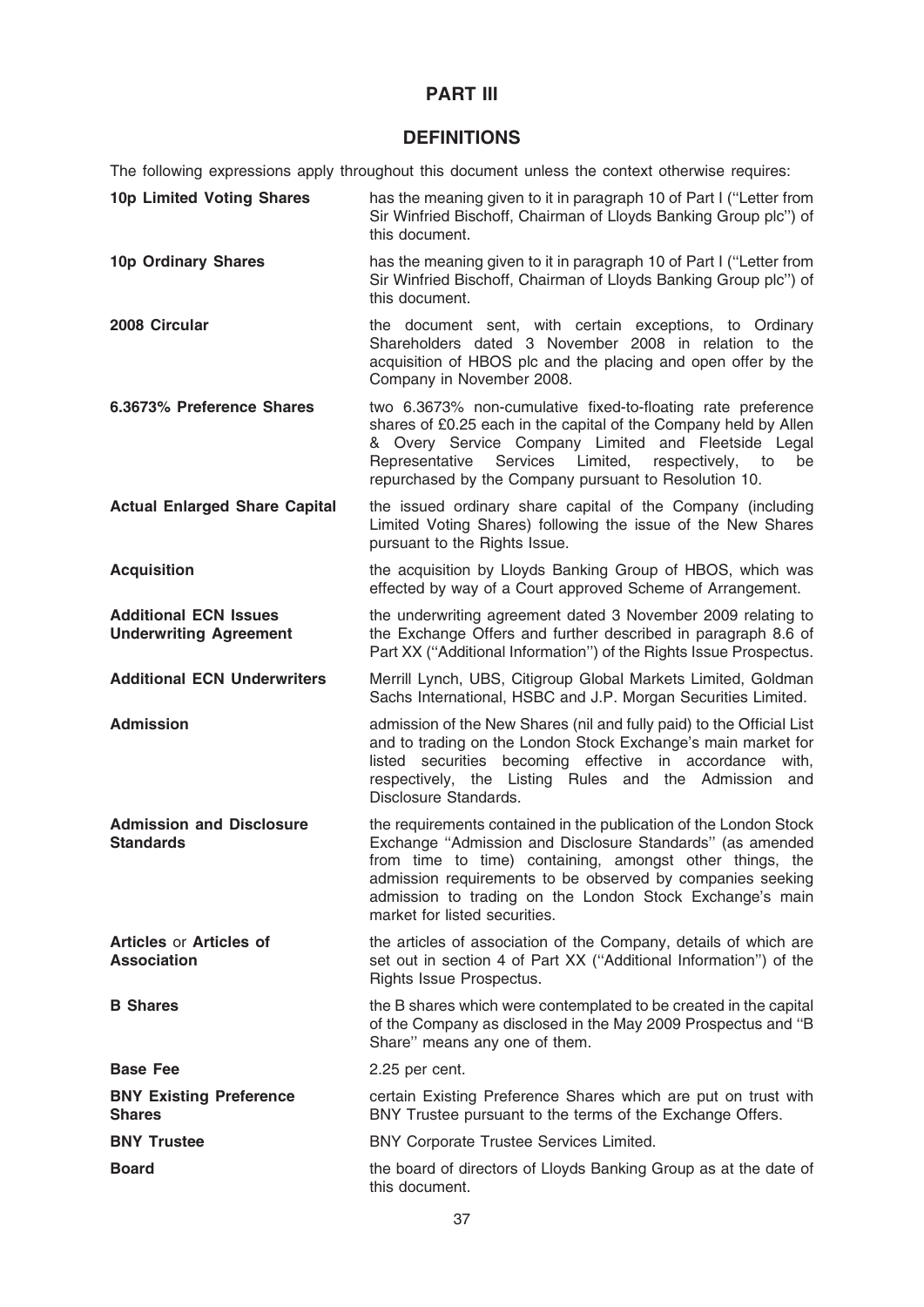# PART III

## DEFINITIONS

The following expressions apply throughout this document unless the context otherwise requires:

| | |
|---|---|
| **10p Limited Voting Shares** | has the meaning given to it in paragraph 10 of Part I ("Letter from Sir Winfried Bischoff, Chairman of Lloyds Banking Group plc") of this document. |
| **10p Ordinary Shares** | has the meaning given to it in paragraph 10 of Part I ("Letter from Sir Winfried Bischoff, Chairman of Lloyds Banking Group plc") of this document. |
| **2008 Circular** | the document sent, with certain exceptions, to Ordinary Shareholders dated 3 November 2008 in relation to the acquisition of HBOS plc and the placing and open offer by the Company in November 2008. |
| **6.3673% Preference Shares** | two 6.3673% non-cumulative fixed-to-floating rate preference shares of £0.25 each in the capital of the Company held by Allen & Overy Service Company Limited and Fleetside Legal Representative Services Limited, respectively, to be repurchased by the Company pursuant to Resolution 10. |
| **Actual Enlarged Share Capital** | the issued ordinary share capital of the Company (including Limited Voting Shares) following the issue of the New Shares pursuant to the Rights Issue. |
| **Acquisition** | the acquisition by Lloyds Banking Group of HBOS, which was effected by way of a Court approved Scheme of Arrangement. |
| **Additional ECN Issues Underwriting Agreement** | the underwriting agreement dated 3 November 2009 relating to the Exchange Offers and further described in paragraph 8.6 of Part XX ("Additional Information") of the Rights Issue Prospectus. |
| **Additional ECN Underwriters** | Merrill Lynch, UBS, Citigroup Global Markets Limited, Goldman Sachs International, HSBC and J.P. Morgan Securities Limited. |
| **Admission** | admission of the New Shares (nil and fully paid) to the Official List and to trading on the London Stock Exchange's main market for listed securities becoming effective in accordance with, respectively, the Listing Rules and the Admission and Disclosure Standards. |
| **Admission and Disclosure Standards** | the requirements contained in the publication of the London Stock Exchange "Admission and Disclosure Standards" (as amended from time to time) containing, amongst other things, the admission requirements to be observed by companies seeking admission to trading on the London Stock Exchange's main market for listed securities. |
| **Articles** or **Articles of Association** | the articles of association of the Company, details of which are set out in section 4 of Part XX ("Additional Information") of the Rights Issue Prospectus. |
| **B Shares** | the B shares which were contemplated to be created in the capital of the Company as disclosed in the May 2009 Prospectus and "B Share" means any one of them. |
| **Base Fee** | 2.25 per cent. |
| **BNY Existing Preference Shares** | certain Existing Preference Shares which are put on trust with BNY Trustee pursuant to the terms of the Exchange Offers. |
| **BNY Trustee** | BNY Corporate Trustee Services Limited. |
| **Board** | the board of directors of Lloyds Banking Group as at the date of this document. |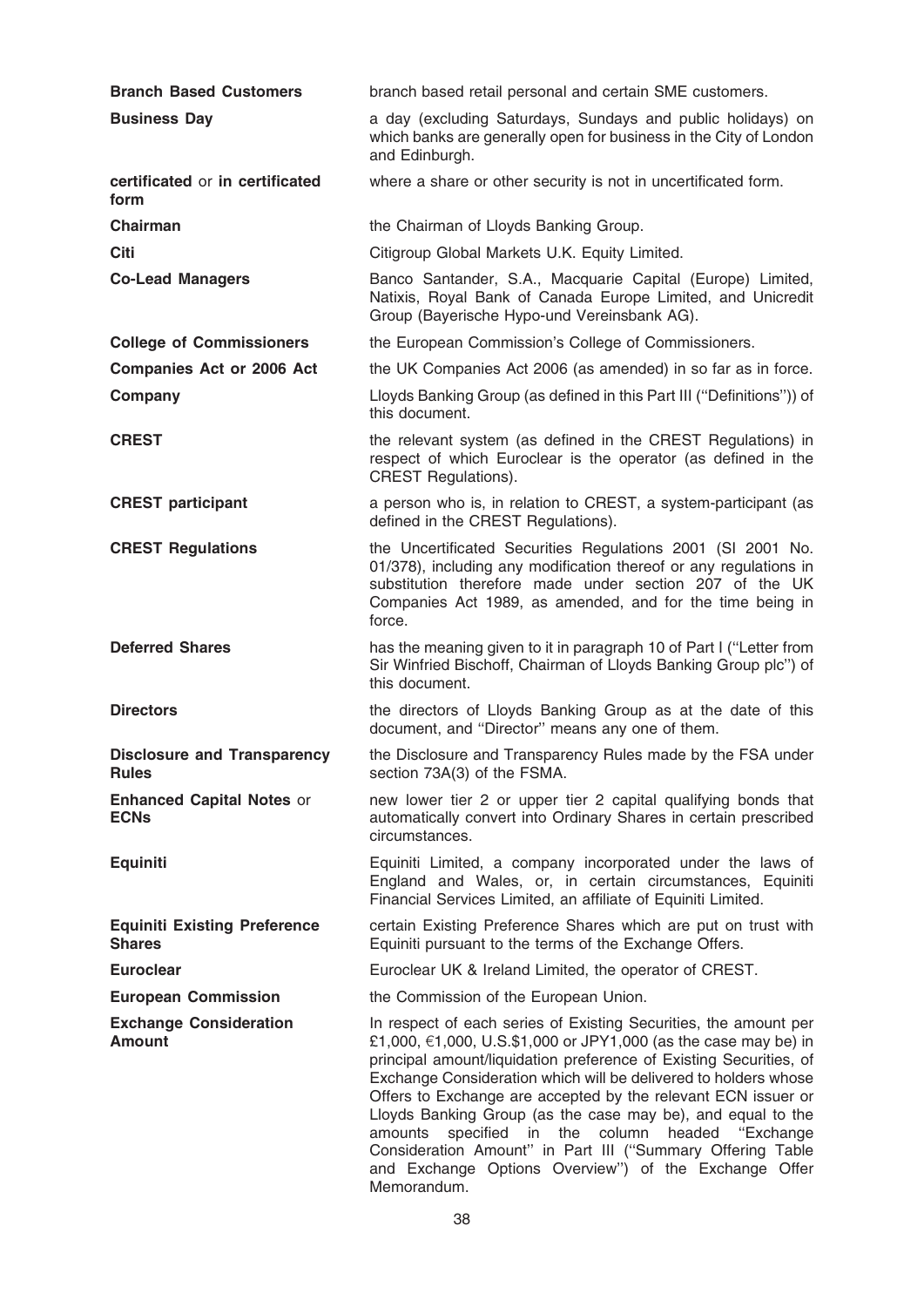| | |
|---|---|
| **Branch Based Customers** | branch based retail personal and certain SME customers. |
| **Business Day** | a day (excluding Saturdays, Sundays and public holidays) on which banks are generally open for business in the City of London and Edinburgh. |
| **certificated** or **in certificated form** | where a share or other security is not in uncertificated form. |
| **Chairman** | the Chairman of Lloyds Banking Group. |
| **Citi** | Citigroup Global Markets U.K. Equity Limited. |
| **Co-Lead Managers** | Banco Santander, S.A., Macquarie Capital (Europe) Limited, Natixis, Royal Bank of Canada Europe Limited, and Unicredit Group (Bayerische Hypo-und Vereinsbank AG). |
| **College of Commissioners** | the European Commission's College of Commissioners. |
| **Companies Act or 2006 Act** | the UK Companies Act 2006 (as amended) in so far as in force. |
| **Company** | Lloyds Banking Group (as defined in this Part III (''Definitions'')) of this document. |
| **CREST** | the relevant system (as defined in the CREST Regulations) in respect of which Euroclear is the operator (as defined in the CREST Regulations). |
| **CREST participant** | a person who is, in relation to CREST, a system-participant (as defined in the CREST Regulations). |
| **CREST Regulations** | the Uncertificated Securities Regulations 2001 (SI 2001 No. 01/378), including any modification thereof or any regulations in substitution therefore made under section 207 of the UK Companies Act 1989, as amended, and for the time being in force. |
| **Deferred Shares** | has the meaning given to it in paragraph 10 of Part I (''Letter from Sir Winfried Bischoff, Chairman of Lloyds Banking Group plc'') of this document. |
| **Directors** | the directors of Lloyds Banking Group as at the date of this document, and ''Director'' means any one of them. |
| **Disclosure and Transparency Rules** | the Disclosure and Transparency Rules made by the FSA under section 73A(3) of the FSMA. |
| **Enhanced Capital Notes** or **ECNs** | new lower tier 2 or upper tier 2 capital qualifying bonds that automatically convert into Ordinary Shares in certain prescribed circumstances. |
| **Equiniti** | Equiniti Limited, a company incorporated under the laws of England and Wales, or, in certain circumstances, Equiniti Financial Services Limited, an affiliate of Equiniti Limited. |
| **Equiniti Existing Preference Shares** | certain Existing Preference Shares which are put on trust with Equiniti pursuant to the terms of the Exchange Offers. |
| **Euroclear** | Euroclear UK & Ireland Limited, the operator of CREST. |
| **European Commission** | the Commission of the European Union. |
| **Exchange Consideration Amount** | In respect of each series of Existing Securities, the amount per £1,000, €1,000, U.S.$1,000 or JPY1,000 (as the case may be) in principal amount/liquidation preference of Existing Securities, of Exchange Consideration which will be delivered to holders whose Offers to Exchange are accepted by the relevant ECN issuer or Lloyds Banking Group (as the case may be), and equal to the amounts specified in the column headed ''Exchange Consideration Amount'' in Part III (''Summary Offering Table and Exchange Options Overview'') of the Exchange Offer Memorandum. |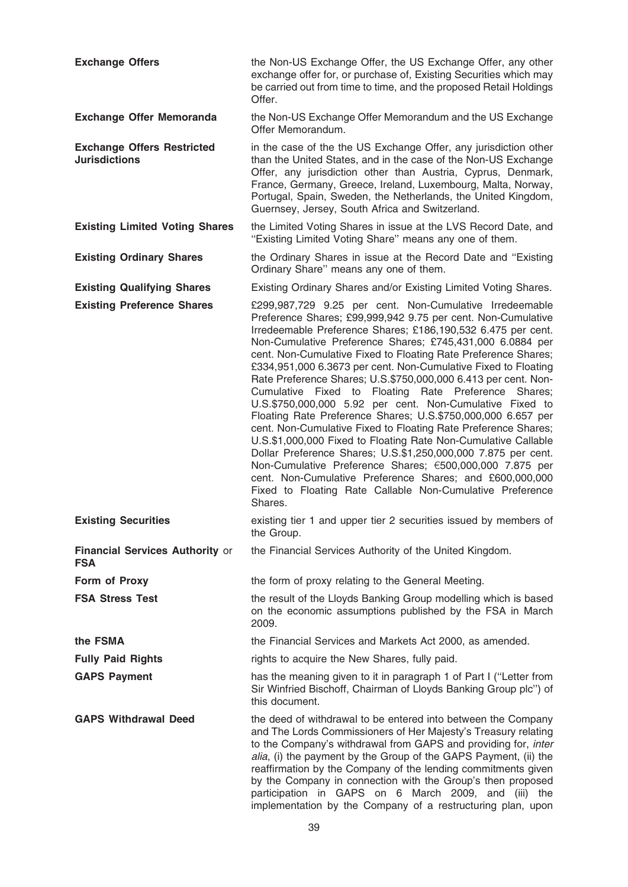| | |
|---|---|
| **Exchange Offers** | the Non-US Exchange Offer, the US Exchange Offer, any other exchange offer for, or purchase of, Existing Securities which may be carried out from time to time, and the proposed Retail Holdings Offer. |
| **Exchange Offer Memoranda** | the Non-US Exchange Offer Memorandum and the US Exchange Offer Memorandum. |
| **Exchange Offers Restricted Jurisdictions** | in the case of the the US Exchange Offer, any jurisdiction other than the United States, and in the case of the Non-US Exchange Offer, any jurisdiction other than Austria, Cyprus, Denmark, France, Germany, Greece, Ireland, Luxembourg, Malta, Norway, Portugal, Spain, Sweden, the Netherlands, the United Kingdom, Guernsey, Jersey, South Africa and Switzerland. |
| **Existing Limited Voting Shares** | the Limited Voting Shares in issue at the LVS Record Date, and ''Existing Limited Voting Share'' means any one of them. |
| **Existing Ordinary Shares** | the Ordinary Shares in issue at the Record Date and ''Existing Ordinary Share'' means any one of them. |
| **Existing Qualifying Shares** | Existing Ordinary Shares and/or Existing Limited Voting Shares. |
| **Existing Preference Shares** | £299,987,729 9.25 per cent. Non-Cumulative Irredeemable Preference Shares; £99,999,942 9.75 per cent. Non-Cumulative Irredeemable Preference Shares; £186,190,532 6.475 per cent. Non-Cumulative Preference Shares; £745,431,000 6.0884 per cent. Non-Cumulative Fixed to Floating Rate Preference Shares; £334,951,000 6.3673 per cent. Non-Cumulative Fixed to Floating Rate Preference Shares; U.S.$750,000,000 6.413 per cent. Non-Cumulative Fixed to Floating Rate Preference Shares; U.S.$750,000,000 5.92 per cent. Non-Cumulative Fixed to Floating Rate Preference Shares; U.S.$750,000,000 6.657 per cent. Non-Cumulative Fixed to Floating Rate Preference Shares; U.S.$1,000,000 Fixed to Floating Rate Non-Cumulative Callable Dollar Preference Shares; U.S.$1,250,000,000 7.875 per cent. Non-Cumulative Preference Shares; €500,000,000 7.875 per cent. Non-Cumulative Preference Shares; and £600,000,000 Fixed to Floating Rate Callable Non-Cumulative Preference Shares. |
| **Existing Securities** | existing tier 1 and upper tier 2 securities issued by members of the Group. |
| **Financial Services Authority** or **FSA** | the Financial Services Authority of the United Kingdom. |
| **Form of Proxy** | the form of proxy relating to the General Meeting. |
| **FSA Stress Test** | the result of the Lloyds Banking Group modelling which is based on the economic assumptions published by the FSA in March 2009. |
| **the FSMA** | the Financial Services and Markets Act 2000, as amended. |
| **Fully Paid Rights** | rights to acquire the New Shares, fully paid. |
| **GAPS Payment** | has the meaning given to it in paragraph 1 of Part I (''Letter from Sir Winfried Bischoff, Chairman of Lloyds Banking Group plc'') of this document. |
| **GAPS Withdrawal Deed** | the deed of withdrawal to be entered into between the Company and The Lords Commissioners of Her Majesty's Treasury relating to the Company's withdrawal from GAPS and providing for, *inter alia*, (i) the payment by the Group of the GAPS Payment, (ii) the reaffirmation by the Company of the lending commitments given by the Company in connection with the Group's then proposed participation in GAPS on 6 March 2009, and (iii) the implementation by the Company of a restructuring plan, upon |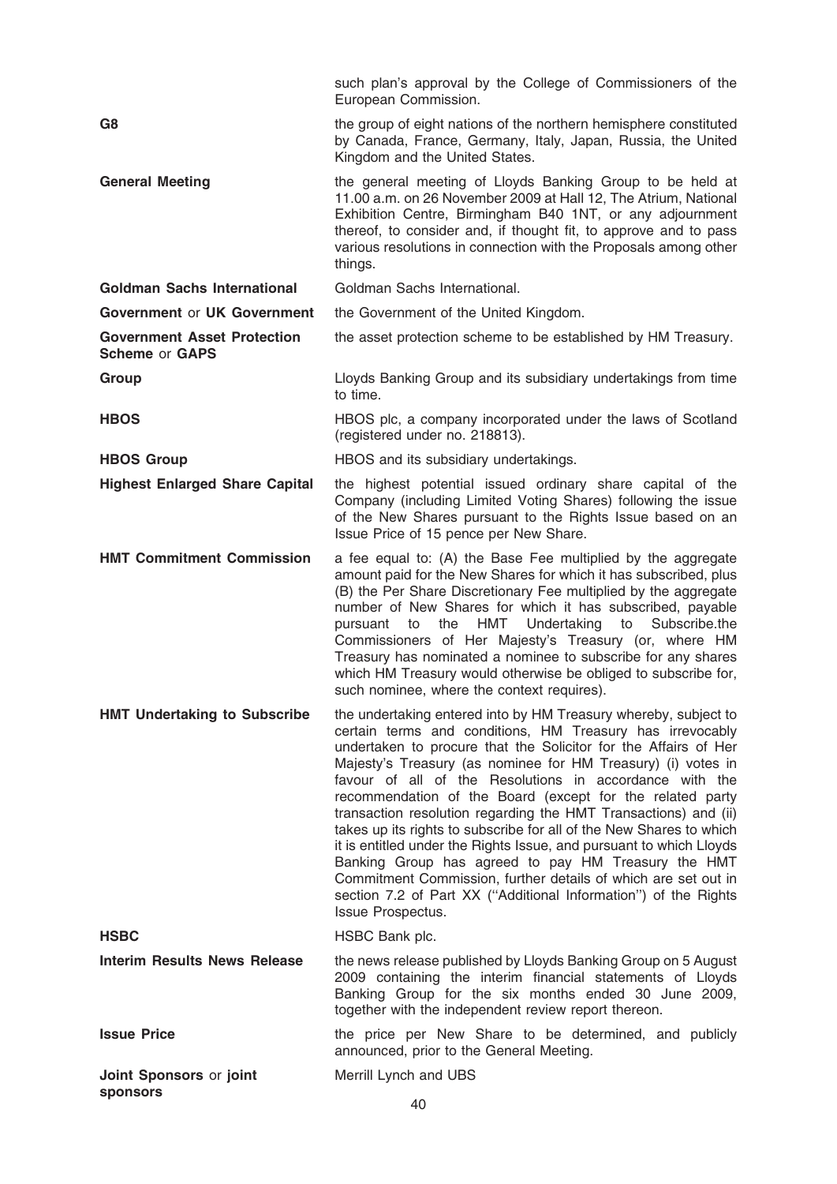| | |
|---|---|
| | such plan's approval by the College of Commissioners of the European Commission. |
| **G8** | the group of eight nations of the northern hemisphere constituted by Canada, France, Germany, Italy, Japan, Russia, the United Kingdom and the United States. |
| **General Meeting** | the general meeting of Lloyds Banking Group to be held at 11.00 a.m. on 26 November 2009 at Hall 12, The Atrium, National Exhibition Centre, Birmingham B40 1NT, or any adjournment thereof, to consider and, if thought fit, to approve and to pass various resolutions in connection with the Proposals among other things. |
| **Goldman Sachs International** | Goldman Sachs International. |
| **Government** or **UK Government** | the Government of the United Kingdom. |
| **Government Asset Protection Scheme** or **GAPS** | the asset protection scheme to be established by HM Treasury. |
| **Group** | Lloyds Banking Group and its subsidiary undertakings from time to time. |
| **HBOS** | HBOS plc, a company incorporated under the laws of Scotland (registered under no. 218813). |
| **HBOS Group** | HBOS and its subsidiary undertakings. |
| **Highest Enlarged Share Capital** | the highest potential issued ordinary share capital of the Company (including Limited Voting Shares) following the issue of the New Shares pursuant to the Rights Issue based on an Issue Price of 15 pence per New Share. |
| **HMT Commitment Commission** | a fee equal to: (A) the Base Fee multiplied by the aggregate amount paid for the New Shares for which it has subscribed, plus (B) the Per Share Discretionary Fee multiplied by the aggregate number of New Shares for which it has subscribed, payable pursuant to the HMT Undertaking to Subscribe.the Commissioners of Her Majesty's Treasury (or, where HM Treasury has nominated a nominee to subscribe for any shares which HM Treasury would otherwise be obliged to subscribe for, such nominee, where the context requires). |
| **HMT Undertaking to Subscribe** | the undertaking entered into by HM Treasury whereby, subject to certain terms and conditions, HM Treasury has irrevocably undertaken to procure that the Solicitor for the Affairs of Her Majesty's Treasury (as nominee for HM Treasury) (i) votes in favour of all of the Resolutions in accordance with the recommendation of the Board (except for the related party transaction resolution regarding the HMT Transactions) and (ii) takes up its rights to subscribe for all of the New Shares to which it is entitled under the Rights Issue, and pursuant to which Lloyds Banking Group has agreed to pay HM Treasury the HMT Commitment Commission, further details of which are set out in section 7.2 of Part XX ("Additional Information") of the Rights Issue Prospectus. |
| **HSBC** | HSBC Bank plc. |
| **Interim Results News Release** | the news release published by Lloyds Banking Group on 5 August 2009 containing the interim financial statements of Lloyds Banking Group for the six months ended 30 June 2009, together with the independent review report thereon. |
| **Issue Price** | the price per New Share to be determined, and publicly announced, prior to the General Meeting. |
| **Joint Sponsors** or **joint sponsors** | Merrill Lynch and UBS |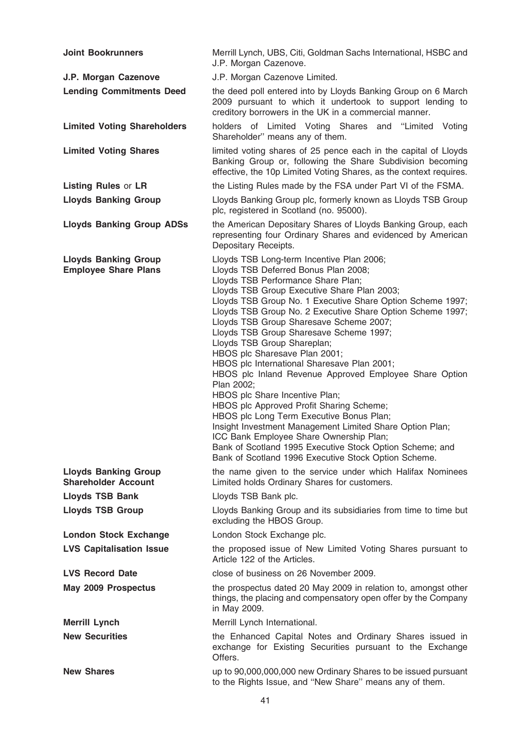| | |
|---|---|
| **Joint Bookrunners** | Merrill Lynch, UBS, Citi, Goldman Sachs International, HSBC and J.P. Morgan Cazenove. |
| **J.P. Morgan Cazenove** | J.P. Morgan Cazenove Limited. |
| **Lending Commitments Deed** | the deed poll entered into by Lloyds Banking Group on 6 March 2009 pursuant to which it undertook to support lending to creditory borrowers in the UK in a commercial manner. |
| **Limited Voting Shareholders** | holders of Limited Voting Shares and "Limited Voting Shareholder" means any of them. |
| **Limited Voting Shares** | limited voting shares of 25 pence each in the capital of Lloyds Banking Group or, following the Share Subdivision becoming effective, the 10p Limited Voting Shares, as the context requires. |
| **Listing Rules** or **LR** | the Listing Rules made by the FSA under Part VI of the FSMA. |
| **Lloyds Banking Group** | Lloyds Banking Group plc, formerly known as Lloyds TSB Group plc, registered in Scotland (no. 95000). |
| **Lloyds Banking Group ADSs** | the American Depositary Shares of Lloyds Banking Group, each representing four Ordinary Shares and evidenced by American Depositary Receipts. |
| **Lloyds Banking Group Employee Share Plans** | Lloyds TSB Long-term Incentive Plan 2006;<br>Lloyds TSB Deferred Bonus Plan 2008;<br>Lloyds TSB Performance Share Plan;<br>Lloyds TSB Group Executive Share Plan 2003;<br>Lloyds TSB Group No. 1 Executive Share Option Scheme 1997;<br>Lloyds TSB Group No. 2 Executive Share Option Scheme 1997;<br>Lloyds TSB Group Sharesave Scheme 2007;<br>Lloyds TSB Group Sharesave Scheme 1997;<br>Lloyds TSB Group Shareplan;<br>HBOS plc Sharesave Plan 2001;<br>HBOS plc International Sharesave Plan 2001;<br>HBOS plc Inland Revenue Approved Employee Share Option Plan 2002;<br>HBOS plc Share Incentive Plan;<br>HBOS plc Approved Profit Sharing Scheme;<br>HBOS plc Long Term Executive Bonus Plan;<br>Insight Investment Management Limited Share Option Plan;<br>ICC Bank Employee Share Ownership Plan;<br>Bank of Scotland 1995 Executive Stock Option Scheme; and<br>Bank of Scotland 1996 Executive Stock Option Scheme. |
| **Lloyds Banking Group Shareholder Account** | the name given to the service under which Halifax Nominees Limited holds Ordinary Shares for customers. |
| **Lloyds TSB Bank** | Lloyds TSB Bank plc. |
| **Lloyds TSB Group** | Lloyds Banking Group and its subsidiaries from time to time but excluding the HBOS Group. |
| **London Stock Exchange** | London Stock Exchange plc. |
| **LVS Capitalisation Issue** | the proposed issue of New Limited Voting Shares pursuant to Article 122 of the Articles. |
| **LVS Record Date** | close of business on 26 November 2009. |
| **May 2009 Prospectus** | the prospectus dated 20 May 2009 in relation to, amongst other things, the placing and compensatory open offer by the Company in May 2009. |
| **Merrill Lynch** | Merrill Lynch International. |
| **New Securities** | the Enhanced Capital Notes and Ordinary Shares issued in exchange for Existing Securities pursuant to the Exchange Offers. |
| **New Shares** | up to 90,000,000,000 new Ordinary Shares to be issued pursuant to the Rights Issue, and "New Share" means any of them. |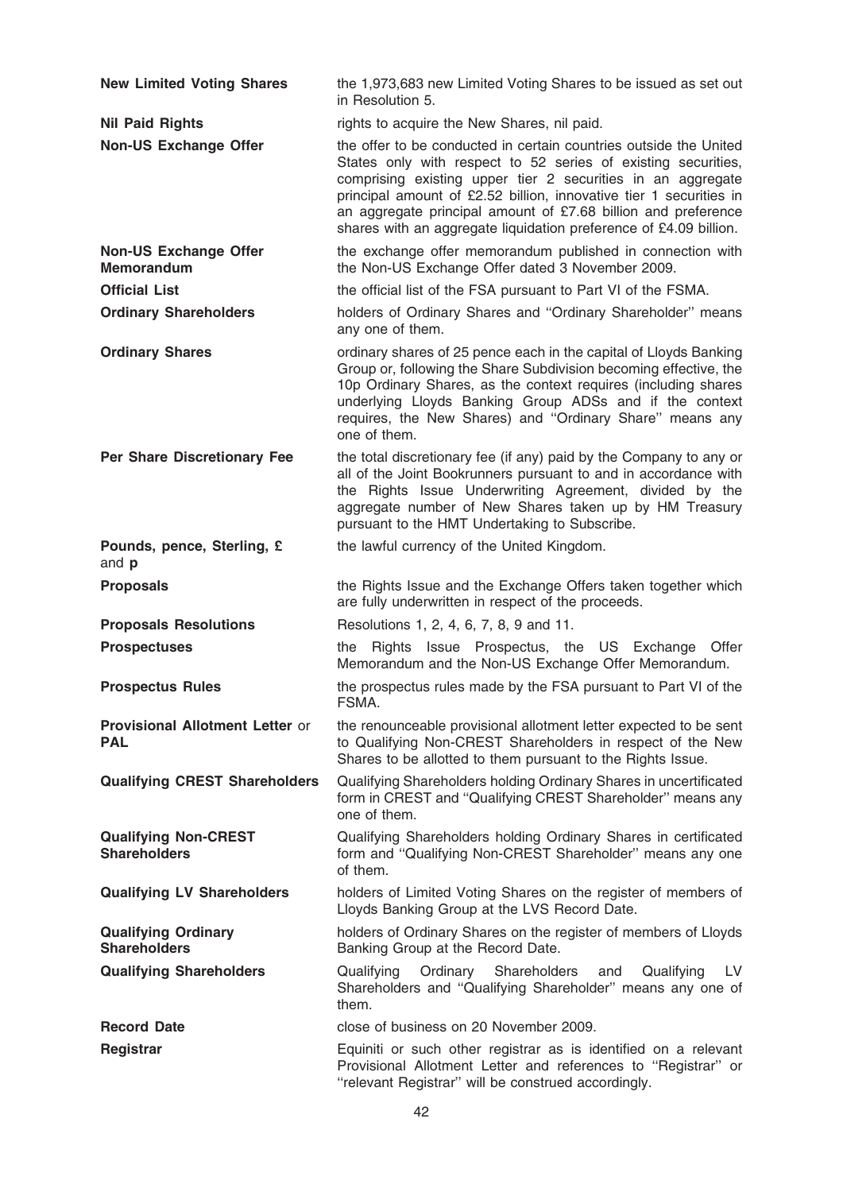| | |
|---|---|
| **New Limited Voting Shares** | the 1,973,683 new Limited Voting Shares to be issued as set out in Resolution 5. |
| **Nil Paid Rights** | rights to acquire the New Shares, nil paid. |
| **Non-US Exchange Offer** | the offer to be conducted in certain countries outside the United States only with respect to 52 series of existing securities, comprising existing upper tier 2 securities in an aggregate principal amount of £2.52 billion, innovative tier 1 securities in an aggregate principal amount of £7.68 billion and preference shares with an aggregate liquidation preference of £4.09 billion. |
| **Non-US Exchange Offer Memorandum** | the exchange offer memorandum published in connection with the Non-US Exchange Offer dated 3 November 2009. |
| **Official List** | the official list of the FSA pursuant to Part VI of the FSMA. |
| **Ordinary Shareholders** | holders of Ordinary Shares and "Ordinary Shareholder" means any one of them. |
| **Ordinary Shares** | ordinary shares of 25 pence each in the capital of Lloyds Banking Group or, following the Share Subdivision becoming effective, the 10p Ordinary Shares, as the context requires (including shares underlying Lloyds Banking Group ADSs and if the context requires, the New Shares) and "Ordinary Share" means any one of them. |
| **Per Share Discretionary Fee** | the total discretionary fee (if any) paid by the Company to any or all of the Joint Bookrunners pursuant to and in accordance with the Rights Issue Underwriting Agreement, divided by the aggregate number of New Shares taken up by HM Treasury pursuant to the HMT Undertaking to Subscribe. |
| **Pounds, pence, Sterling, £ and p** | the lawful currency of the United Kingdom. |
| **Proposals** | the Rights Issue and the Exchange Offers taken together which are fully underwritten in respect of the proceeds. |
| **Proposals Resolutions** | Resolutions 1, 2, 4, 6, 7, 8, 9 and 11. |
| **Prospectuses** | the Rights Issue Prospectus, the US Exchange Offer Memorandum and the Non-US Exchange Offer Memorandum. |
| **Prospectus Rules** | the prospectus rules made by the FSA pursuant to Part VI of the FSMA. |
| **Provisional Allotment Letter** or **PAL** | the renounceable provisional allotment letter expected to be sent to Qualifying Non-CREST Shareholders in respect of the New Shares to be allotted to them pursuant to the Rights Issue. |
| **Qualifying CREST Shareholders** | Qualifying Shareholders holding Ordinary Shares in uncertificated form in CREST and "Qualifying CREST Shareholder" means any one of them. |
| **Qualifying Non-CREST Shareholders** | Qualifying Shareholders holding Ordinary Shares in certificated form and "Qualifying Non-CREST Shareholder" means any one of them. |
| **Qualifying LV Shareholders** | holders of Limited Voting Shares on the register of members of Lloyds Banking Group at the LVS Record Date. |
| **Qualifying Ordinary Shareholders** | holders of Ordinary Shares on the register of members of Lloyds Banking Group at the Record Date. |
| **Qualifying Shareholders** | Qualifying Ordinary Shareholders and Qualifying LV Shareholders and "Qualifying Shareholder" means any one of them. |
| **Record Date** | close of business on 20 November 2009. |
| **Registrar** | Equiniti or such other registrar as is identified on a relevant Provisional Allotment Letter and references to "Registrar" or "relevant Registrar" will be construed accordingly. |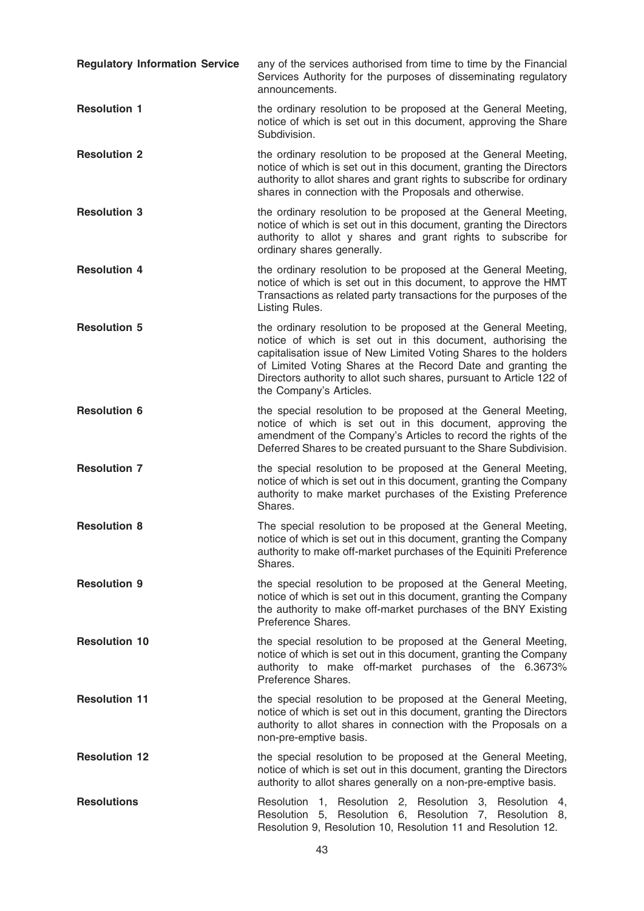| | |
|---|---|
| **Regulatory Information Service** | any of the services authorised from time to time by the Financial Services Authority for the purposes of disseminating regulatory announcements. |
| **Resolution 1** | the ordinary resolution to be proposed at the General Meeting, notice of which is set out in this document, approving the Share Subdivision. |
| **Resolution 2** | the ordinary resolution to be proposed at the General Meeting, notice of which is set out in this document, granting the Directors authority to allot shares and grant rights to subscribe for ordinary shares in connection with the Proposals and otherwise. |
| **Resolution 3** | the ordinary resolution to be proposed at the General Meeting, notice of which is set out in this document, granting the Directors authority to allot y shares and grant rights to subscribe for ordinary shares generally. |
| **Resolution 4** | the ordinary resolution to be proposed at the General Meeting, notice of which is set out in this document, to approve the HMT Transactions as related party transactions for the purposes of the Listing Rules. |
| **Resolution 5** | the ordinary resolution to be proposed at the General Meeting, notice of which is set out in this document, authorising the capitalisation issue of New Limited Voting Shares to the holders of Limited Voting Shares at the Record Date and granting the Directors authority to allot such shares, pursuant to Article 122 of the Company's Articles. |
| **Resolution 6** | the special resolution to be proposed at the General Meeting, notice of which is set out in this document, approving the amendment of the Company's Articles to record the rights of the Deferred Shares to be created pursuant to the Share Subdivision. |
| **Resolution 7** | the special resolution to be proposed at the General Meeting, notice of which is set out in this document, granting the Company authority to make market purchases of the Existing Preference Shares. |
| **Resolution 8** | The special resolution to be proposed at the General Meeting, notice of which is set out in this document, granting the Company authority to make off-market purchases of the Equiniti Preference Shares. |
| **Resolution 9** | the special resolution to be proposed at the General Meeting, notice of which is set out in this document, granting the Company the authority to make off-market purchases of the BNY Existing Preference Shares. |
| **Resolution 10** | the special resolution to be proposed at the General Meeting, notice of which is set out in this document, granting the Company authority to make off-market purchases of the 6.3673% Preference Shares. |
| **Resolution 11** | the special resolution to be proposed at the General Meeting, notice of which is set out in this document, granting the Directors authority to allot shares in connection with the Proposals on a non-pre-emptive basis. |
| **Resolution 12** | the special resolution to be proposed at the General Meeting, notice of which is set out in this document, granting the Directors authority to allot shares generally on a non-pre-emptive basis. |
| **Resolutions** | Resolution 1, Resolution 2, Resolution 3, Resolution 4, Resolution 5, Resolution 6, Resolution 7, Resolution 8, Resolution 9, Resolution 10, Resolution 11 and Resolution 12. |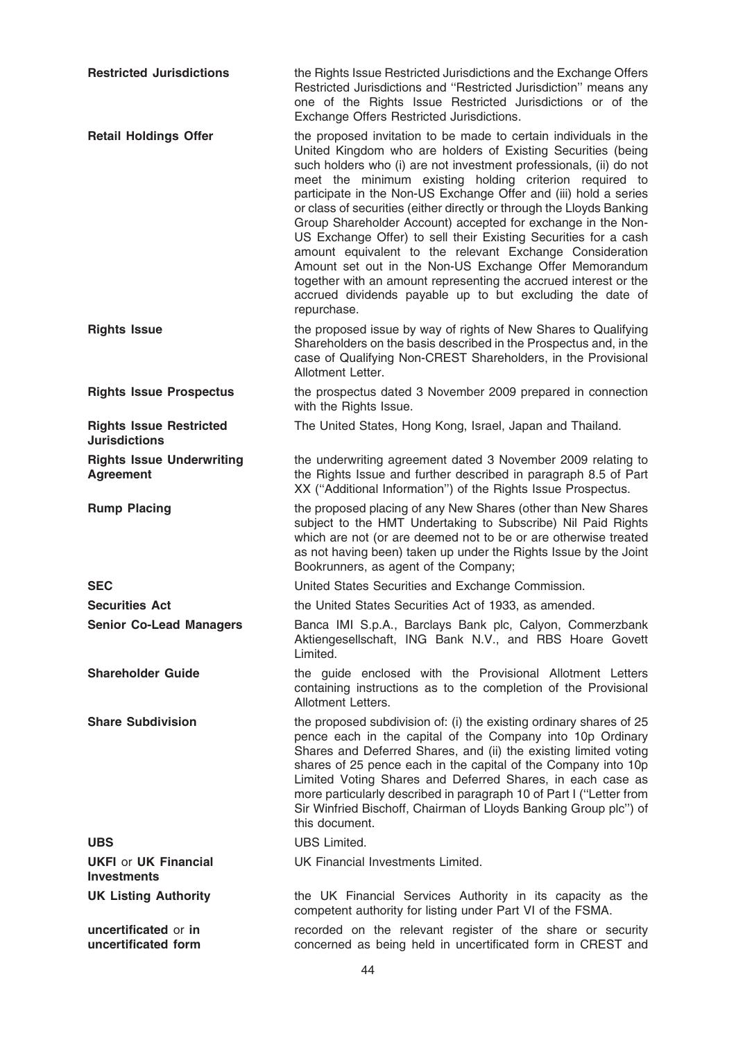**Restricted Jurisdictions** the Rights Issue Restricted Jurisdictions and the Exchange Offers Restricted Jurisdictions and ''Restricted Jurisdiction'' means any one of the Rights Issue Restricted Jurisdictions or of the Exchange Offers Restricted Jurisdictions.

**Retail Holdings Offer** the proposed invitation to be made to certain individuals in the United Kingdom who are holders of Existing Securities (being such holders who (i) are not investment professionals, (ii) do not meet the minimum existing holding criterion required to participate in the Non-US Exchange Offer and (iii) hold a series or class of securities (either directly or through the Lloyds Banking Group Shareholder Account) accepted for exchange in the Non-US Exchange Offer) to sell their Existing Securities for a cash amount equivalent to the relevant Exchange Consideration Amount set out in the Non-US Exchange Offer Memorandum together with an amount representing the accrued interest or the accrued dividends payable up to but excluding the date of repurchase.

**Rights Issue** the proposed issue by way of rights of New Shares to Qualifying Shareholders on the basis described in the Prospectus and, in the case of Qualifying Non-CREST Shareholders, in the Provisional Allotment Letter.

**Rights Issue Prospectus** the prospectus dated 3 November 2009 prepared in connection with the Rights Issue.

**Rights Issue Restricted Jurisdictions** The United States, Hong Kong, Israel, Japan and Thailand.

**Rights Issue Underwriting Agreement** the underwriting agreement dated 3 November 2009 relating to the Rights Issue and further described in paragraph 8.5 of Part XX (''Additional Information'') of the Rights Issue Prospectus.

**Rump Placing** the proposed placing of any New Shares (other than New Shares subject to the HMT Undertaking to Subscribe) Nil Paid Rights which are not (or are deemed not to be or are otherwise treated as not having been) taken up under the Rights Issue by the Joint Bookrunners, as agent of the Company;

**SEC** United States Securities and Exchange Commission.

**Securities Act** the United States Securities Act of 1933, as amended.

**Senior Co-Lead Managers** Banca IMI S.p.A., Barclays Bank plc, Calyon, Commerzbank Aktiengesellschaft, ING Bank N.V., and RBS Hoare Govett Limited.

**Shareholder Guide** the guide enclosed with the Provisional Allotment Letters containing instructions as to the completion of the Provisional Allotment Letters.

**Share Subdivision** the proposed subdivision of: (i) the existing ordinary shares of 25 pence each in the capital of the Company into 10p Ordinary Shares and Deferred Shares, and (ii) the existing limited voting shares of 25 pence each in the capital of the Company into 10p Limited Voting Shares and Deferred Shares, in each case as more particularly described in paragraph 10 of Part I (''Letter from Sir Winfried Bischoff, Chairman of Lloyds Banking Group plc'') of this document.

**UBS** UBS Limited.

**UKFI** or **UK Financial Investments** UK Financial Investments Limited.

**UK Listing Authority** the UK Financial Services Authority in its capacity as the competent authority for listing under Part VI of the FSMA.

**uncertificated** or **in uncertificated form** recorded on the relevant register of the share or security concerned as being held in uncertificated form in CREST and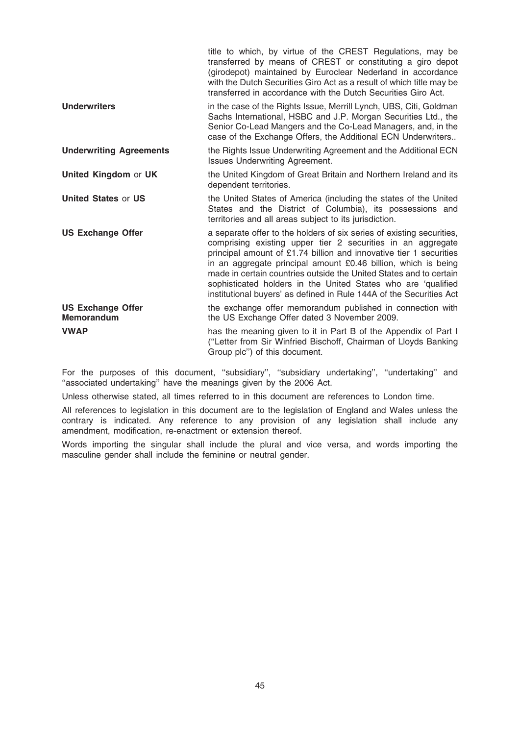| | |
|---|---|
| | title to which, by virtue of the CREST Regulations, may be transferred by means of CREST or constituting a giro depot (girodepot) maintained by Euroclear Nederland in accordance with the Dutch Securities Giro Act as a result of which title may be transferred in accordance with the Dutch Securities Giro Act. |
| **Underwriters** | in the case of the Rights Issue, Merrill Lynch, UBS, Citi, Goldman Sachs International, HSBC and J.P. Morgan Securities Ltd., the Senior Co-Lead Mangers and the Co-Lead Managers, and, in the case of the Exchange Offers, the Additional ECN Underwriters.. |
| **Underwriting Agreements** | the Rights Issue Underwriting Agreement and the Additional ECN Issues Underwriting Agreement. |
| **United Kingdom** or **UK** | the United Kingdom of Great Britain and Northern Ireland and its dependent territories. |
| **United States** or **US** | the United States of America (including the states of the United States and the District of Columbia), its possessions and territories and all areas subject to its jurisdiction. |
| **US Exchange Offer** | a separate offer to the holders of six series of existing securities, comprising existing upper tier 2 securities in an aggregate principal amount of £1.74 billion and innovative tier 1 securities in an aggregate principal amount £0.46 billion, which is being made in certain countries outside the United States and to certain sophisticated holders in the United States who are 'qualified institutional buyers' as defined in Rule 144A of the Securities Act |
| **US Exchange Offer Memorandum** | the exchange offer memorandum published in connection with the US Exchange Offer dated 3 November 2009. |
| **VWAP** | has the meaning given to it in Part B of the Appendix of Part I ("Letter from Sir Winfried Bischoff, Chairman of Lloyds Banking Group plc") of this document. |

For the purposes of this document, "subsidiary", "subsidiary undertaking", "undertaking" and "associated undertaking" have the meanings given by the 2006 Act.

Unless otherwise stated, all times referred to in this document are references to London time.

All references to legislation in this document are to the legislation of England and Wales unless the contrary is indicated. Any reference to any provision of any legislation shall include any amendment, modification, re-enactment or extension thereof.

Words importing the singular shall include the plural and vice versa, and words importing the masculine gender shall include the feminine or neutral gender.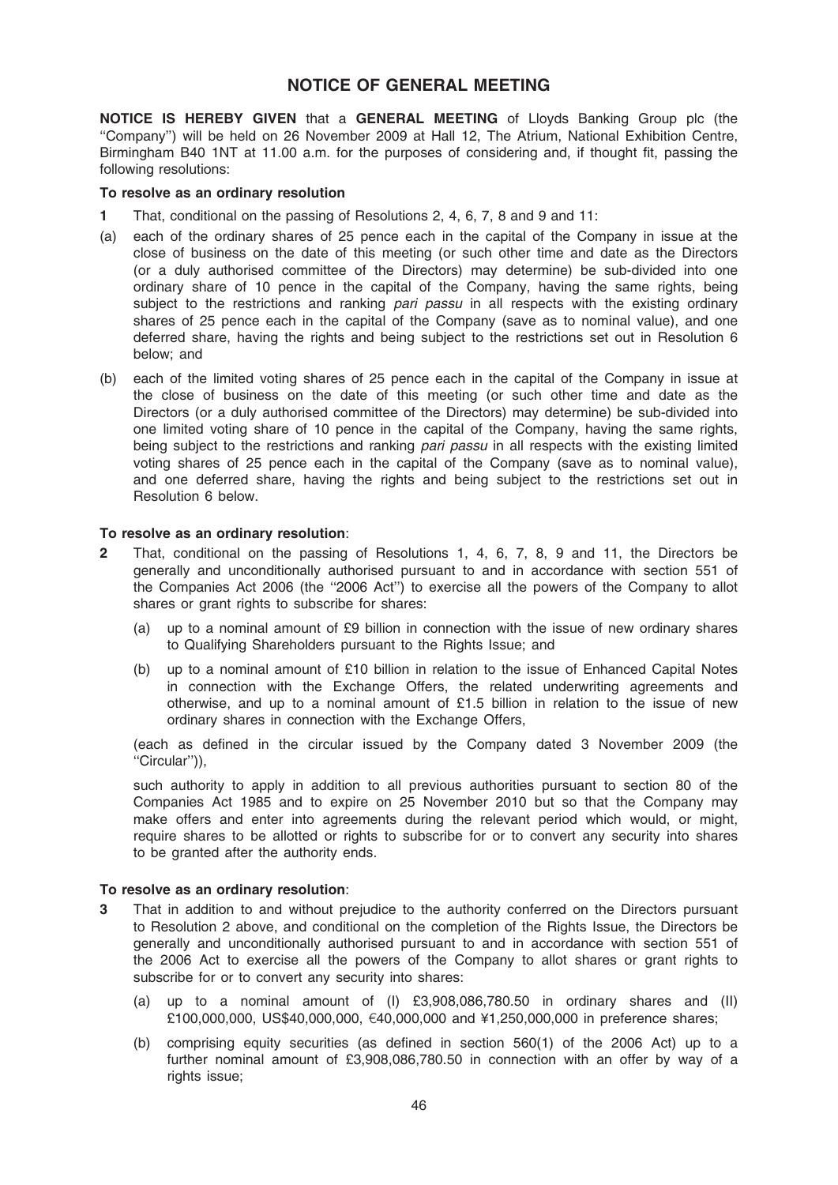# NOTICE OF GENERAL MEETING

**NOTICE IS HEREBY GIVEN** that a **GENERAL MEETING** of Lloyds Banking Group plc (the ''Company'') will be held on 26 November 2009 at Hall 12, The Atrium, National Exhibition Centre, Birmingham B40 1NT at 11.00 a.m. for the purposes of considering and, if thought fit, passing the following resolutions:

**To resolve as an ordinary resolution**

**1** That, conditional on the passing of Resolutions 2, 4, 6, 7, 8 and 9 and 11:

(a) each of the ordinary shares of 25 pence each in the capital of the Company in issue at the close of business on the date of this meeting (or such other time and date as the Directors (or a duly authorised committee of the Directors) may determine) be sub-divided into one ordinary share of 10 pence in the capital of the Company, having the same rights, being subject to the restrictions and ranking *pari passu* in all respects with the existing ordinary shares of 25 pence each in the capital of the Company (save as to nominal value), and one deferred share, having the rights and being subject to the restrictions set out in Resolution 6 below; and

(b) each of the limited voting shares of 25 pence each in the capital of the Company in issue at the close of business on the date of this meeting (or such other time and date as the Directors (or a duly authorised committee of the Directors) may determine) be sub-divided into one limited voting share of 10 pence in the capital of the Company, having the same rights, being subject to the restrictions and ranking *pari passu* in all respects with the existing limited voting shares of 25 pence each in the capital of the Company (save as to nominal value), and one deferred share, having the rights and being subject to the restrictions set out in Resolution 6 below.

**To resolve as an ordinary resolution**:

**2** That, conditional on the passing of Resolutions 1, 4, 6, 7, 8, 9 and 11, the Directors be generally and unconditionally authorised pursuant to and in accordance with section 551 of the Companies Act 2006 (the ''2006 Act'') to exercise all the powers of the Company to allot shares or grant rights to subscribe for shares:

(a) up to a nominal amount of £9 billion in connection with the issue of new ordinary shares to Qualifying Shareholders pursuant to the Rights Issue; and

(b) up to a nominal amount of £10 billion in relation to the issue of Enhanced Capital Notes in connection with the Exchange Offers, the related underwriting agreements and otherwise, and up to a nominal amount of £1.5 billion in relation to the issue of new ordinary shares in connection with the Exchange Offers,

(each as defined in the circular issued by the Company dated 3 November 2009 (the ''Circular'')),

such authority to apply in addition to all previous authorities pursuant to section 80 of the Companies Act 1985 and to expire on 25 November 2010 but so that the Company may make offers and enter into agreements during the relevant period which would, or might, require shares to be allotted or rights to subscribe for or to convert any security into shares to be granted after the authority ends.

**To resolve as an ordinary resolution**:

**3** That in addition to and without prejudice to the authority conferred on the Directors pursuant to Resolution 2 above, and conditional on the completion of the Rights Issue, the Directors be generally and unconditionally authorised pursuant to and in accordance with section 551 of the 2006 Act to exercise all the powers of the Company to allot shares or grant rights to subscribe for or to convert any security into shares:

(a) up to a nominal amount of (I) £3,908,086,780.50 in ordinary shares and (II) £100,000,000, US$40,000,000, €40,000,000 and ¥1,250,000,000 in preference shares;

(b) comprising equity securities (as defined in section 560(1) of the 2006 Act) up to a further nominal amount of £3,908,086,780.50 in connection with an offer by way of a rights issue;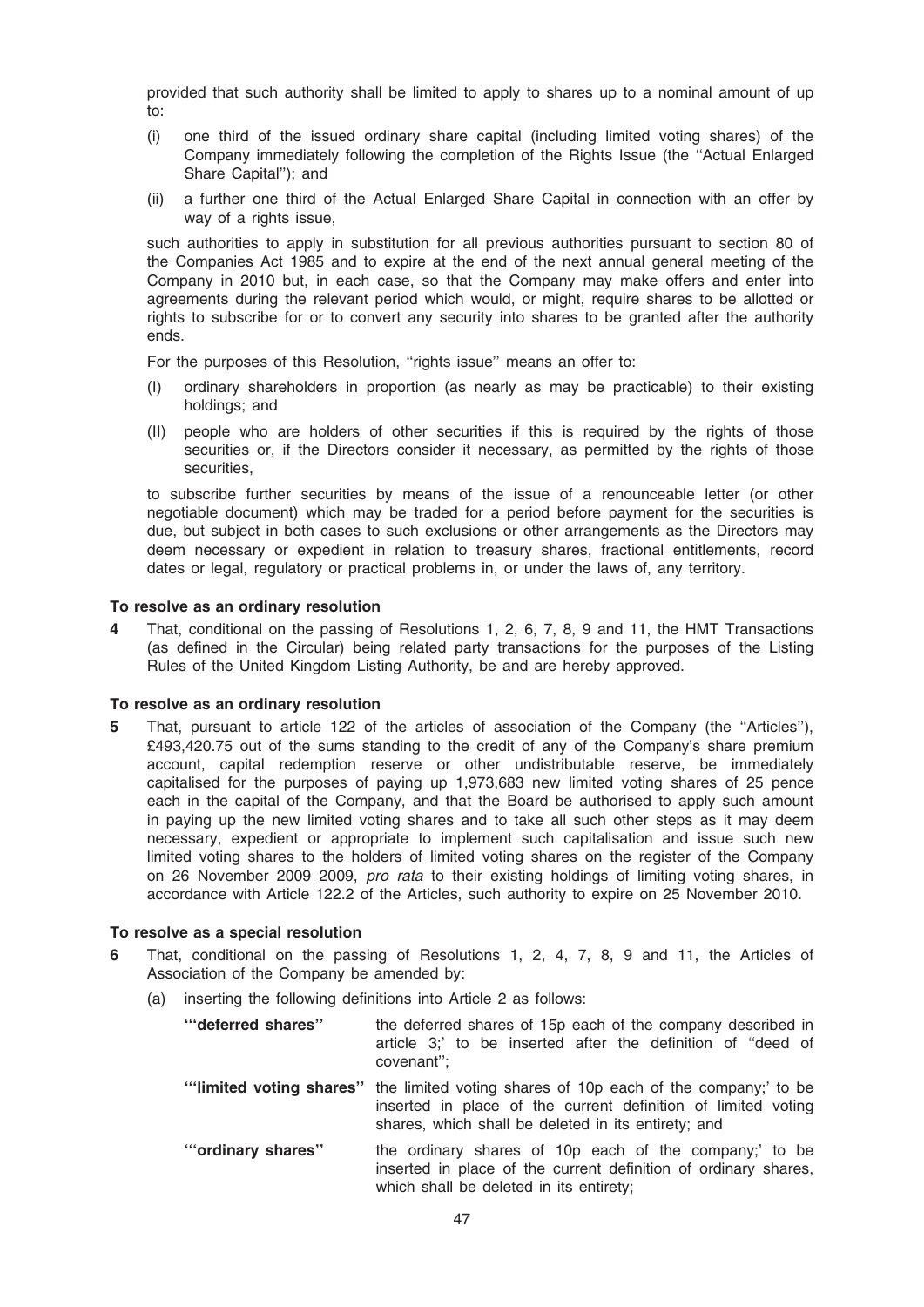provided that such authority shall be limited to apply to shares up to a nominal amount of up to:

(i) one third of the issued ordinary share capital (including limited voting shares) of the Company immediately following the completion of the Rights Issue (the ''Actual Enlarged Share Capital''); and

(ii) a further one third of the Actual Enlarged Share Capital in connection with an offer by way of a rights issue,

such authorities to apply in substitution for all previous authorities pursuant to section 80 of the Companies Act 1985 and to expire at the end of the next annual general meeting of the Company in 2010 but, in each case, so that the Company may make offers and enter into agreements during the relevant period which would, or might, require shares to be allotted or rights to subscribe for or to convert any security into shares to be granted after the authority ends.

For the purposes of this Resolution, ''rights issue'' means an offer to:

(I) ordinary shareholders in proportion (as nearly as may be practicable) to their existing holdings; and

(II) people who are holders of other securities if this is required by the rights of those securities or, if the Directors consider it necessary, as permitted by the rights of those securities,

to subscribe further securities by means of the issue of a renounceable letter (or other negotiable document) which may be traded for a period before payment for the securities is due, but subject in both cases to such exclusions or other arrangements as the Directors may deem necessary or expedient in relation to treasury shares, fractional entitlements, record dates or legal, regulatory or practical problems in, or under the laws of, any territory.

**To resolve as an ordinary resolution**

**4** That, conditional on the passing of Resolutions 1, 2, 6, 7, 8, 9 and 11, the HMT Transactions (as defined in the Circular) being related party transactions for the purposes of the Listing Rules of the United Kingdom Listing Authority, be and are hereby approved.

**To resolve as an ordinary resolution**

**5** That, pursuant to article 122 of the articles of association of the Company (the ''Articles''), £493,420.75 out of the sums standing to the credit of any of the Company's share premium account, capital redemption reserve or other undistributable reserve, be immediately capitalised for the purposes of paying up 1,973,683 new limited voting shares of 25 pence each in the capital of the Company, and that the Board be authorised to apply such amount in paying up the new limited voting shares and to take all such other steps as it may deem necessary, expedient or appropriate to implement such capitalisation and issue such new limited voting shares to the holders of limited voting shares on the register of the Company on 26 November 2009 2009, *pro rata* to their existing holdings of limiting voting shares, in accordance with Article 122.2 of the Articles, such authority to expire on 25 November 2010.

**To resolve as a special resolution**

**6** That, conditional on the passing of Resolutions 1, 2, 4, 7, 8, 9 and 11, the Articles of Association of the Company be amended by:

(a) inserting the following definitions into Article 2 as follows:

**'''deferred shares''** the deferred shares of 15p each of the company described in article 3;' to be inserted after the definition of ''deed of covenant'';

**'''limited voting shares''** the limited voting shares of 10p each of the company;' to be inserted in place of the current definition of limited voting shares, which shall be deleted in its entirety; and

**'''ordinary shares''** the ordinary shares of 10p each of the company;' to be inserted in place of the current definition of ordinary shares, which shall be deleted in its entirety;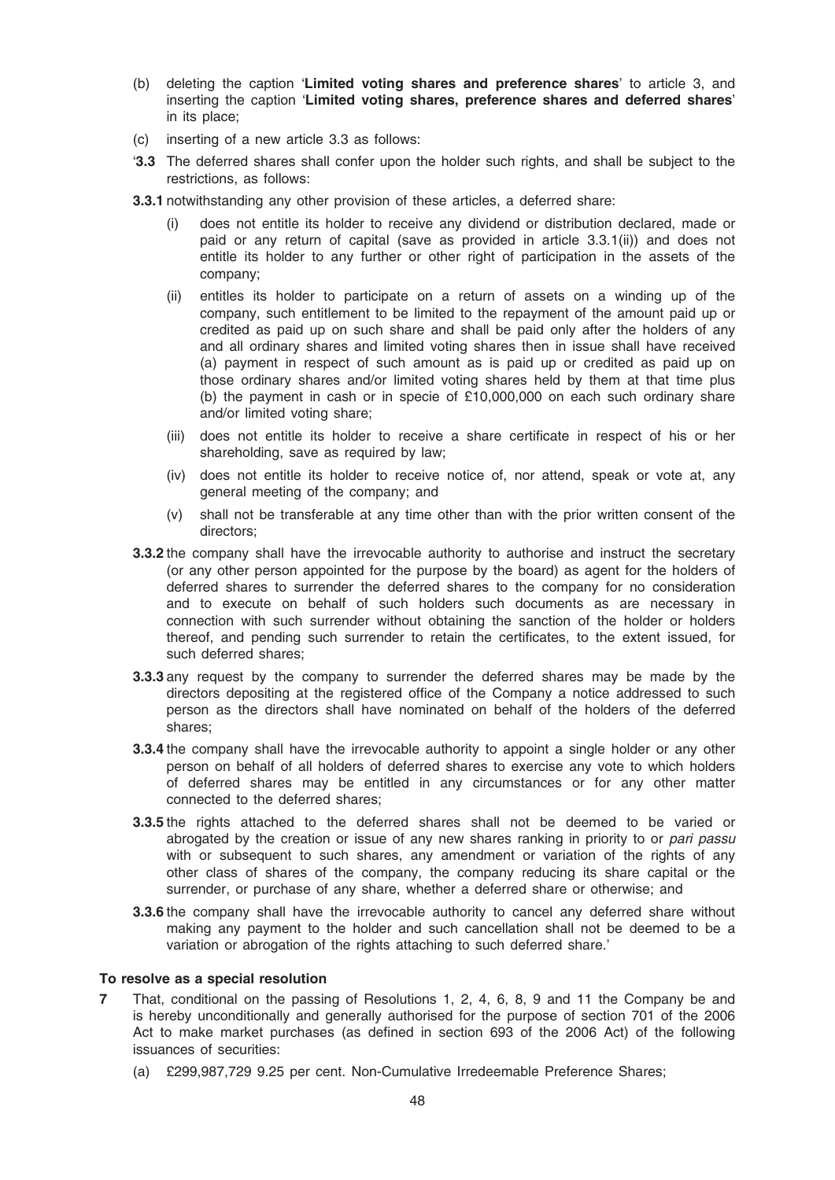(b) deleting the caption '**Limited voting shares and preference shares**' to article 3, and inserting the caption '**Limited voting shares, preference shares and deferred shares**' in its place;

(c) inserting of a new article 3.3 as follows:

'**3.3** The deferred shares shall confer upon the holder such rights, and shall be subject to the restrictions, as follows:

**3.3.1** notwithstanding any other provision of these articles, a deferred share:

(i) does not entitle its holder to receive any dividend or distribution declared, made or paid or any return of capital (save as provided in article 3.3.1(ii)) and does not entitle its holder to any further or other right of participation in the assets of the company;

(ii) entitles its holder to participate on a return of assets on a winding up of the company, such entitlement to be limited to the repayment of the amount paid up or credited as paid up on such share and shall be paid only after the holders of any and all ordinary shares and limited voting shares then in issue shall have received (a) payment in respect of such amount as is paid up or credited as paid up on those ordinary shares and/or limited voting shares held by them at that time plus (b) the payment in cash or in specie of £10,000,000 on each such ordinary share and/or limited voting share;

(iii) does not entitle its holder to receive a share certificate in respect of his or her shareholding, save as required by law;

(iv) does not entitle its holder to receive notice of, nor attend, speak or vote at, any general meeting of the company; and

(v) shall not be transferable at any time other than with the prior written consent of the directors;

**3.3.2** the company shall have the irrevocable authority to authorise and instruct the secretary (or any other person appointed for the purpose by the board) as agent for the holders of deferred shares to surrender the deferred shares to the company for no consideration and to execute on behalf of such holders such documents as are necessary in connection with such surrender without obtaining the sanction of the holder or holders thereof, and pending such surrender to retain the certificates, to the extent issued, for such deferred shares;

**3.3.3** any request by the company to surrender the deferred shares may be made by the directors depositing at the registered office of the Company a notice addressed to such person as the directors shall have nominated on behalf of the holders of the deferred shares;

**3.3.4** the company shall have the irrevocable authority to appoint a single holder or any other person on behalf of all holders of deferred shares to exercise any vote to which holders of deferred shares may be entitled in any circumstances or for any other matter connected to the deferred shares;

**3.3.5** the rights attached to the deferred shares shall not be deemed to be varied or abrogated by the creation or issue of any new shares ranking in priority to or *pari passu* with or subsequent to such shares, any amendment or variation of the rights of any other class of shares of the company, the company reducing its share capital or the surrender, or purchase of any share, whether a deferred share or otherwise; and

**3.3.6** the company shall have the irrevocable authority to cancel any deferred share without making any payment to the holder and such cancellation shall not be deemed to be a variation or abrogation of the rights attaching to such deferred share.'

**To resolve as a special resolution**

**7** That, conditional on the passing of Resolutions 1, 2, 4, 6, 8, 9 and 11 the Company be and is hereby unconditionally and generally authorised for the purpose of section 701 of the 2006 Act to make market purchases (as defined in section 693 of the 2006 Act) of the following issuances of securities:

(a) £299,987,729 9.25 per cent. Non-Cumulative Irredeemable Preference Shares;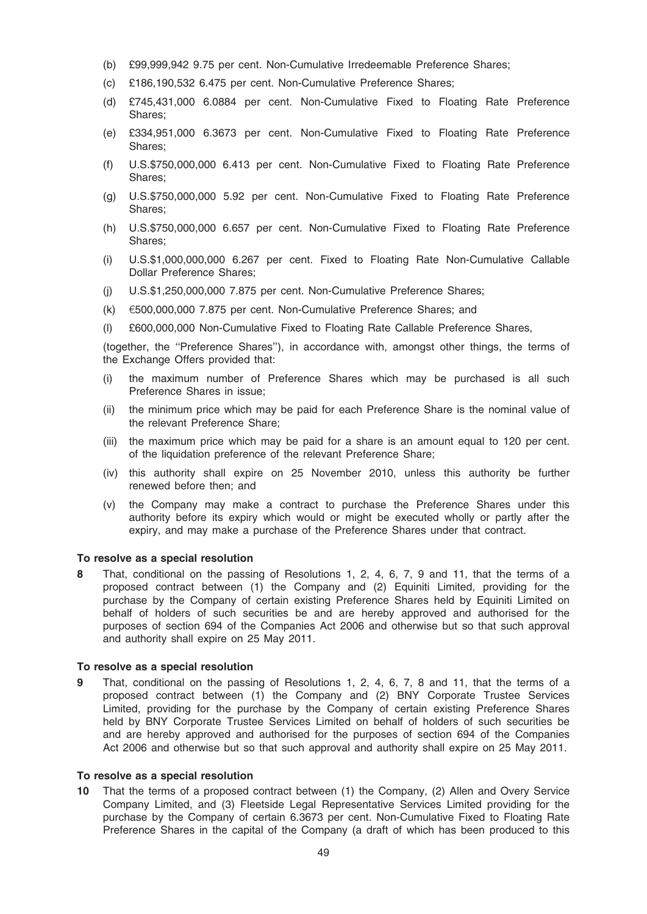(b) £99,999,942 9.75 per cent. Non-Cumulative Irredeemable Preference Shares;

(c) £186,190,532 6.475 per cent. Non-Cumulative Preference Shares;

(d) £745,431,000 6.0884 per cent. Non-Cumulative Fixed to Floating Rate Preference Shares;

(e) £334,951,000 6.3673 per cent. Non-Cumulative Fixed to Floating Rate Preference Shares;

(f) U.S.$750,000,000 6.413 per cent. Non-Cumulative Fixed to Floating Rate Preference Shares;

(g) U.S.$750,000,000 5.92 per cent. Non-Cumulative Fixed to Floating Rate Preference Shares;

(h) U.S.$750,000,000 6.657 per cent. Non-Cumulative Fixed to Floating Rate Preference Shares;

(i) U.S.$1,000,000,000 6.267 per cent. Fixed to Floating Rate Non-Cumulative Callable Dollar Preference Shares;

(j) U.S.$1,250,000,000 7.875 per cent. Non-Cumulative Preference Shares;

(k) €500,000,000 7.875 per cent. Non-Cumulative Preference Shares; and

(l) £600,000,000 Non-Cumulative Fixed to Floating Rate Callable Preference Shares,

(together, the ''Preference Shares''), in accordance with, amongst other things, the terms of the Exchange Offers provided that:

(i) the maximum number of Preference Shares which may be purchased is all such Preference Shares in issue;

(ii) the minimum price which may be paid for each Preference Share is the nominal value of the relevant Preference Share;

(iii) the maximum price which may be paid for a share is an amount equal to 120 per cent. of the liquidation preference of the relevant Preference Share;

(iv) this authority shall expire on 25 November 2010, unless this authority be further renewed before then; and

(v) the Company may make a contract to purchase the Preference Shares under this authority before its expiry which would or might be executed wholly or partly after the expiry, and may make a purchase of the Preference Shares under that contract.

**To resolve as a special resolution**

**8** That, conditional on the passing of Resolutions 1, 2, 4, 6, 7, 9 and 11, that the terms of a proposed contract between (1) the Company and (2) Equiniti Limited, providing for the purchase by the Company of certain existing Preference Shares held by Equiniti Limited on behalf of holders of such securities be and are hereby approved and authorised for the purposes of section 694 of the Companies Act 2006 and otherwise but so that such approval and authority shall expire on 25 May 2011.

**To resolve as a special resolution**

**9** That, conditional on the passing of Resolutions 1, 2, 4, 6, 7, 8 and 11, that the terms of a proposed contract between (1) the Company and (2) BNY Corporate Trustee Services Limited, providing for the purchase by the Company of certain existing Preference Shares held by BNY Corporate Trustee Services Limited on behalf of holders of such securities be and are hereby approved and authorised for the purposes of section 694 of the Companies Act 2006 and otherwise but so that such approval and authority shall expire on 25 May 2011.

**To resolve as a special resolution**

**10** That the terms of a proposed contract between (1) the Company, (2) Allen and Overy Service Company Limited, and (3) Fleetside Legal Representative Services Limited providing for the purchase by the Company of certain 6.3673 per cent. Non-Cumulative Fixed to Floating Rate Preference Shares in the capital of the Company (a draft of which has been produced to this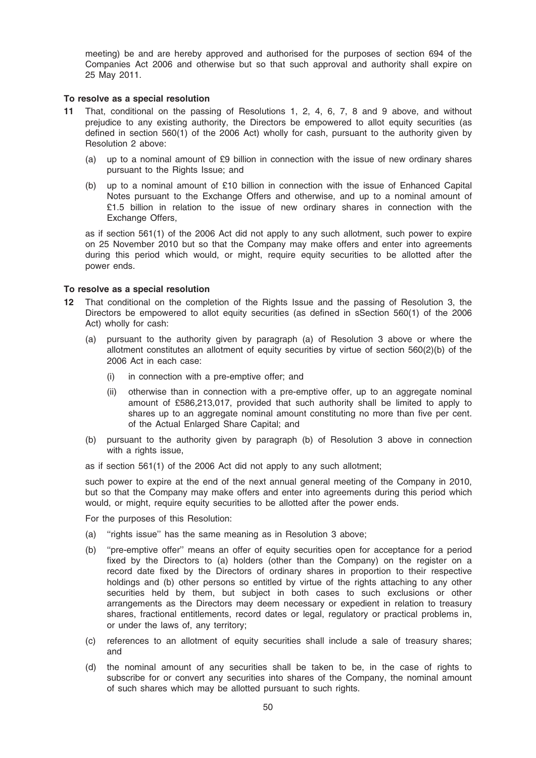meeting) be and are hereby approved and authorised for the purposes of section 694 of the Companies Act 2006 and otherwise but so that such approval and authority shall expire on 25 May 2011.

**To resolve as a special resolution**

**11** That, conditional on the passing of Resolutions 1, 2, 4, 6, 7, 8 and 9 above, and without prejudice to any existing authority, the Directors be empowered to allot equity securities (as defined in section 560(1) of the 2006 Act) wholly for cash, pursuant to the authority given by Resolution 2 above:

(a) up to a nominal amount of £9 billion in connection with the issue of new ordinary shares pursuant to the Rights Issue; and

(b) up to a nominal amount of £10 billion in connection with the issue of Enhanced Capital Notes pursuant to the Exchange Offers and otherwise, and up to a nominal amount of £1.5 billion in relation to the issue of new ordinary shares in connection with the Exchange Offers,

as if section 561(1) of the 2006 Act did not apply to any such allotment, such power to expire on 25 November 2010 but so that the Company may make offers and enter into agreements during this period which would, or might, require equity securities to be allotted after the power ends.

**To resolve as a special resolution**

**12** That conditional on the completion of the Rights Issue and the passing of Resolution 3, the Directors be empowered to allot equity securities (as defined in sSection 560(1) of the 2006 Act) wholly for cash:

(a) pursuant to the authority given by paragraph (a) of Resolution 3 above or where the allotment constitutes an allotment of equity securities by virtue of section 560(2)(b) of the 2006 Act in each case:

(i) in connection with a pre-emptive offer; and

(ii) otherwise than in connection with a pre-emptive offer, up to an aggregate nominal amount of £586,213,017, provided that such authority shall be limited to apply to shares up to an aggregate nominal amount constituting no more than five per cent. of the Actual Enlarged Share Capital; and

(b) pursuant to the authority given by paragraph (b) of Resolution 3 above in connection with a rights issue,

as if section 561(1) of the 2006 Act did not apply to any such allotment;

such power to expire at the end of the next annual general meeting of the Company in 2010, but so that the Company may make offers and enter into agreements during this period which would, or might, require equity securities to be allotted after the power ends.

For the purposes of this Resolution:

(a) ''rights issue'' has the same meaning as in Resolution 3 above;

(b) ''pre-emptive offer'' means an offer of equity securities open for acceptance for a period fixed by the Directors to (a) holders (other than the Company) on the register on a record date fixed by the Directors of ordinary shares in proportion to their respective holdings and (b) other persons so entitled by virtue of the rights attaching to any other securities held by them, but subject in both cases to such exclusions or other arrangements as the Directors may deem necessary or expedient in relation to treasury shares, fractional entitlements, record dates or legal, regulatory or practical problems in, or under the laws of, any territory;

(c) references to an allotment of equity securities shall include a sale of treasury shares; and

(d) the nominal amount of any securities shall be taken to be, in the case of rights to subscribe for or convert any securities into shares of the Company, the nominal amount of such shares which may be allotted pursuant to such rights.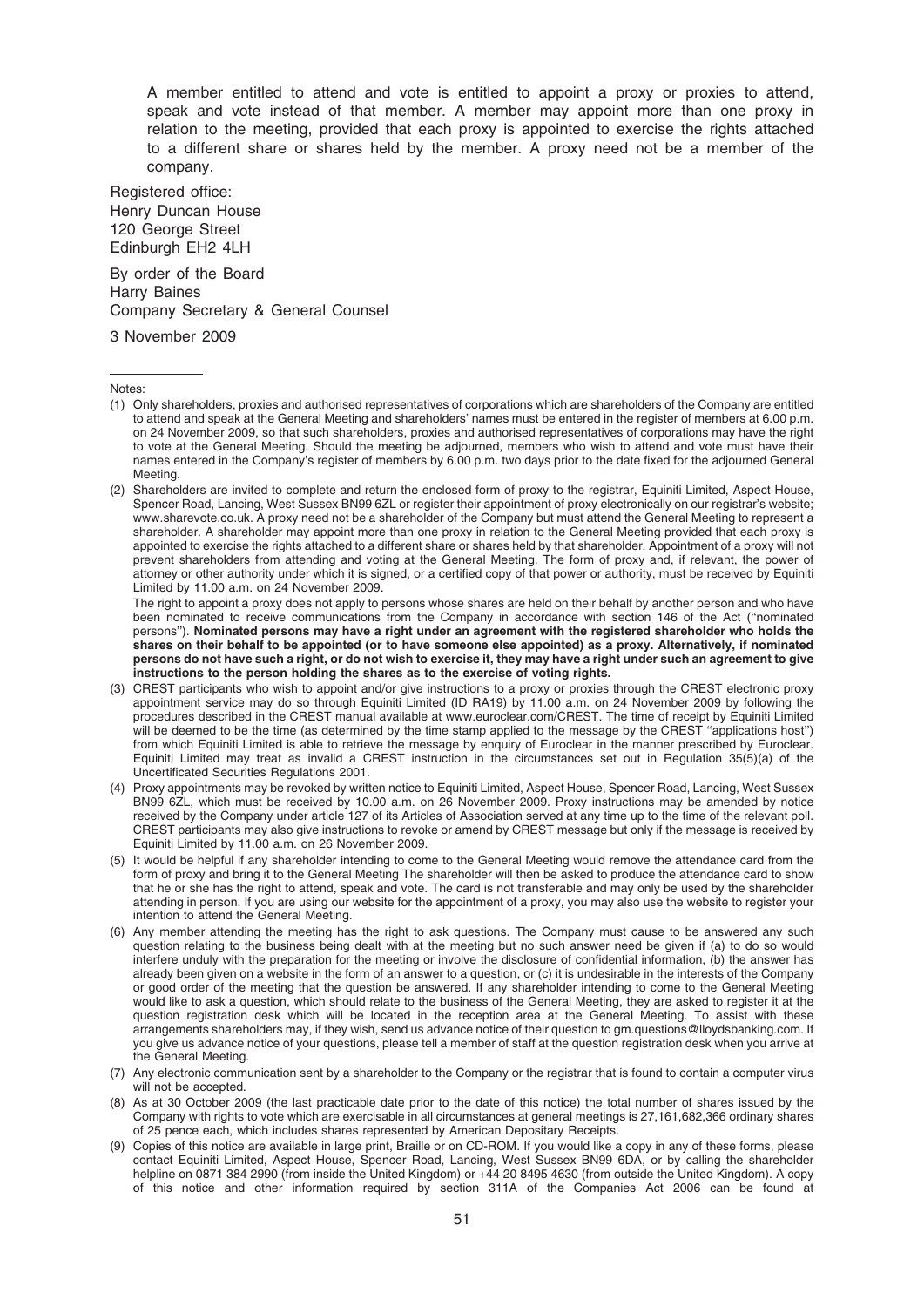A member entitled to attend and vote is entitled to appoint a proxy or proxies to attend, speak and vote instead of that member. A member may appoint more than one proxy in relation to the meeting, provided that each proxy is appointed to exercise the rights attached to a different share or shares held by the member. A proxy need not be a member of the company.

Registered office:
Henry Duncan House
120 George Street
Edinburgh EH2 4LH

By order of the Board
Harry Baines
Company Secretary & General Counsel

3 November 2009

Notes:

(1) Only shareholders, proxies and authorised representatives of corporations which are shareholders of the Company are entitled to attend and speak at the General Meeting and shareholders' names must be entered in the register of members at 6.00 p.m. on 24 November 2009, so that such shareholders, proxies and authorised representatives of corporations may have the right to vote at the General Meeting. Should the meeting be adjourned, members who wish to attend and vote must have their names entered in the Company's register of members by 6.00 p.m. two days prior to the date fixed for the adjourned General Meeting.

(2) Shareholders are invited to complete and return the enclosed form of proxy to the registrar, Equiniti Limited, Aspect House, Spencer Road, Lancing, West Sussex BN99 6ZL or register their appointment of proxy electronically on our registrar's website; www.sharevote.co.uk. A proxy need not be a shareholder of the Company but must attend the General Meeting to represent a shareholder. A shareholder may appoint more than one proxy in relation to the General Meeting provided that each proxy is appointed to exercise the rights attached to a different share or shares held by that shareholder. Appointment of a proxy will not prevent shareholders from attending and voting at the General Meeting. The form of proxy and, if relevant, the power of attorney or other authority under which it is signed, or a certified copy of that power or authority, must be received by Equiniti Limited by 11.00 a.m. on 24 November 2009.

The right to appoint a proxy does not apply to persons whose shares are held on their behalf by another person and who have been nominated to receive communications from the Company in accordance with section 146 of the Act ("nominated persons"). **Nominated persons may have a right under an agreement with the registered shareholder who holds the shares on their behalf to be appointed (or to have someone else appointed) as a proxy. Alternatively, if nominated persons do not have such a right, or do not wish to exercise it, they may have a right under such an agreement to give instructions to the person holding the shares as to the exercise of voting rights.**

(3) CREST participants who wish to appoint and/or give instructions to a proxy or proxies through the CREST electronic proxy appointment service may do so through Equiniti Limited (ID RA19) by 11.00 a.m. on 24 November 2009 by following the procedures described in the CREST manual available at www.euroclear.com/CREST. The time of receipt by Equiniti Limited will be deemed to be the time (as determined by the time stamp applied to the message by the CREST "applications host") from which Equiniti Limited is able to retrieve the message by enquiry of Euroclear in the manner prescribed by Euroclear. Equiniti Limited may treat as invalid a CREST instruction in the circumstances set out in Regulation 35(5)(a) of the Uncertificated Securities Regulations 2001.

(4) Proxy appointments may be revoked by written notice to Equiniti Limited, Aspect House, Spencer Road, Lancing, West Sussex BN99 6ZL, which must be received by 10.00 a.m. on 26 November 2009. Proxy instructions may be amended by notice received by the Company under article 127 of its Articles of Association served at any time up to the time of the relevant poll. CREST participants may also give instructions to revoke or amend by CREST message but only if the message is received by Equiniti Limited by 11.00 a.m. on 26 November 2009.

(5) It would be helpful if any shareholder intending to come to the General Meeting would remove the attendance card from the form of proxy and bring it to the General Meeting The shareholder will then be asked to produce the attendance card to show that he or she has the right to attend, speak and vote. The card is not transferable and may only be used by the shareholder attending in person. If you are using our website for the appointment of a proxy, you may also use the website to register your intention to attend the General Meeting.

(6) Any member attending the meeting has the right to ask questions. The Company must cause to be answered any such question relating to the business being dealt with at the meeting but no such answer need be given if (a) to do so would interfere unduly with the preparation for the meeting or involve the disclosure of confidential information, (b) the answer has already been given on a website in the form of an answer to a question, or (c) it is undesirable in the interests of the Company or good order of the meeting that the question be answered. If any shareholder intending to come to the General Meeting would like to ask a question, which should relate to the business of the General Meeting, they are asked to register it at the question registration desk which will be located in the reception area at the General Meeting. To assist with these arrangements shareholders may, if they wish, send us advance notice of their question to gm.questions@lloydsbanking.com. If you give us advance notice of your questions, please tell a member of staff at the question registration desk when you arrive at the General Meeting.

(7) Any electronic communication sent by a shareholder to the Company or the registrar that is found to contain a computer virus will not be accepted.

(8) As at 30 October 2009 (the last practicable date prior to the date of this notice) the total number of shares issued by the Company with rights to vote which are exercisable in all circumstances at general meetings is 27,161,682,366 ordinary shares of 25 pence each, which includes shares represented by American Depositary Receipts.

(9) Copies of this notice are available in large print, Braille or on CD-ROM. If you would like a copy in any of these forms, please contact Equiniti Limited, Aspect House, Spencer Road, Lancing, West Sussex BN99 6DA, or by calling the shareholder helpline on 0871 384 2990 (from inside the United Kingdom) or +44 20 8495 4630 (from outside the United Kingdom). A copy of this notice and other information required by section 311A of the Companies Act 2006 can be found at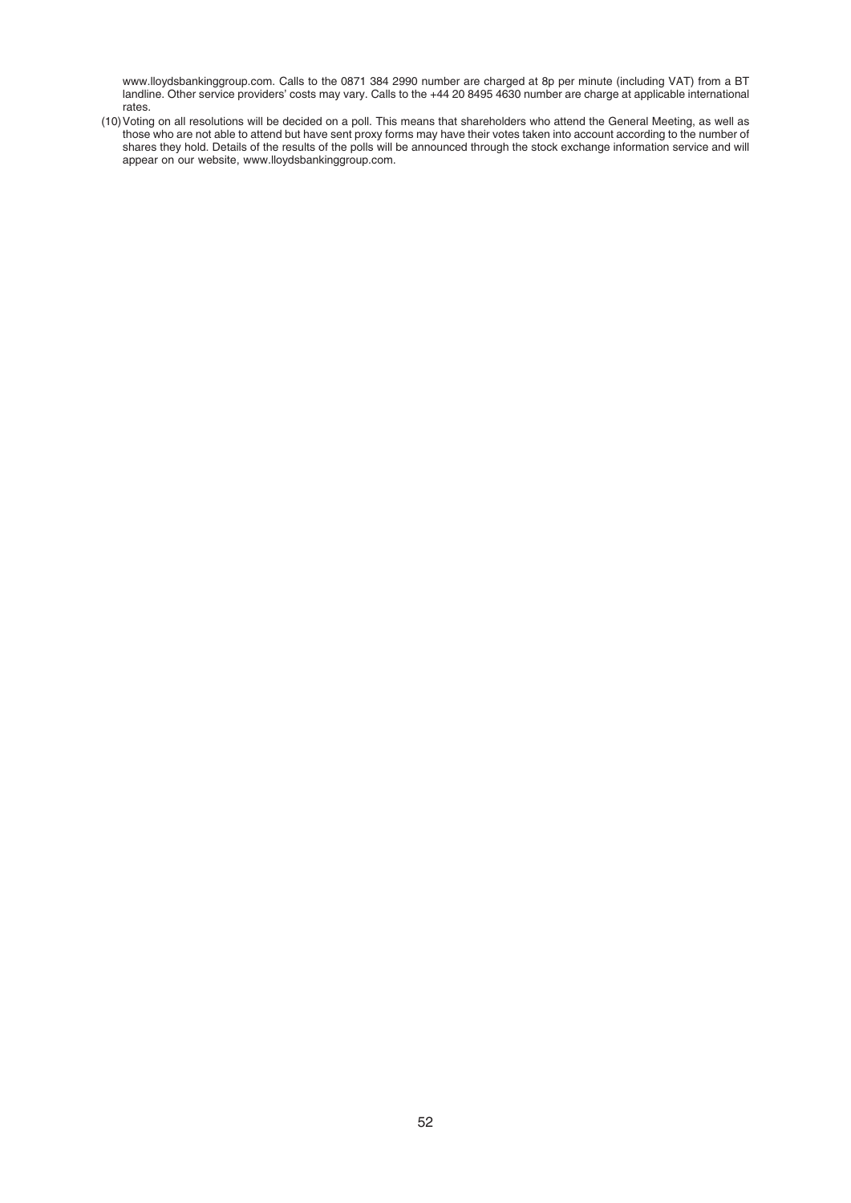www.lloydsbankinggroup.com. Calls to the 0871 384 2990 number are charged at 8p per minute (including VAT) from a BT landline. Other service providers' costs may vary. Calls to the +44 20 8495 4630 number are charge at applicable international rates.

(10) Voting on all resolutions will be decided on a poll. This means that shareholders who attend the General Meeting, as well as those who are not able to attend but have sent proxy forms may have their votes taken into account according to the number of shares they hold. Details of the results of the polls will be announced through the stock exchange information service and will appear on our website, www.lloydsbankinggroup.com.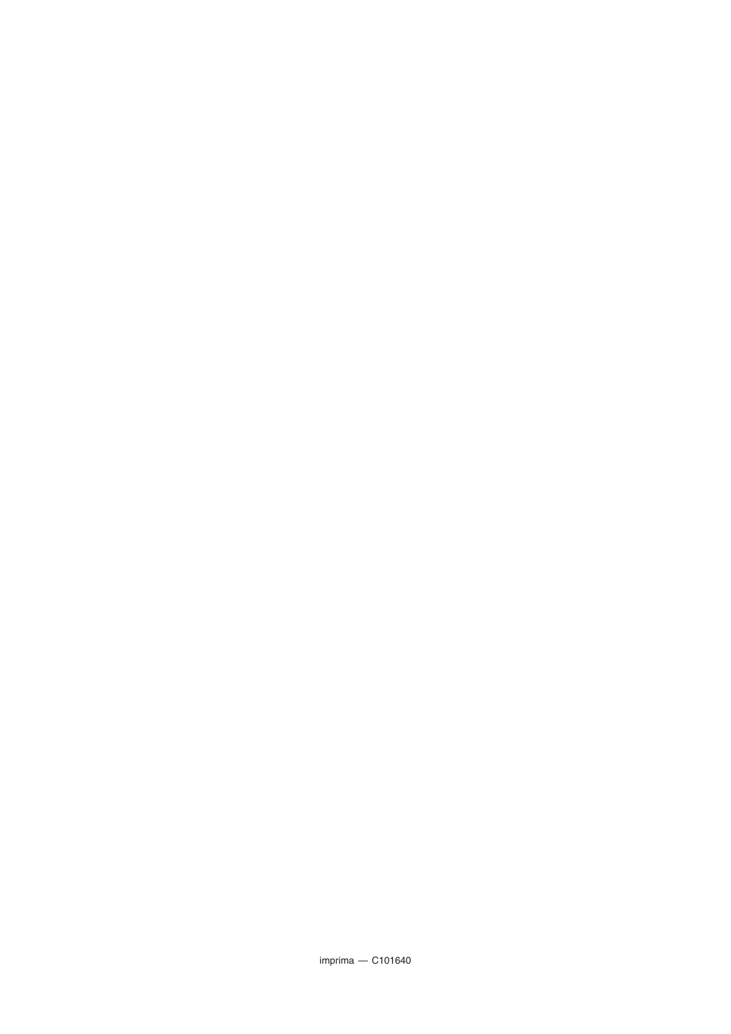imprima — C101640